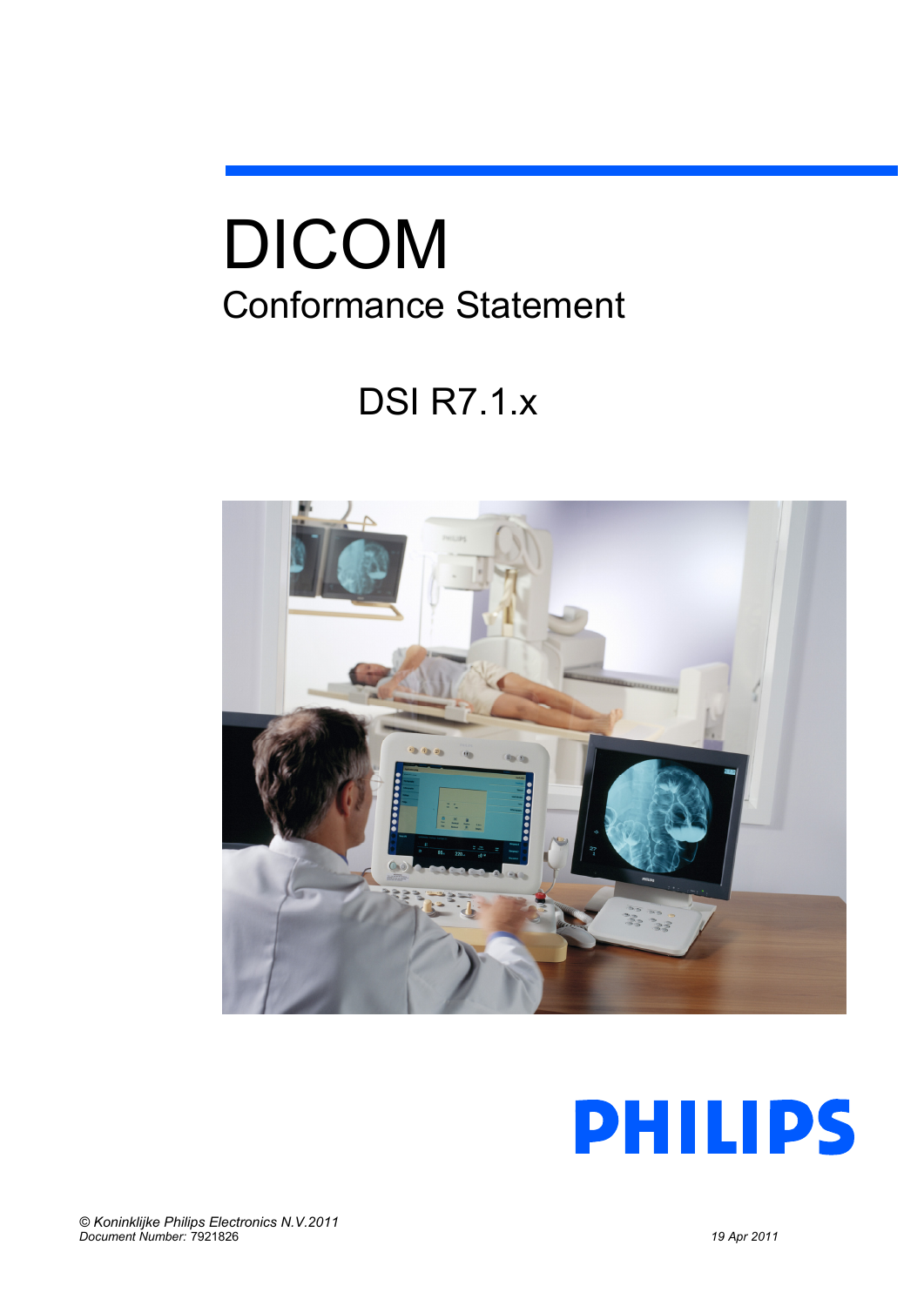# DICOM

## Conformance Statement

### DSI R7.1.x

PHILIPS

*© Koninklijke Philips Electronics N.V.2011*
*Document Number:* 7921826

*19 Apr 2011*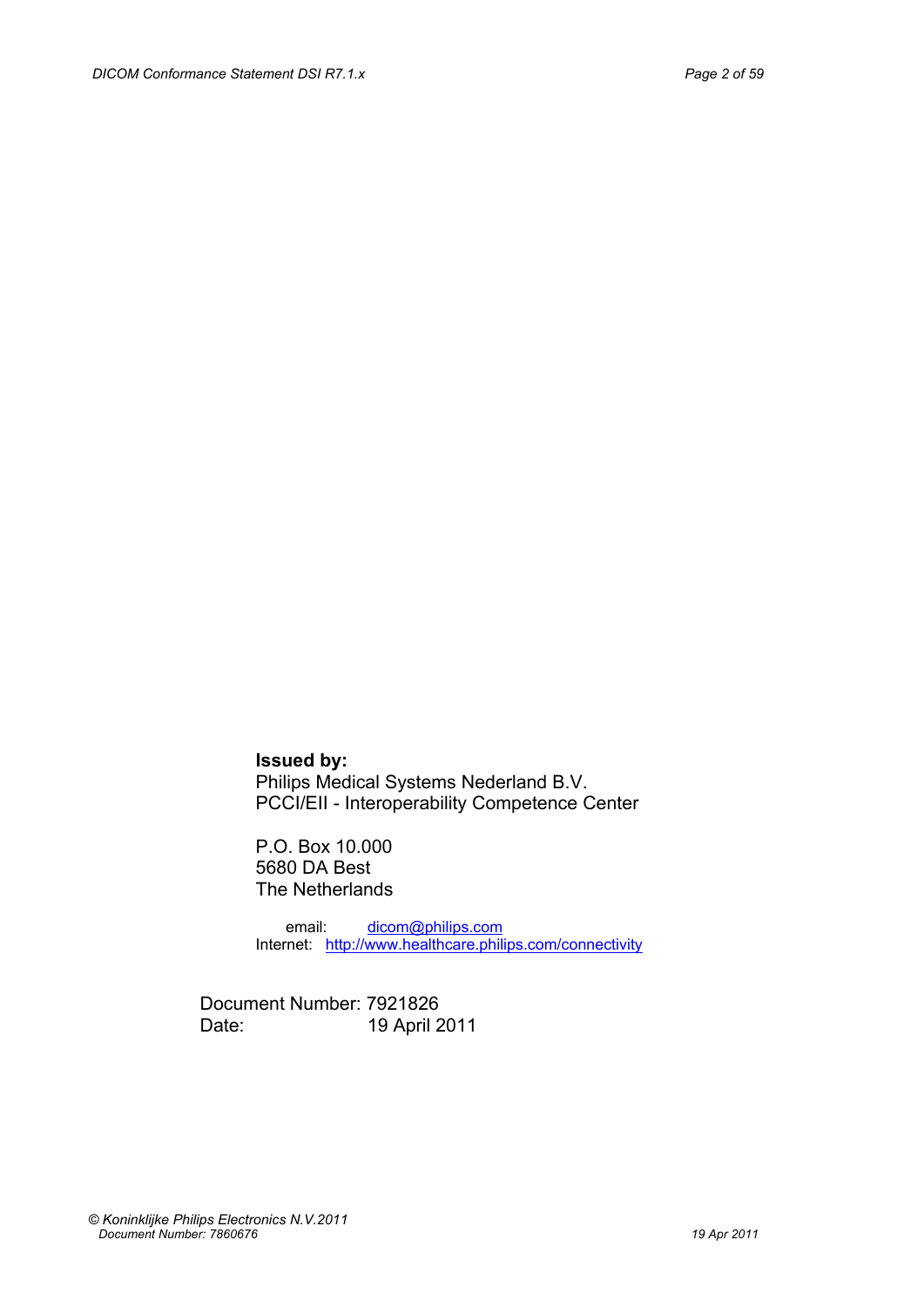**Issued by:**
Philips Medical Systems Nederland B.V.
PCCI/EII - Interoperability Competence Center

P.O. Box 10.000
5680 DA Best
The Netherlands

email: dicom@philips.com
Internet: http://www.healthcare.philips.com/connectivity

Document Number: 7921826
Date: 19 April 2011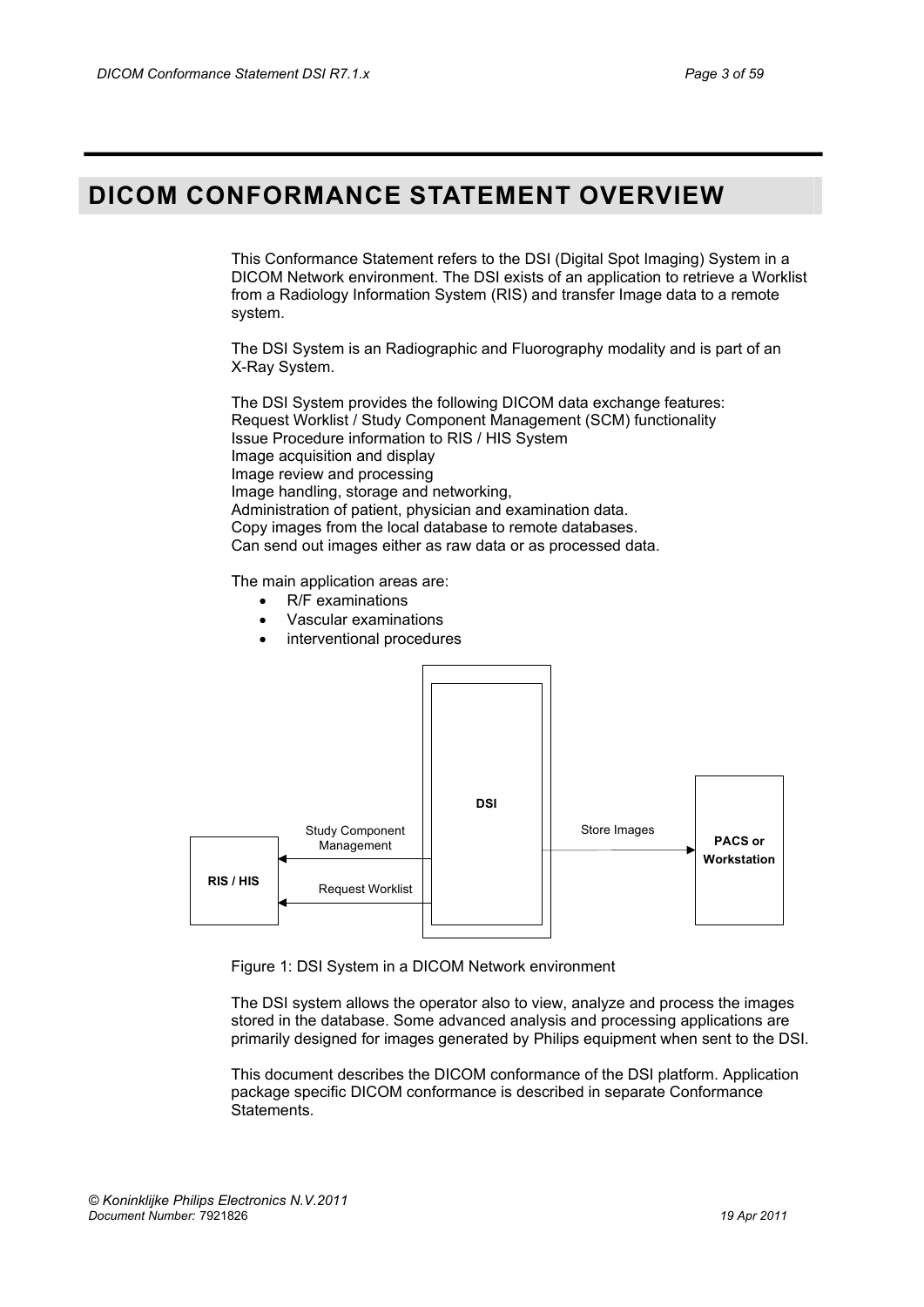# DICOM CONFORMANCE STATEMENT OVERVIEW

This Conformance Statement refers to the DSI (Digital Spot Imaging) System in a DICOM Network environment. The DSI exists of an application to retrieve a Worklist from a Radiology Information System (RIS) and transfer Image data to a remote system.

The DSI System is an Radiographic and Fluorography modality and is part of an X-Ray System.

The DSI System provides the following DICOM data exchange features:
Request Worklist / Study Component Management (SCM) functionality
Issue Procedure information to RIS / HIS System
Image acquisition and display
Image review and processing
Image handling, storage and networking,
Administration of patient, physician and examination data.
Copy images from the local database to remote databases.
Can send out images either as raw data or as processed data.

The main application areas are:

- R/F examinations
- Vascular examinations
- interventional procedures

DSI

RIS / HIS

PACS or Workstation

Study Component Management

Request Worklist

Store Images

Figure 1: DSI System in a DICOM Network environment

The DSI system allows the operator also to view, analyze and process the images stored in the database. Some advanced analysis and processing applications are primarily designed for images generated by Philips equipment when sent to the DSI.

This document describes the DICOM conformance of the DSI platform. Application package specific DICOM conformance is described in separate Conformance Statements.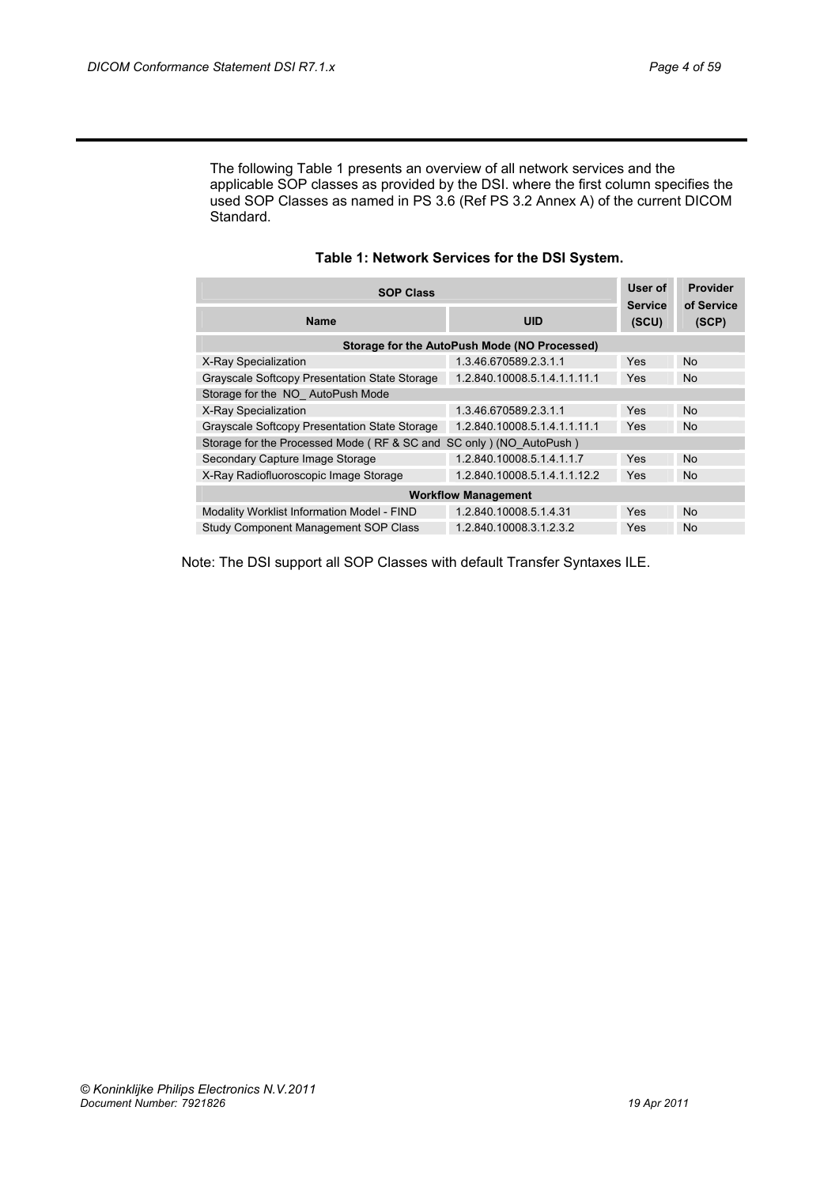The following Table 1 presents an overview of all network services and the applicable SOP classes as provided by the DSI. where the first column specifies the used SOP Classes as named in PS 3.6 (Ref PS 3.2 Annex A) of the current DICOM Standard.

**Table 1: Network Services for the DSI System.**

| SOP Class | | User of Service (SCU) | Provider of Service (SCP) |
|---|---|---|---|
| **Name** | **UID** | | |
| **Storage for the AutoPush Mode (NO Processed)** | | | |
| X-Ray Specialization | 1.3.46.670589.2.3.1.1 | Yes | No |
| Grayscale Softcopy Presentation State Storage | 1.2.840.10008.5.1.4.1.1.11.1 | Yes | No |
| Storage for the NO_ AutoPush Mode | | | |
| X-Ray Specialization | 1.3.46.670589.2.3.1.1 | Yes | No |
| Grayscale Softcopy Presentation State Storage | 1.2.840.10008.5.1.4.1.1.11.1 | Yes | No |
| Storage for the Processed Mode ( RF & SC and SC only ) (NO_AutoPush ) | | | |
| Secondary Capture Image Storage | 1.2.840.10008.5.1.4.1.1.7 | Yes | No |
| X-Ray Radiofluoroscopic Image Storage | 1.2.840.10008.5.1.4.1.1.12.2 | Yes | No |
| **Workflow Management** | | | |
| Modality Worklist Information Model - FIND | 1.2.840.10008.5.1.4.31 | Yes | No |
| Study Component Management SOP Class | 1.2.840.10008.3.1.2.3.2 | Yes | No |

Note: The DSI support all SOP Classes with default Transfer Syntaxes ILE.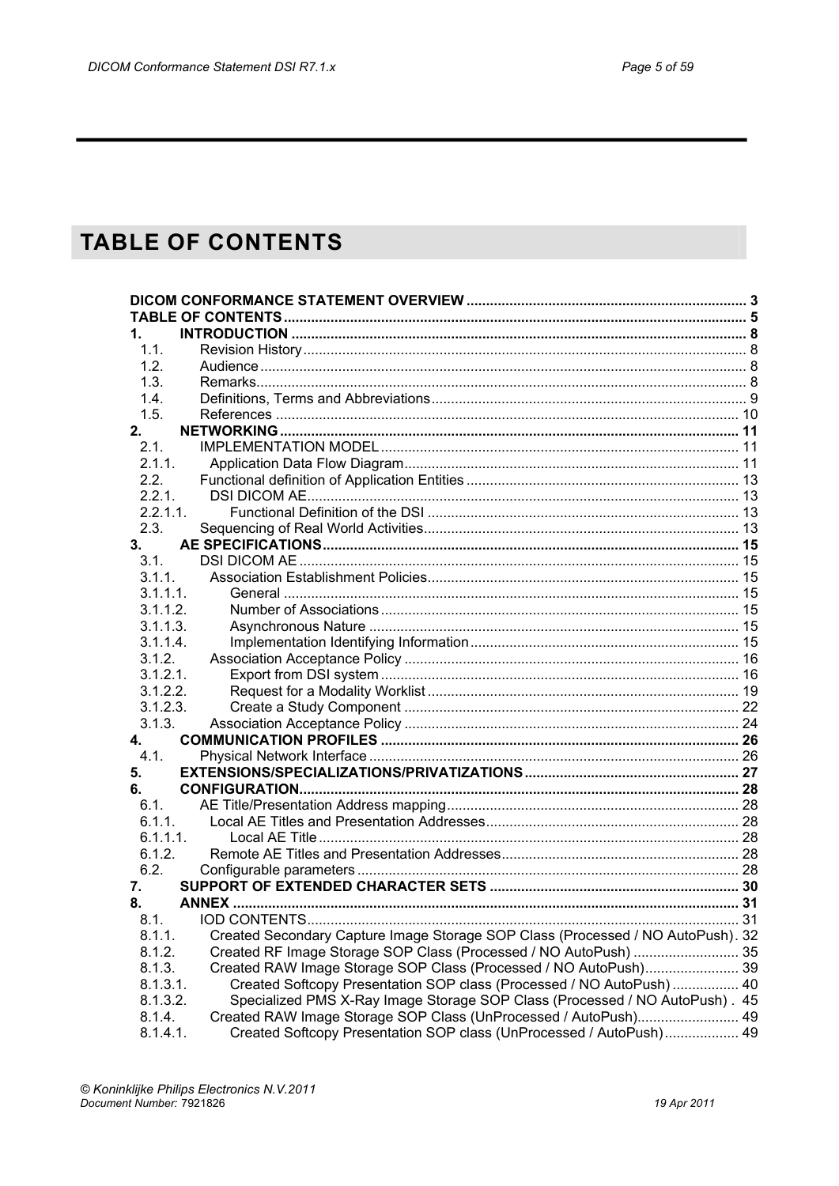# TABLE OF CONTENTS

**DICOM CONFORMANCE STATEMENT OVERVIEW** ........ 3
**TABLE OF CONTENTS** ........ 5
**1. INTRODUCTION** ........ 8
- 1.1. Revision History ........ 8
- 1.2. Audience ........ 8
- 1.3. Remarks ........ 8
- 1.4. Definitions, Terms and Abbreviations ........ 9
- 1.5. References ........ 10

**2. NETWORKING** ........ 11
- 2.1. IMPLEMENTATION MODEL ........ 11
  - 2.1.1. Application Data Flow Diagram ........ 11
- 2.2. Functional definition of Application Entities ........ 13
  - 2.2.1. DSI DICOM AE ........ 13
    - 2.2.1.1. Functional Definition of the DSI ........ 13
- 2.3. Sequencing of Real World Activities ........ 13

**3. AE SPECIFICATIONS** ........ 15
- 3.1. DSI DICOM AE ........ 15
  - 3.1.1. Association Establishment Policies ........ 15
    - 3.1.1.1. General ........ 15
    - 3.1.1.2. Number of Associations ........ 15
    - 3.1.1.3. Asynchronous Nature ........ 15
    - 3.1.1.4. Implementation Identifying Information ........ 15
  - 3.1.2. Association Acceptance Policy ........ 16
    - 3.1.2.1. Export from DSI system ........ 16
    - 3.1.2.2. Request for a Modality Worklist ........ 19
    - 3.1.2.3. Create a Study Component ........ 22
  - 3.1.3. Association Acceptance Policy ........ 24

**4. COMMUNICATION PROFILES** ........ 26
- 4.1. Physical Network Interface ........ 26

**5. EXTENSIONS/SPECIALIZATIONS/PRIVATIZATIONS** ........ 27

**6. CONFIGURATION** ........ 28
- 6.1. AE Title/Presentation Address mapping ........ 28
  - 6.1.1. Local AE Titles and Presentation Addresses ........ 28
    - 6.1.1.1. Local AE Title ........ 28
  - 6.1.2. Remote AE Titles and Presentation Addresses ........ 28
- 6.2. Configurable parameters ........ 28

**7. SUPPORT OF EXTENDED CHARACTER SETS** ........ 30

**8. ANNEX** ........ 31
- 8.1. IOD CONTENTS ........ 31
  - 8.1.1. Created Secondary Capture Image Storage SOP Class (Processed / NO AutoPush) . 32
  - 8.1.2. Created RF Image Storage SOP Class (Processed / NO AutoPush) ........ 35
  - 8.1.3. Created RAW Image Storage SOP Class (Processed / NO AutoPush) ........ 39
    - 8.1.3.1. Created Softcopy Presentation SOP class (Processed / NO AutoPush) ........ 40
    - 8.1.3.2. Specialized PMS X-Ray Image Storage SOP Class (Processed / NO AutoPush) . 45
  - 8.1.4. Created RAW Image Storage SOP Class (UnProcessed / AutoPush) ........ 49
    - 8.1.4.1. Created Softcopy Presentation SOP class (UnProcessed / AutoPush) ........ 49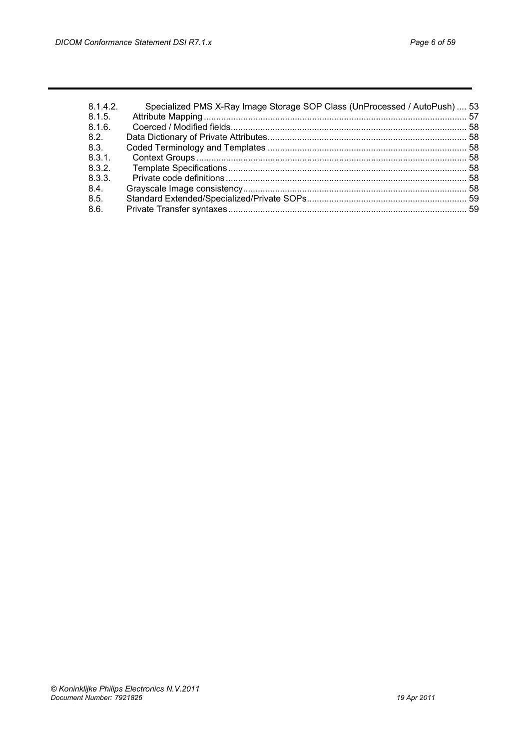8.1.4.2. Specialized PMS X-Ray Image Storage SOP Class (UnProcessed / AutoPush) .... 53
8.1.5. Attribute Mapping .......................................................................................................... 57
8.1.6. Coerced / Modified fields............................................................................................... 58
8.2. Data Dictionary of Private Attributes................................................................................ 58
8.3. Coded Terminology and Templates ................................................................................ 58
8.3.1. Context Groups ............................................................................................................ 58
8.3.2. Template Specifications ................................................................................................ 58
8.3.3. Private code definitions ................................................................................................. 58
8.4. Grayscale Image consistency.......................................................................................... 58
8.5. Standard Extended/Specialized/Private SOPs................................................................. 59
8.6. Private Transfer syntaxes ................................................................................................ 59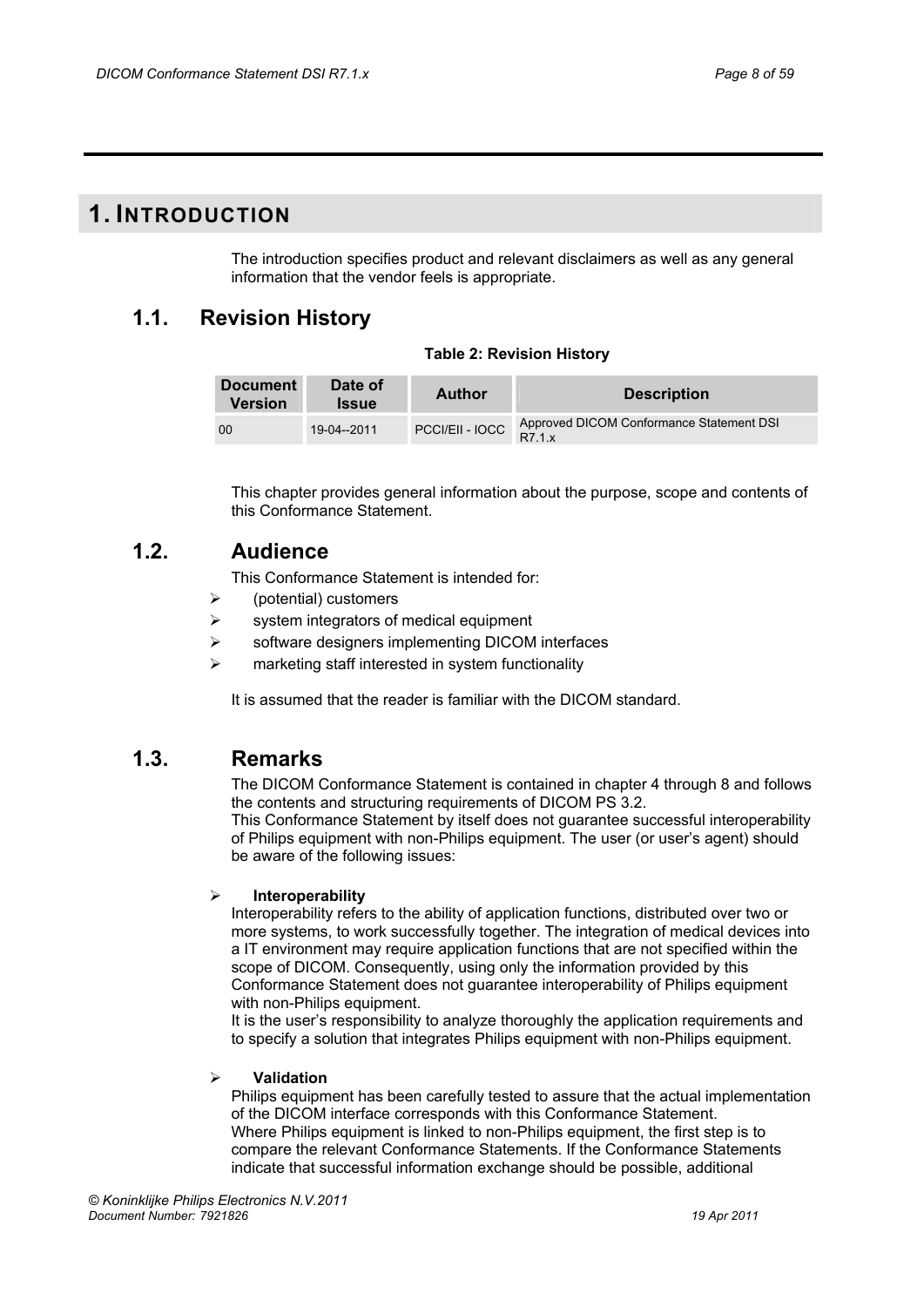# 1. INTRODUCTION

The introduction specifies product and relevant disclaimers as well as any general information that the vendor feels is appropriate.

## 1.1. Revision History

**Table 2: Revision History**

| Document Version | Date of Issue | Author | Description |
|---|---|---|---|
| 00 | 19-04--2011 | PCCI/EII - IOCC | Approved DICOM Conformance Statement DSI R7.1.x |

This chapter provides general information about the purpose, scope and contents of this Conformance Statement.

## 1.2. Audience

This Conformance Statement is intended for:

- (potential) customers
- system integrators of medical equipment
- software designers implementing DICOM interfaces
- marketing staff interested in system functionality

It is assumed that the reader is familiar with the DICOM standard.

## 1.3. Remarks

The DICOM Conformance Statement is contained in chapter 4 through 8 and follows the contents and structuring requirements of DICOM PS 3.2.
This Conformance Statement by itself does not guarantee successful interoperability of Philips equipment with non-Philips equipment. The user (or user's agent) should be aware of the following issues:

- **Interoperability**
  Interoperability refers to the ability of application functions, distributed over two or more systems, to work successfully together. The integration of medical devices into a IT environment may require application functions that are not specified within the scope of DICOM. Consequently, using only the information provided by this Conformance Statement does not guarantee interoperability of Philips equipment with non-Philips equipment.
  It is the user's responsibility to analyze thoroughly the application requirements and to specify a solution that integrates Philips equipment with non-Philips equipment.

- **Validation**
  Philips equipment has been carefully tested to assure that the actual implementation of the DICOM interface corresponds with this Conformance Statement.
  Where Philips equipment is linked to non-Philips equipment, the first step is to compare the relevant Conformance Statements. If the Conformance Statements indicate that successful information exchange should be possible, additional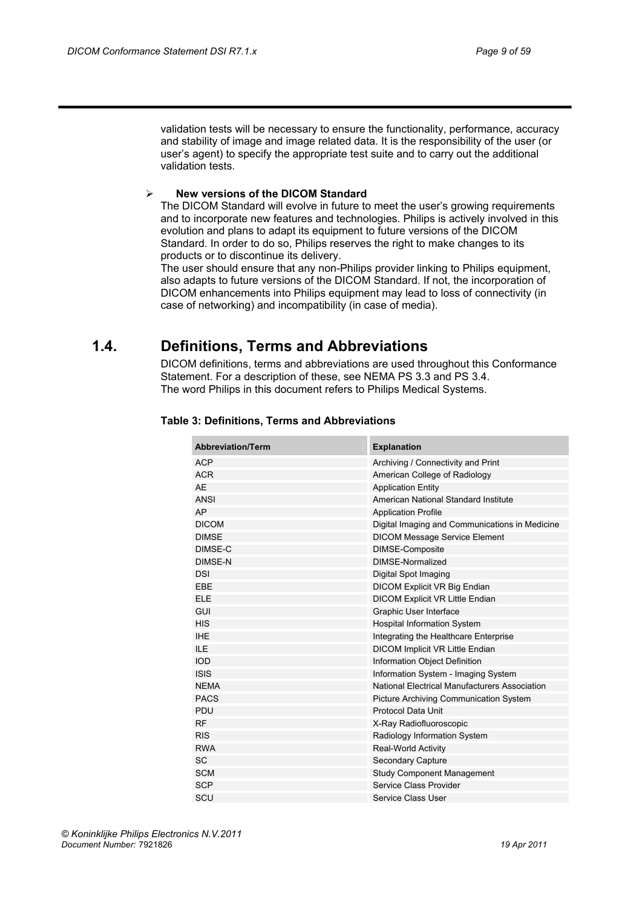validation tests will be necessary to ensure the functionality, performance, accuracy and stability of image and image related data. It is the responsibility of the user (or user's agent) to specify the appropriate test suite and to carry out the additional validation tests.

- **New versions of the DICOM Standard**
  The DICOM Standard will evolve in future to meet the user's growing requirements and to incorporate new features and technologies. Philips is actively involved in this evolution and plans to adapt its equipment to future versions of the DICOM Standard. In order to do so, Philips reserves the right to make changes to its products or to discontinue its delivery.
  The user should ensure that any non-Philips provider linking to Philips equipment, also adapts to future versions of the DICOM Standard. If not, the incorporation of DICOM enhancements into Philips equipment may lead to loss of connectivity (in case of networking) and incompatibility (in case of media).

## 1.4. Definitions, Terms and Abbreviations

DICOM definitions, terms and abbreviations are used throughout this Conformance Statement. For a description of these, see NEMA PS 3.3 and PS 3.4.
The word Philips in this document refers to Philips Medical Systems.

**Table 3: Definitions, Terms and Abbreviations**

| Abbreviation/Term | Explanation |
|---|---|
| ACP | Archiving / Connectivity and Print |
| ACR | American College of Radiology |
| AE | Application Entity |
| ANSI | American National Standard Institute |
| AP | Application Profile |
| DICOM | Digital Imaging and Communications in Medicine |
| DIMSE | DICOM Message Service Element |
| DIMSE-C | DIMSE-Composite |
| DIMSE-N | DIMSE-Normalized |
| DSI | Digital Spot Imaging |
| EBE | DICOM Explicit VR Big Endian |
| ELE | DICOM Explicit VR Little Endian |
| GUI | Graphic User Interface |
| HIS | Hospital Information System |
| IHE | Integrating the Healthcare Enterprise |
| ILE | DICOM Implicit VR Little Endian |
| IOD | Information Object Definition |
| ISIS | Information System - Imaging System |
| NEMA | National Electrical Manufacturers Association |
| PACS | Picture Archiving Communication System |
| PDU | Protocol Data Unit |
| RF | X-Ray Radiofluoroscopic |
| RIS | Radiology Information System |
| RWA | Real-World Activity |
| SC | Secondary Capture |
| SCM | Study Component Management |
| SCP | Service Class Provider |
| SCU | Service Class User |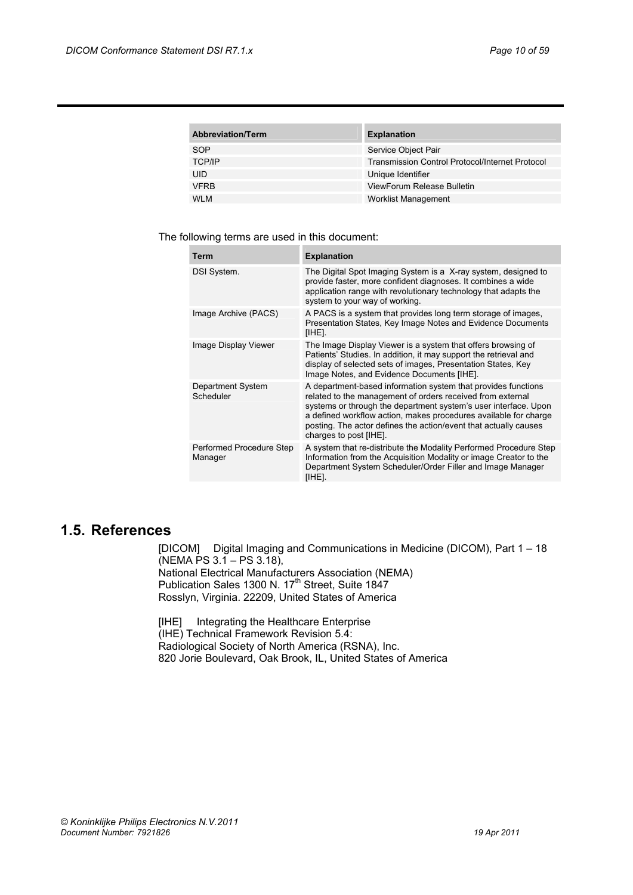| Abbreviation/Term | Explanation |
|---|---|
| SOP | Service Object Pair |
| TCP/IP | Transmission Control Protocol/Internet Protocol |
| UID | Unique Identifier |
| VFRB | ViewForum Release Bulletin |
| WLM | Worklist Management |

The following terms are used in this document:

| Term | Explanation |
|---|---|
| DSI System. | The Digital Spot Imaging System is a X-ray system, designed to provide faster, more confident diagnoses. It combines a wide application range with revolutionary technology that adapts the system to your way of working. |
| Image Archive (PACS) | A PACS is a system that provides long term storage of images, Presentation States, Key Image Notes and Evidence Documents [IHE]. |
| Image Display Viewer | The Image Display Viewer is a system that offers browsing of Patients' Studies. In addition, it may support the retrieval and display of selected sets of images, Presentation States, Key Image Notes, and Evidence Documents [IHE]. |
| Department System Scheduler | A department-based information system that provides functions related to the management of orders received from external systems or through the department system's user interface. Upon a defined workflow action, makes procedures available for charge posting. The actor defines the action/event that actually causes charges to post [IHE]. |
| Performed Procedure Step Manager | A system that re-distribute the Modality Performed Procedure Step Information from the Acquisition Modality or image Creator to the Department System Scheduler/Order Filler and Image Manager [IHE]. |

## 1.5. References

[DICOM] Digital Imaging and Communications in Medicine (DICOM), Part 1 – 18 (NEMA PS 3.1 – PS 3.18),
National Electrical Manufacturers Association (NEMA)
Publication Sales 1300 N. 17th Street, Suite 1847
Rosslyn, Virginia. 22209, United States of America

[IHE] Integrating the Healthcare Enterprise
(IHE) Technical Framework Revision 5.4:
Radiological Society of North America (RSNA), Inc.
820 Jorie Boulevard, Oak Brook, IL, United States of America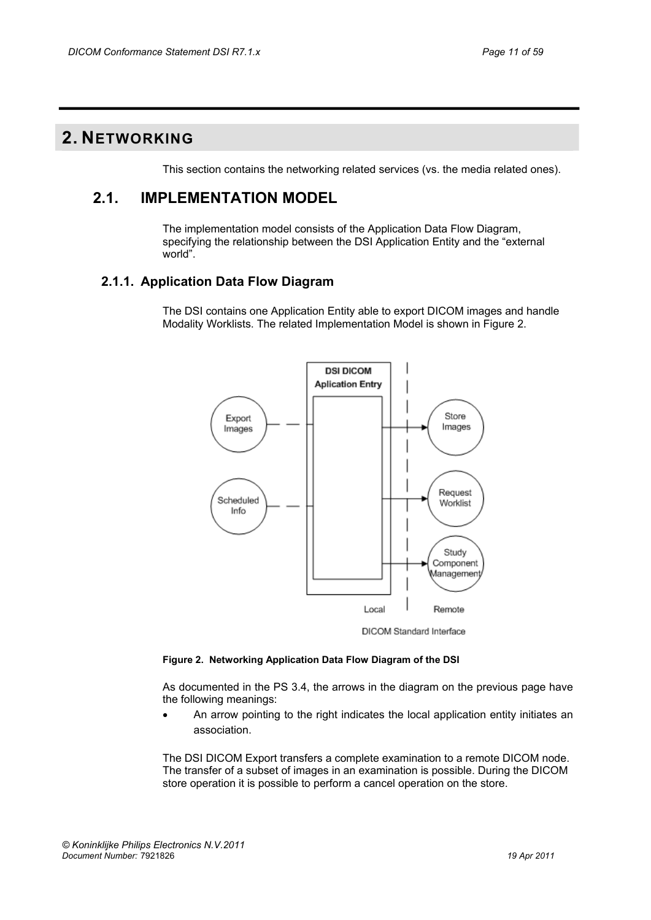# 2. NETWORKING

This section contains the networking related services (vs. the media related ones).

## 2.1. IMPLEMENTATION MODEL

The implementation model consists of the Application Data Flow Diagram, specifying the relationship between the DSI Application Entity and the "external world".

### 2.1.1. Application Data Flow Diagram

The DSI contains one Application Entity able to export DICOM images and handle Modality Worklists. The related Implementation Model is shown in Figure 2.

**Figure 2. Networking Application Data Flow Diagram of the DSI**

As documented in the PS 3.4, the arrows in the diagram on the previous page have the following meanings:

- An arrow pointing to the right indicates the local application entity initiates an association.

The DSI DICOM Export transfers a complete examination to a remote DICOM node. The transfer of a subset of images in an examination is possible. During the DICOM store operation it is possible to perform a cancel operation on the store.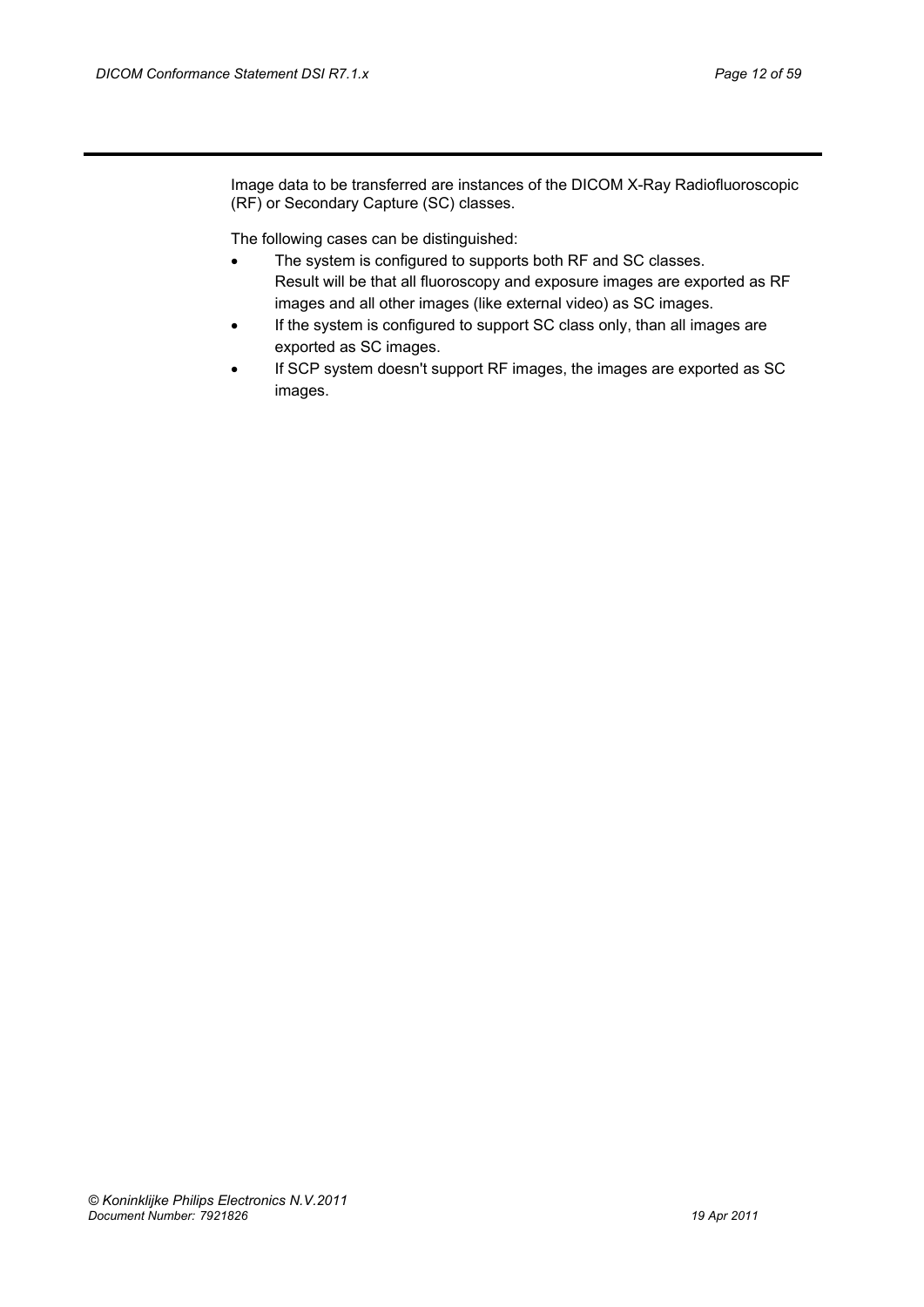Image data to be transferred are instances of the DICOM X-Ray Radiofluoroscopic (RF) or Secondary Capture (SC) classes.

The following cases can be distinguished:

- The system is configured to supports both RF and SC classes.
  Result will be that all fluoroscopy and exposure images are exported as RF images and all other images (like external video) as SC images.
- If the system is configured to support SC class only, than all images are exported as SC images.
- If SCP system doesn't support RF images, the images are exported as SC images.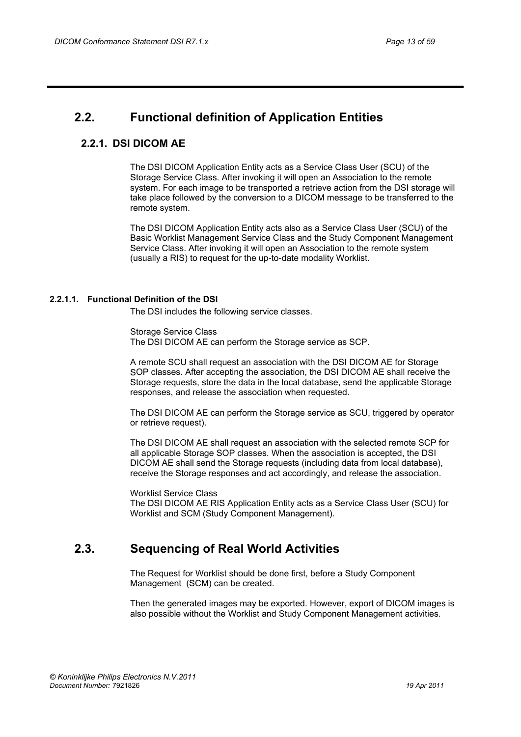## 2.2. Functional definition of Application Entities

### 2.2.1. DSI DICOM AE

The DSI DICOM Application Entity acts as a Service Class User (SCU) of the Storage Service Class. After invoking it will open an Association to the remote system. For each image to be transported a retrieve action from the DSI storage will take place followed by the conversion to a DICOM message to be transferred to the remote system.

The DSI DICOM Application Entity acts also as a Service Class User (SCU) of the Basic Worklist Management Service Class and the Study Component Management Service Class. After invoking it will open an Association to the remote system (usually a RIS) to request for the up-to-date modality Worklist.

#### 2.2.1.1. Functional Definition of the DSI

The DSI includes the following service classes.

Storage Service Class
The DSI DICOM AE can perform the Storage service as SCP.

A remote SCU shall request an association with the DSI DICOM AE for Storage SOP classes. After accepting the association, the DSI DICOM AE shall receive the Storage requests, store the data in the local database, send the applicable Storage responses, and release the association when requested.

The DSI DICOM AE can perform the Storage service as SCU, triggered by operator or retrieve request).

The DSI DICOM AE shall request an association with the selected remote SCP for all applicable Storage SOP classes. When the association is accepted, the DSI DICOM AE shall send the Storage requests (including data from local database), receive the Storage responses and act accordingly, and release the association.

Worklist Service Class
The DSI DICOM AE RIS Application Entity acts as a Service Class User (SCU) for Worklist and SCM (Study Component Management).

## 2.3. Sequencing of Real World Activities

The Request for Worklist should be done first, before a Study Component Management (SCM) can be created.

Then the generated images may be exported. However, export of DICOM images is also possible without the Worklist and Study Component Management activities.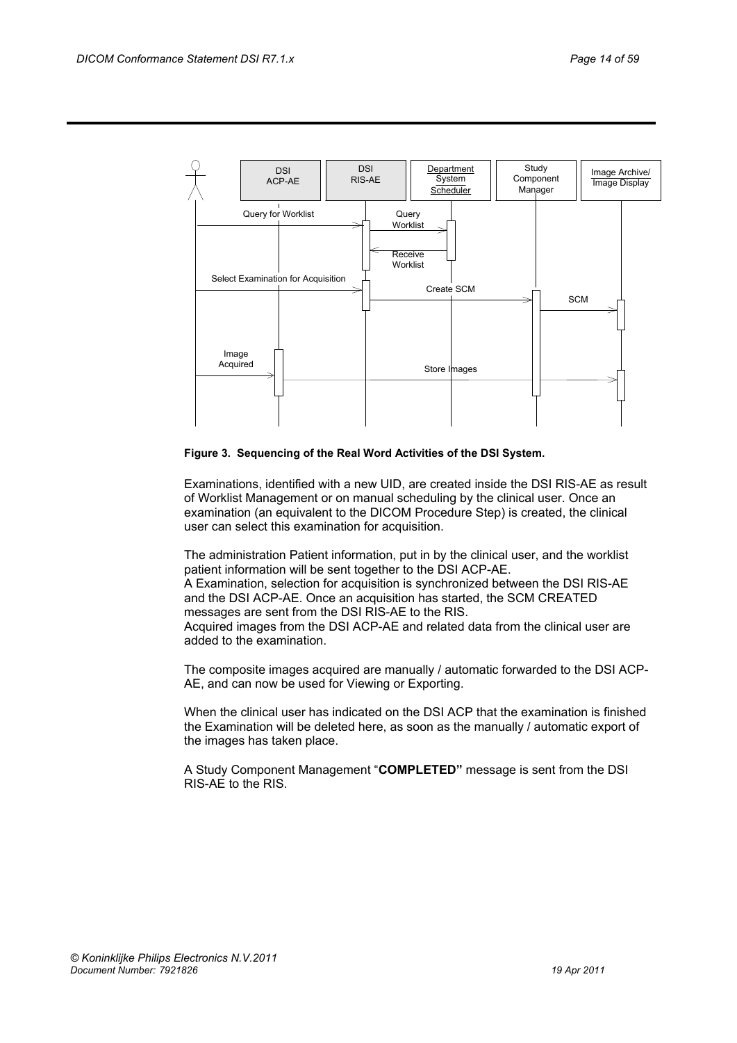**Figure 3. Sequencing of the Real Word Activities of the DSI System.**

Examinations, identified with a new UID, are created inside the DSI RIS-AE as result of Worklist Management or on manual scheduling by the clinical user. Once an examination (an equivalent to the DICOM Procedure Step) is created, the clinical user can select this examination for acquisition.

The administration Patient information, put in by the clinical user, and the worklist patient information will be sent together to the DSI ACP-AE.
A Examination, selection for acquisition is synchronized between the DSI RIS-AE and the DSI ACP-AE. Once an acquisition has started, the SCM CREATED messages are sent from the DSI RIS-AE to the RIS.
Acquired images from the DSI ACP-AE and related data from the clinical user are added to the examination.

The composite images acquired are manually / automatic forwarded to the DSI ACP-AE, and can now be used for Viewing or Exporting.

When the clinical user has indicated on the DSI ACP that the examination is finished the Examination will be deleted here, as soon as the manually / automatic export of the images has taken place.

A Study Component Management "**COMPLETED"** message is sent from the DSI RIS-AE to the RIS.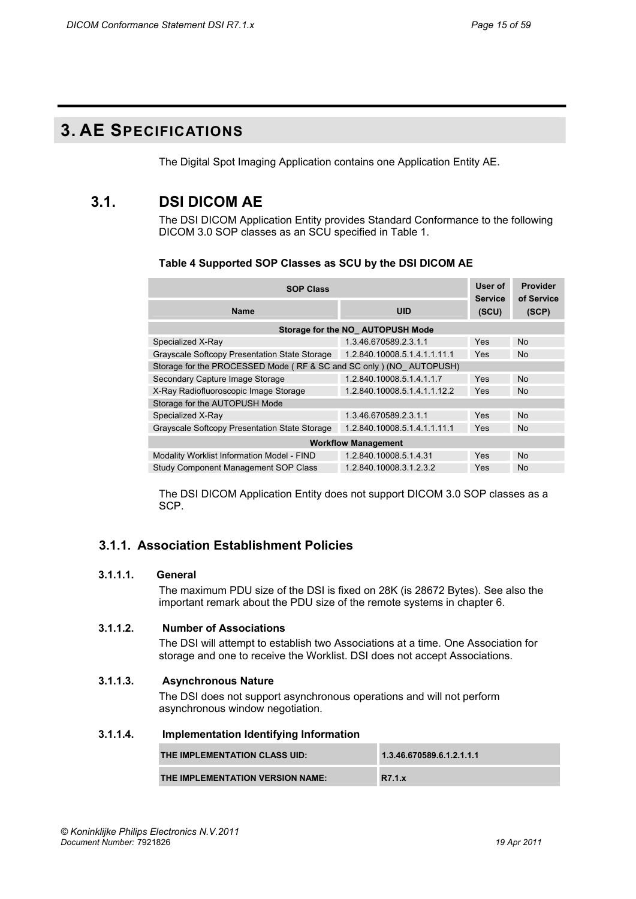# 3. AE SPECIFICATIONS

The Digital Spot Imaging Application contains one Application Entity AE.

## 3.1. DSI DICOM AE

The DSI DICOM Application Entity provides Standard Conformance to the following DICOM 3.0 SOP classes as an SCU specified in Table 1.

**Table 4 Supported SOP Classes as SCU by the DSI DICOM AE**

| SOP Class | | User of Service (SCU) | Provider of Service (SCP) |
|---|---|---|---|
| **Name** | **UID** | | |
| **Storage for the NO_ AUTOPUSH Mode** | | | |
| Specialized X-Ray | 1.3.46.670589.2.3.1.1 | Yes | No |
| Grayscale Softcopy Presentation State Storage | 1.2.840.10008.5.1.4.1.1.11.1 | Yes | No |
| Storage for the PROCESSED Mode ( RF & SC and SC only ) (NO_ AUTOPUSH) | | | |
| Secondary Capture Image Storage | 1.2.840.10008.5.1.4.1.1.7 | Yes | No |
| X-Ray Radiofluoroscopic Image Storage | 1.2.840.10008.5.1.4.1.1.12.2 | Yes | No |
| Storage for the AUTOPUSH Mode | | | |
| Specialized X-Ray | 1.3.46.670589.2.3.1.1 | Yes | No |
| Grayscale Softcopy Presentation State Storage | 1.2.840.10008.5.1.4.1.1.11.1 | Yes | No |
| **Workflow Management** | | | |
| Modality Worklist Information Model - FIND | 1.2.840.10008.5.1.4.31 | Yes | No |
| Study Component Management SOP Class | 1.2.840.10008.3.1.2.3.2 | Yes | No |

The DSI DICOM Application Entity does not support DICOM 3.0 SOP classes as a SCP.

### 3.1.1. Association Establishment Policies

#### 3.1.1.1. General

The maximum PDU size of the DSI is fixed on 28K (is 28672 Bytes). See also the important remark about the PDU size of the remote systems in chapter 6.

#### 3.1.1.2. Number of Associations

The DSI will attempt to establish two Associations at a time. One Association for storage and one to receive the Worklist. DSI does not accept Associations.

#### 3.1.1.3. Asynchronous Nature

The DSI does not support asynchronous operations and will not perform asynchronous window negotiation.

#### 3.1.1.4. Implementation Identifying Information

| | |
|---|---|
| **THE IMPLEMENTATION CLASS UID:** | **1.3.46.670589.6.1.2.1.1.1** |
| **THE IMPLEMENTATION VERSION NAME:** | **R7.1.x** |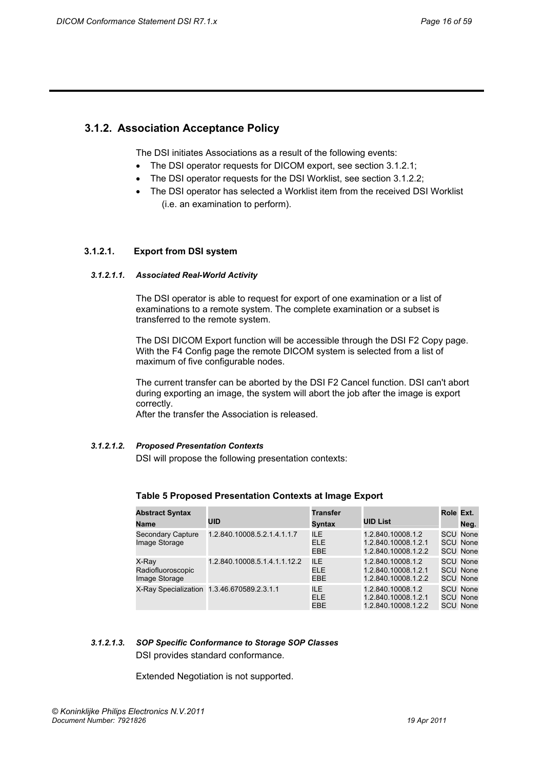## 3.1.2. Association Acceptance Policy

The DSI initiates Associations as a result of the following events:

- The DSI operator requests for DICOM export, see section 3.1.2.1;
- The DSI operator requests for the DSI Worklist, see section 3.1.2.2;
- The DSI operator has selected a Worklist item from the received DSI Worklist (i.e. an examination to perform).

### 3.1.2.1. Export from DSI system

#### *3.1.2.1.1. Associated Real-World Activity*

The DSI operator is able to request for export of one examination or a list of examinations to a remote system. The complete examination or a subset is transferred to the remote system.

The DSI DICOM Export function will be accessible through the DSI F2 Copy page. With the F4 Config page the remote DICOM system is selected from a list of maximum of five configurable nodes.

The current transfer can be aborted by the DSI F2 Cancel function. DSI can't abort during exporting an image, the system will abort the job after the image is export correctly.
After the transfer the Association is released.

#### *3.1.2.1.2. Proposed Presentation Contexts*

DSI will propose the following presentation contexts:

**Table 5 Proposed Presentation Contexts at Image Export**

| Abstract Syntax Name | UID | Transfer Syntax | UID List | Role | Ext. Neg. |
|---|---|---|---|---|---|
| Secondary Capture Image Storage | 1.2.840.10008.5.2.1.4.1.1.7 | ILE<br>ELE<br>EBE | 1.2.840.10008.1.2<br>1.2.840.10008.1.2.1<br>1.2.840.10008.1.2.2 | SCU<br>SCU<br>SCU | None<br>None<br>None |
| X-Ray Radiofluoroscopic Image Storage | 1.2.840.10008.5.1.4.1.1.12.2 | ILE<br>ELE<br>EBE | 1.2.840.10008.1.2<br>1.2.840.10008.1.2.1<br>1.2.840.10008.1.2.2 | SCU<br>SCU<br>SCU | None<br>None<br>None |
| X-Ray Specialization | 1.3.46.670589.2.3.1.1 | ILE<br>ELE<br>EBE | 1.2.840.10008.1.2<br>1.2.840.10008.1.2.1<br>1.2.840.10008.1.2.2 | SCU<br>SCU<br>SCU | None<br>None<br>None |

#### *3.1.2.1.3. SOP Specific Conformance to Storage SOP Classes*

DSI provides standard conformance.

Extended Negotiation is not supported.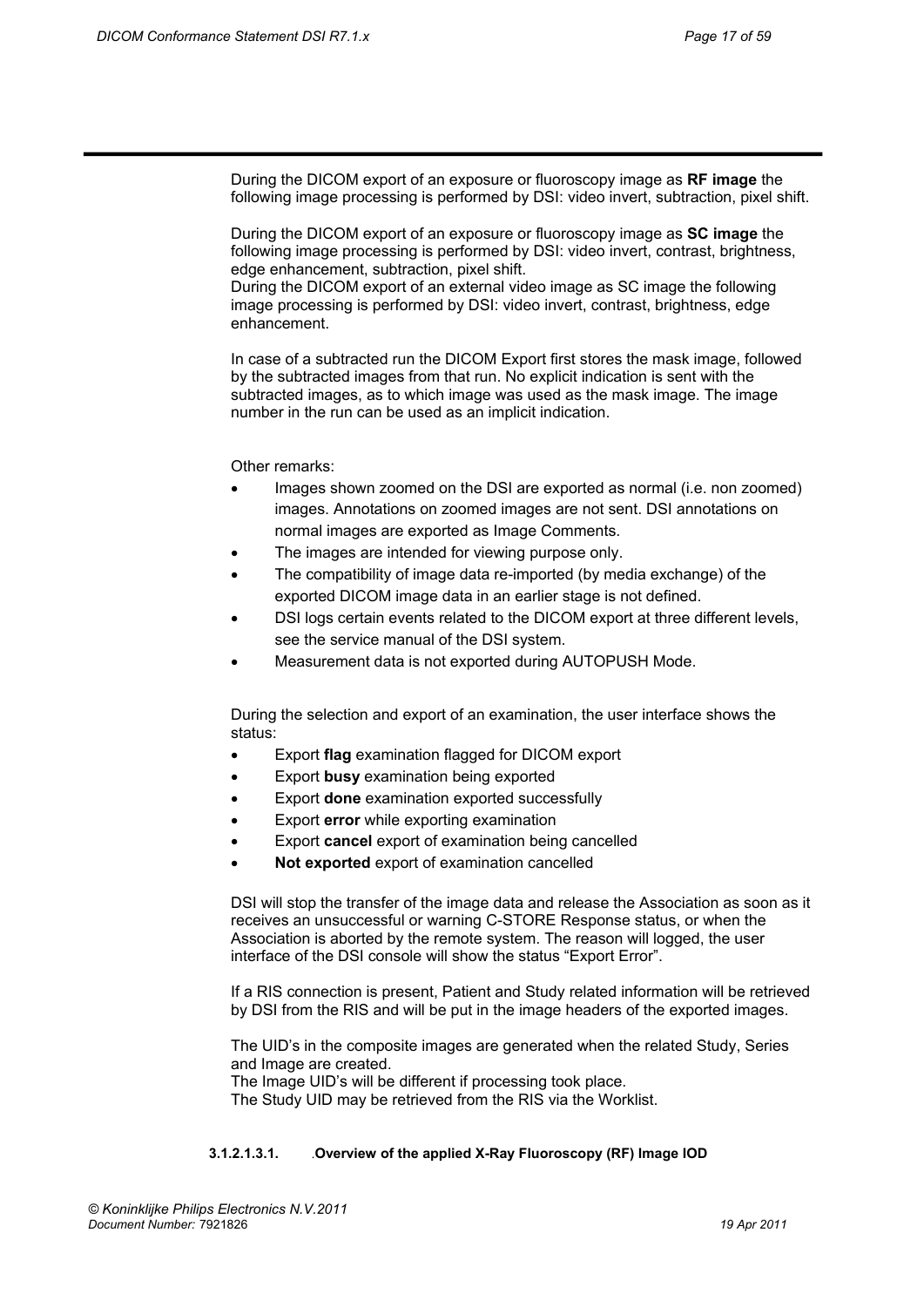During the DICOM export of an exposure or fluoroscopy image as **RF image** the following image processing is performed by DSI: video invert, subtraction, pixel shift.

During the DICOM export of an exposure or fluoroscopy image as **SC image** the following image processing is performed by DSI: video invert, contrast, brightness, edge enhancement, subtraction, pixel shift.
During the DICOM export of an external video image as SC image the following image processing is performed by DSI: video invert, contrast, brightness, edge enhancement.

In case of a subtracted run the DICOM Export first stores the mask image, followed by the subtracted images from that run. No explicit indication is sent with the subtracted images, as to which image was used as the mask image. The image number in the run can be used as an implicit indication.

Other remarks:

- Images shown zoomed on the DSI are exported as normal (i.e. non zoomed) images. Annotations on zoomed images are not sent. DSI annotations on normal images are exported as Image Comments.
- The images are intended for viewing purpose only.
- The compatibility of image data re-imported (by media exchange) of the exported DICOM image data in an earlier stage is not defined.
- DSI logs certain events related to the DICOM export at three different levels, see the service manual of the DSI system.
- Measurement data is not exported during AUTOPUSH Mode.

During the selection and export of an examination, the user interface shows the status:

- Export **flag** examination flagged for DICOM export
- Export **busy** examination being exported
- Export **done** examination exported successfully
- Export **error** while exporting examination
- Export **cancel** export of examination being cancelled
- **Not exported** export of examination cancelled

DSI will stop the transfer of the image data and release the Association as soon as it receives an unsuccessful or warning C-STORE Response status, or when the Association is aborted by the remote system. The reason will logged, the user interface of the DSI console will show the status “Export Error”.

If a RIS connection is present, Patient and Study related information will be retrieved by DSI from the RIS and will be put in the image headers of the exported images.

The UID’s in the composite images are generated when the related Study, Series and Image are created.
The Image UID’s will be different if processing took place.
The Study UID may be retrieved from the RIS via the Worklist.

###### 3.1.2.1.3.1. .Overview of the applied X-Ray Fluoroscopy (RF) Image IOD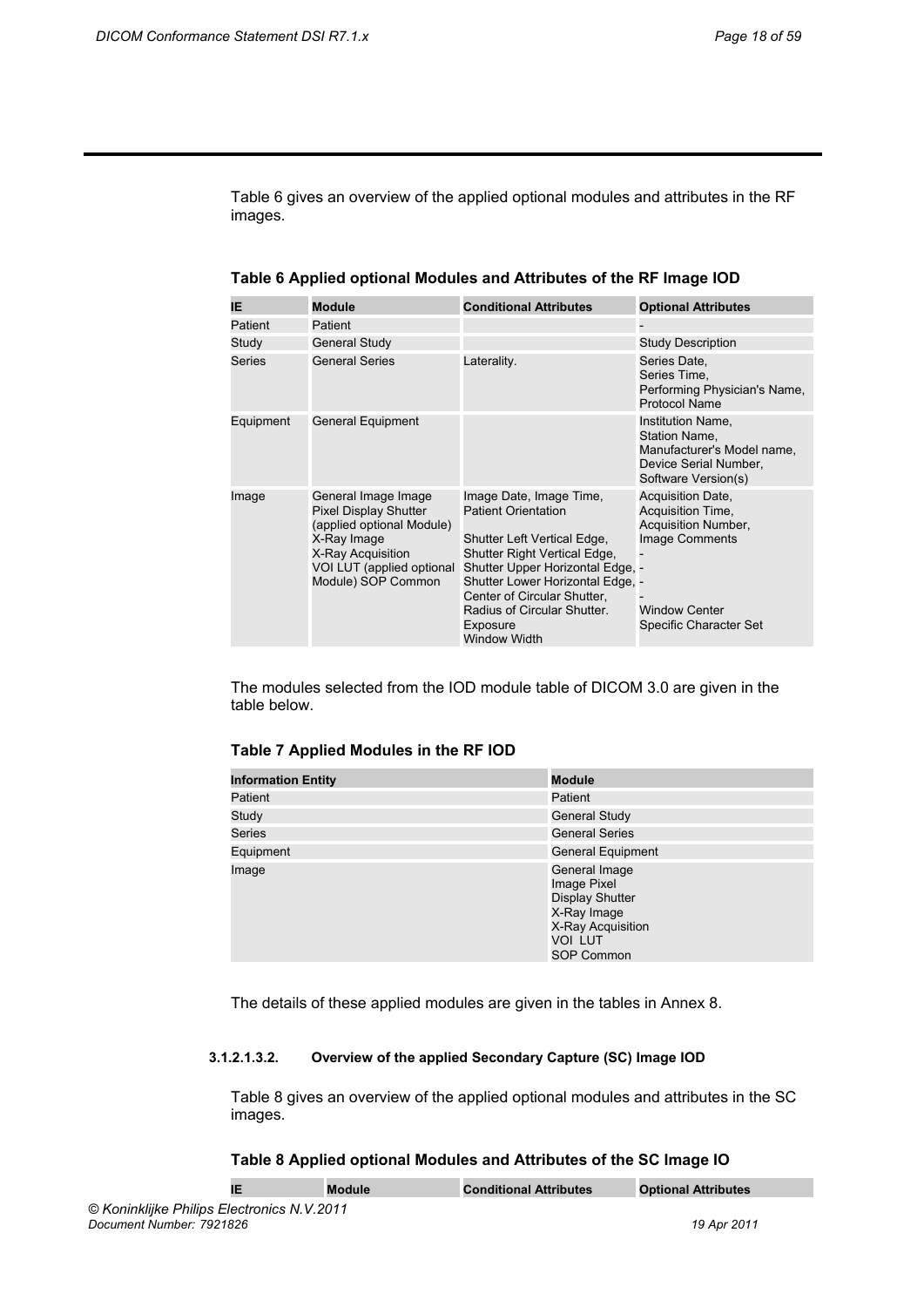Table 6 gives an overview of the applied optional modules and attributes in the RF images.

**Table 6 Applied optional Modules and Attributes of the RF Image IOD**

| IE | Module | Conditional Attributes | Optional Attributes |
|---|---|---|---|
| Patient | Patient | | - |
| Study | General Study | | Study Description |
| Series | General Series | Laterality. | Series Date,<br>Series Time,<br>Performing Physician's Name,<br>Protocol Name |
| Equipment | General Equipment | | Institution Name,<br>Station Name,<br>Manufacturer's Model name,<br>Device Serial Number,<br>Software Version(s) |
| Image | General Image Image Pixel Display Shutter (applied optional Module)<br>X-Ray Image<br>X-Ray Acquisition<br>VOI LUT (applied optional Module) SOP Common | Image Date, Image Time,<br>Patient Orientation<br><br>Shutter Left Vertical Edge,<br>Shutter Right Vertical Edge,<br>Shutter Upper Horizontal Edge,<br>Shutter Lower Horizontal Edge,<br>Center of Circular Shutter,<br>Radius of Circular Shutter.<br>Exposure<br>Window Width | Acquisition Date,<br>Acquisition Time,<br>Acquisition Number,<br>Image Comments<br>-<br>-<br>-<br>-<br>Window Center<br>Specific Character Set |

The modules selected from the IOD module table of DICOM 3.0 are given in the table below.

**Table 7 Applied Modules in the RF IOD**

| Information Entity | Module |
|---|---|
| Patient | Patient |
| Study | General Study |
| Series | General Series |
| Equipment | General Equipment |
| Image | General Image<br>Image Pixel<br>Display Shutter<br>X-Ray Image<br>X-Ray Acquisition<br>VOI LUT<br>SOP Common |

The details of these applied modules are given in the tables in Annex 8.

##### 3.1.2.1.3.2. Overview of the applied Secondary Capture (SC) Image IOD

Table 8 gives an overview of the applied optional modules and attributes in the SC images.

**Table 8 Applied optional Modules and Attributes of the SC Image IO**

| IE | Module | Conditional Attributes | Optional Attributes |
|---|---|---|---|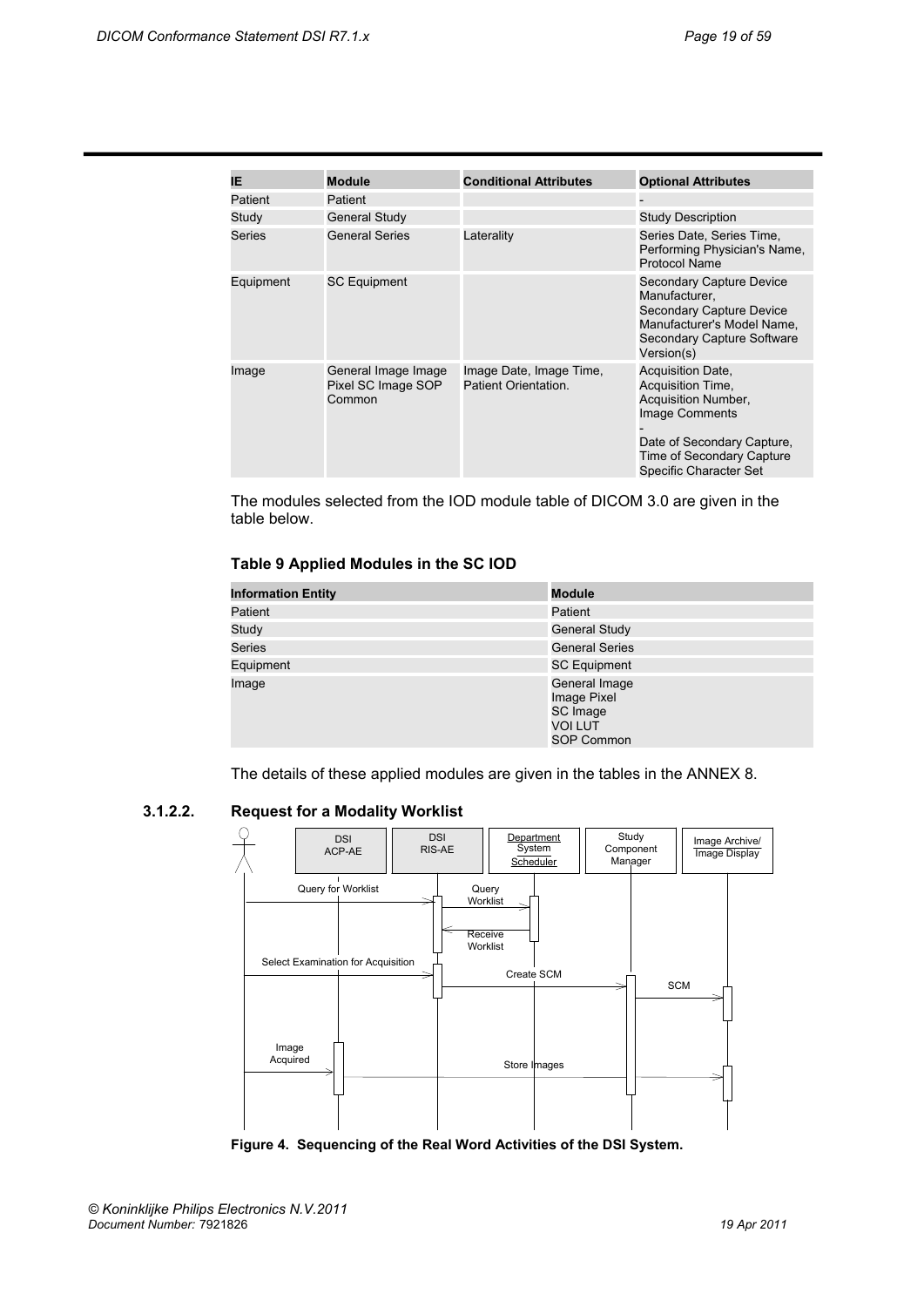| IE | Module | Conditional Attributes | Optional Attributes |
|---|---|---|---|
| Patient | Patient | | - |
| Study | General Study | | Study Description |
| Series | General Series | Laterality | Series Date, Series Time, Performing Physician's Name, Protocol Name |
| Equipment | SC Equipment | | Secondary Capture Device Manufacturer, Secondary Capture Device Manufacturer's Model Name, Secondary Capture Software Version(s) |
| Image | General Image Image Pixel SC Image SOP Common | Image Date, Image Time, Patient Orientation. | Acquisition Date, Acquisition Time, Acquisition Number, Image Comments<br>-<br>Date of Secondary Capture, Time of Secondary Capture Specific Character Set |

The modules selected from the IOD module table of DICOM 3.0 are given in the table below.

**Table 9 Applied Modules in the SC IOD**

| Information Entity | Module |
|---|---|
| Patient | Patient |
| Study | General Study |
| Series | General Series |
| Equipment | SC Equipment |
| Image | General Image<br>Image Pixel<br>SC Image<br>VOI LUT<br>SOP Common |

The details of these applied modules are given in the tables in the ANNEX 8.

### 3.1.2.2. Request for a Modality Worklist

**Figure 4. Sequencing of the Real Word Activities of the DSI System.**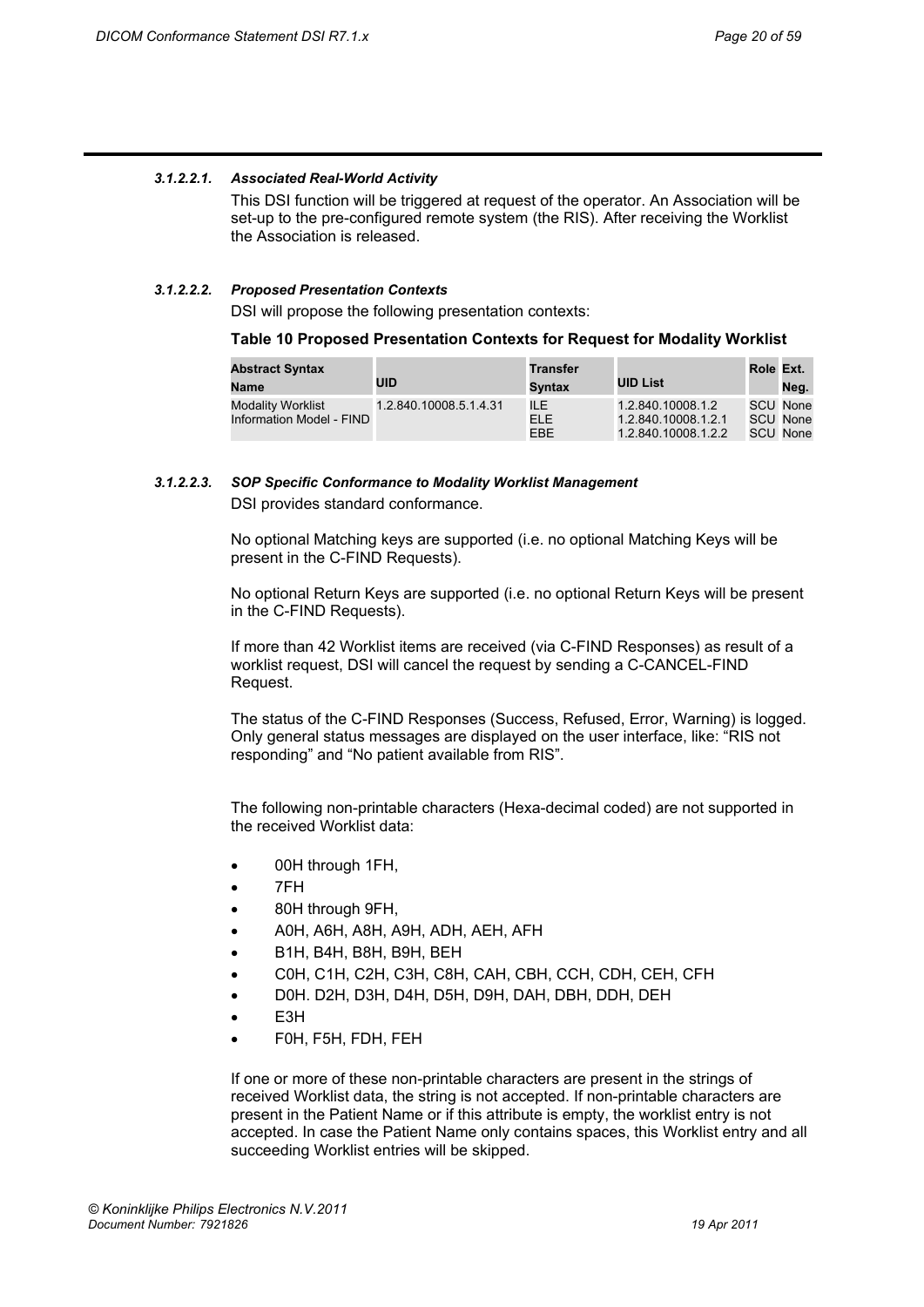#### 3.1.2.2.1. *Associated Real-World Activity*

This DSI function will be triggered at request of the operator. An Association will be set-up to the pre-configured remote system (the RIS). After receiving the Worklist the Association is released.

#### 3.1.2.2.2. *Proposed Presentation Contexts*

DSI will propose the following presentation contexts:

**Table 10 Proposed Presentation Contexts for Request for Modality Worklist**

| Abstract Syntax Name | UID | Transfer Syntax | UID List | Role | Ext. Neg. |
|---|---|---|---|---|---|
| Modality Worklist Information Model - FIND | 1.2.840.10008.5.1.4.31 | ILE | 1.2.840.10008.1.2 | SCU | None |
| | | ELE | 1.2.840.10008.1.2.1 | SCU | None |
| | | EBE | 1.2.840.10008.1.2.2 | SCU | None |

#### 3.1.2.2.3. *SOP Specific Conformance to Modality Worklist Management*

DSI provides standard conformance.

No optional Matching keys are supported (i.e. no optional Matching Keys will be present in the C-FIND Requests).

No optional Return Keys are supported (i.e. no optional Return Keys will be present in the C-FIND Requests).

If more than 42 Worklist items are received (via C-FIND Responses) as result of a worklist request, DSI will cancel the request by sending a C-CANCEL-FIND Request.

The status of the C-FIND Responses (Success, Refused, Error, Warning) is logged. Only general status messages are displayed on the user interface, like: “RIS not responding” and “No patient available from RIS”.

The following non-printable characters (Hexa-decimal coded) are not supported in the received Worklist data:

- 00H through 1FH,
- 7FH
- 80H through 9FH,
- A0H, A6H, A8H, A9H, ADH, AEH, AFH
- B1H, B4H, B8H, B9H, BEH
- C0H, C1H, C2H, C3H, C8H, CAH, CBH, CCH, CDH, CEH, CFH
- D0H. D2H, D3H, D4H, D5H, D9H, DAH, DBH, DDH, DEH
- E3H
- F0H, F5H, FDH, FEH

If one or more of these non-printable characters are present in the strings of received Worklist data, the string is not accepted. If non-printable characters are present in the Patient Name or if this attribute is empty, the worklist entry is not accepted. In case the Patient Name only contains spaces, this Worklist entry and all succeeding Worklist entries will be skipped.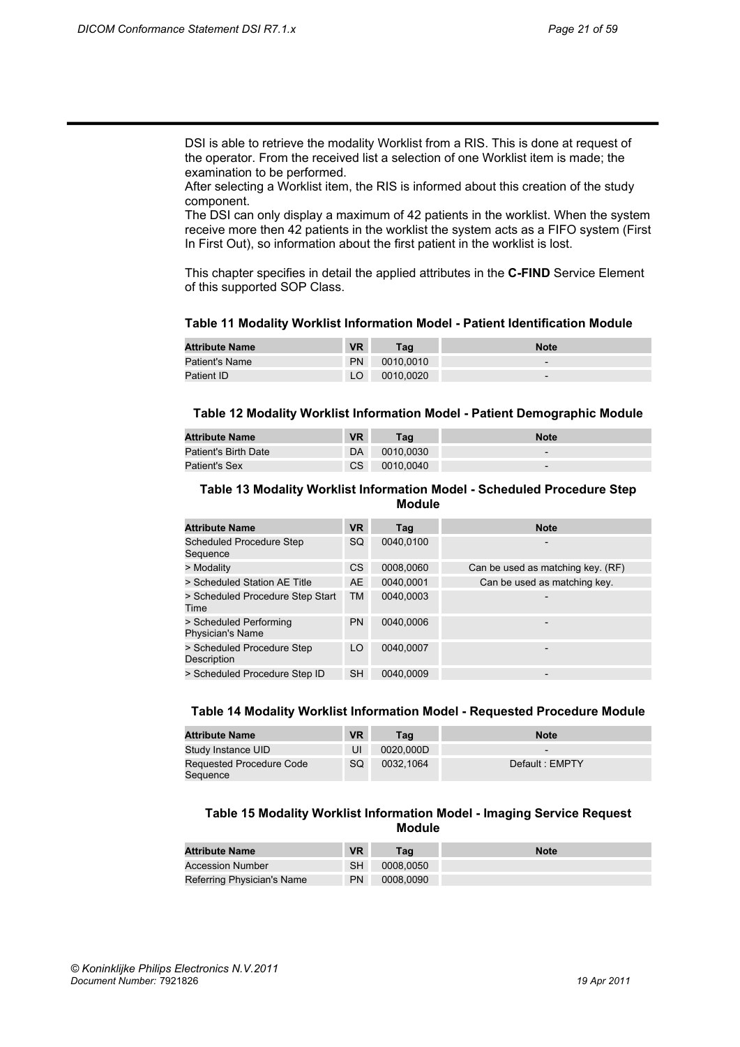DSI is able to retrieve the modality Worklist from a RIS. This is done at request of the operator. From the received list a selection of one Worklist item is made; the examination to be performed.
After selecting a Worklist item, the RIS is informed about this creation of the study component.
The DSI can only display a maximum of 42 patients in the worklist. When the system receive more then 42 patients in the worklist the system acts as a FIFO system (First In First Out), so information about the first patient in the worklist is lost.

This chapter specifies in detail the applied attributes in the **C-FIND** Service Element of this supported SOP Class.

**Table 11 Modality Worklist Information Model - Patient Identification Module**

| Attribute Name | VR | Tag | Note |
|---|---|---|---|
| Patient's Name | PN | 0010,0010 | - |
| Patient ID | LO | 0010,0020 | - |

**Table 12 Modality Worklist Information Model - Patient Demographic Module**

| Attribute Name | VR | Tag | Note |
|---|---|---|---|
| Patient's Birth Date | DA | 0010,0030 | - |
| Patient's Sex | CS | 0010,0040 | - |

**Table 13 Modality Worklist Information Model - Scheduled Procedure Step Module**

| Attribute Name | VR | Tag | Note |
|---|---|---|---|
| Scheduled Procedure Step Sequence | SQ | 0040,0100 | - |
| > Modality | CS | 0008,0060 | Can be used as matching key. (RF) |
| > Scheduled Station AE Title | AE | 0040,0001 | Can be used as matching key. |
| > Scheduled Procedure Step Start Time | TM | 0040,0003 | - |
| > Scheduled Performing Physician's Name | PN | 0040,0006 | - |
| > Scheduled Procedure Step Description | LO | 0040,0007 | - |
| > Scheduled Procedure Step ID | SH | 0040,0009 | - |

**Table 14 Modality Worklist Information Model - Requested Procedure Module**

| Attribute Name | VR | Tag | Note |
|---|---|---|---|
| Study Instance UID | UI | 0020,000D | - |
| Requested Procedure Code Sequence | SQ | 0032,1064 | Default : EMPTY |

**Table 15 Modality Worklist Information Model - Imaging Service Request Module**

| Attribute Name | VR | Tag | Note |
|---|---|---|---|
| Accession Number | SH | 0008,0050 | |
| Referring Physician's Name | PN | 0008,0090 | |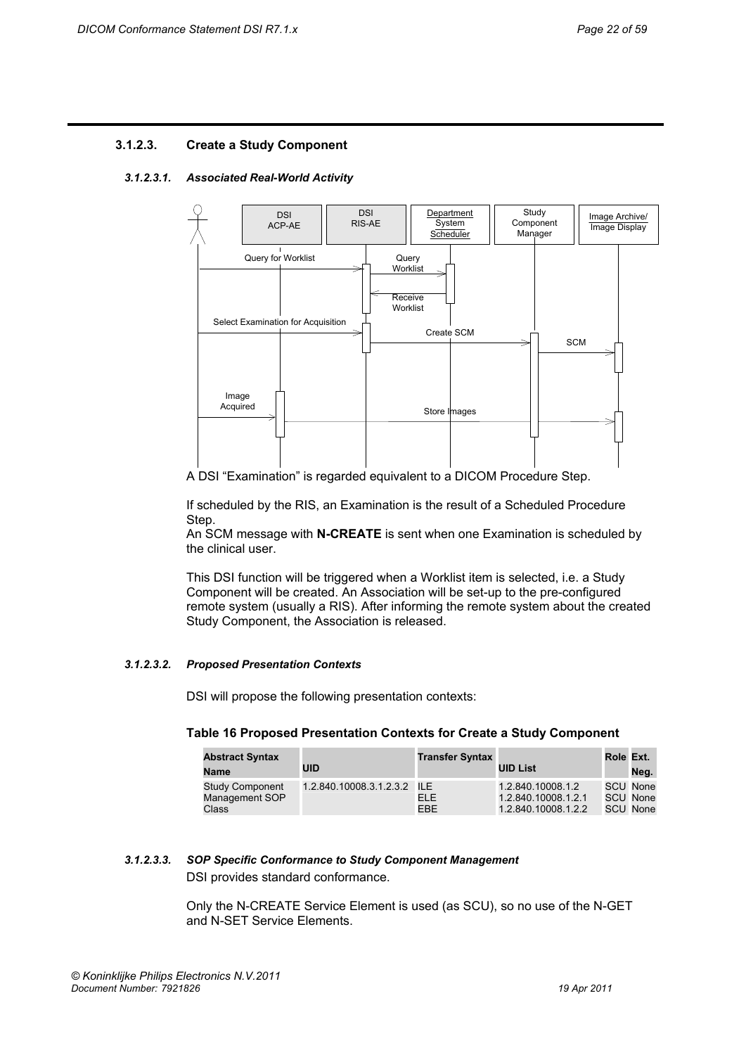### 3.1.2.3. Create a Study Component

#### *3.1.2.3.1. Associated Real-World Activity*

A DSI “Examination” is regarded equivalent to a DICOM Procedure Step.

If scheduled by the RIS, an Examination is the result of a Scheduled Procedure Step.
An SCM message with **N-CREATE** is sent when one Examination is scheduled by the clinical user.

This DSI function will be triggered when a Worklist item is selected, i.e. a Study Component will be created. An Association will be set-up to the pre-configured remote system (usually a RIS). After informing the remote system about the created Study Component, the Association is released.

#### *3.1.2.3.2. Proposed Presentation Contexts*

DSI will propose the following presentation contexts:

**Table 16 Proposed Presentation Contexts for Create a Study Component**

| Abstract Syntax Name | UID | Transfer Syntax | UID List | Role | Ext. Neg. |
|---|---|---|---|---|---|
| Study Component Management SOP Class | 1.2.840.10008.3.1.2.3.2 | ILE | 1.2.840.10008.1.2 | SCU | None |
| | | ELE | 1.2.840.10008.1.2.1 | SCU | None |
| | | EBE | 1.2.840.10008.1.2.2 | SCU | None |

#### *3.1.2.3.3. SOP Specific Conformance to Study Component Management*

DSI provides standard conformance.

Only the N-CREATE Service Element is used (as SCU), so no use of the N-GET and N-SET Service Elements.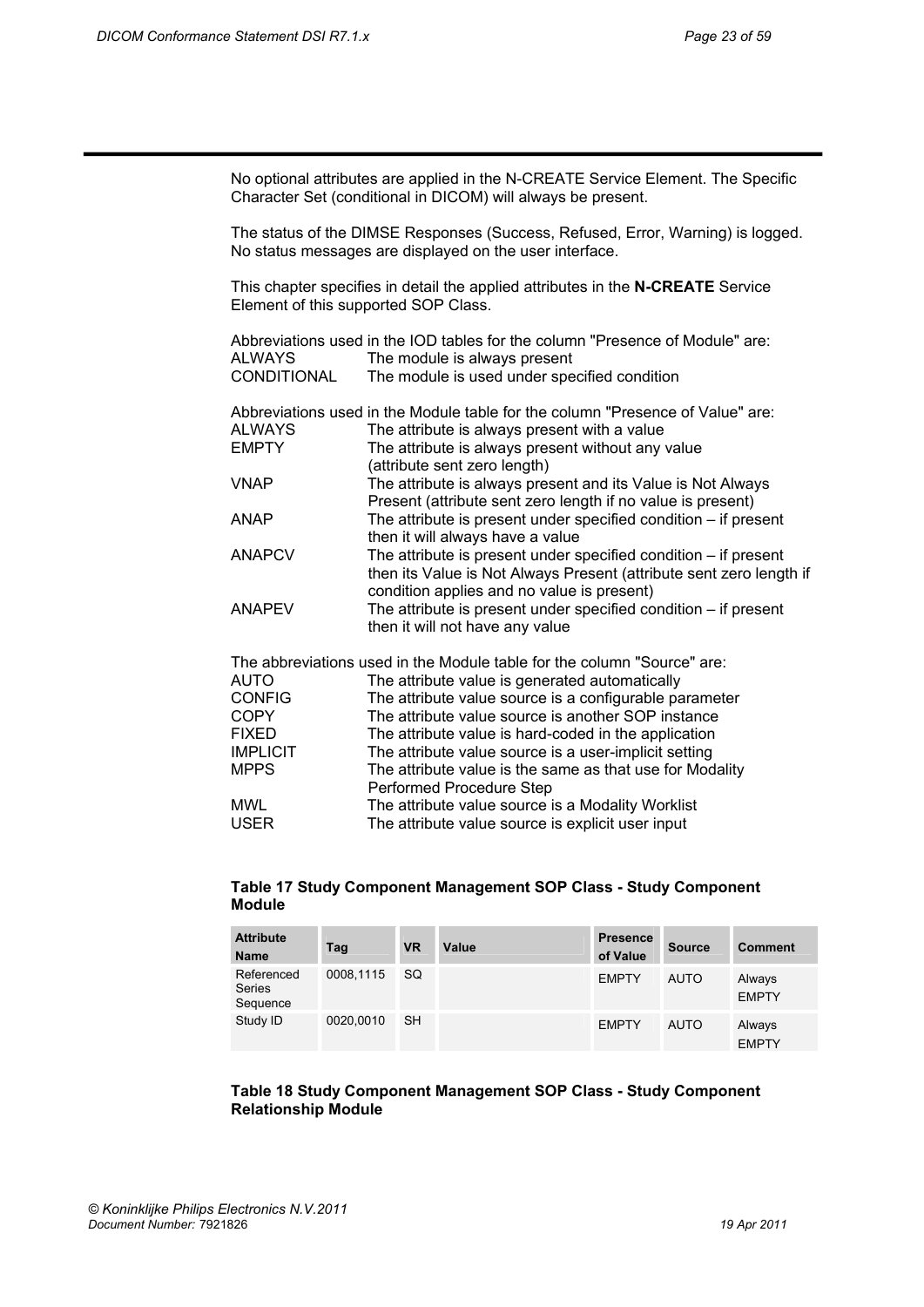No optional attributes are applied in the N-CREATE Service Element. The Specific Character Set (conditional in DICOM) will always be present.

The status of the DIMSE Responses (Success, Refused, Error, Warning) is logged. No status messages are displayed on the user interface.

This chapter specifies in detail the applied attributes in the **N-CREATE** Service Element of this supported SOP Class.

Abbreviations used in the IOD tables for the column "Presence of Module" are:

| | |
|---|---|
| ALWAYS | The module is always present |
| CONDITIONAL | The module is used under specified condition |

Abbreviations used in the Module table for the column "Presence of Value" are:

| | |
|---|---|
| ALWAYS | The attribute is always present with a value |
| EMPTY | The attribute is always present without any value (attribute sent zero length) |
| VNAP | The attribute is always present and its Value is Not Always Present (attribute sent zero length if no value is present) |
| ANAP | The attribute is present under specified condition – if present then it will always have a value |
| ANAPCV | The attribute is present under specified condition – if present then its Value is Not Always Present (attribute sent zero length if condition applies and no value is present) |
| ANAPEV | The attribute is present under specified condition – if present then it will not have any value |

The abbreviations used in the Module table for the column "Source" are:

| | |
|---|---|
| AUTO | The attribute value is generated automatically |
| CONFIG | The attribute value source is a configurable parameter |
| COPY | The attribute value source is another SOP instance |
| FIXED | The attribute value is hard-coded in the application |
| IMPLICIT | The attribute value source is a user-implicit setting |
| MPPS | The attribute value is the same as that use for Modality Performed Procedure Step |
| MWL | The attribute value source is a Modality Worklist |
| USER | The attribute value source is explicit user input |

**Table 17 Study Component Management SOP Class - Study Component Module**

| Attribute Name | Tag | VR | Value | Presence of Value | Source | Comment |
|---|---|---|---|---|---|---|
| Referenced Series Sequence | 0008,1115 | SQ | | EMPTY | AUTO | Always EMPTY |
| Study ID | 0020,0010 | SH | | EMPTY | AUTO | Always EMPTY |

**Table 18 Study Component Management SOP Class - Study Component Relationship Module**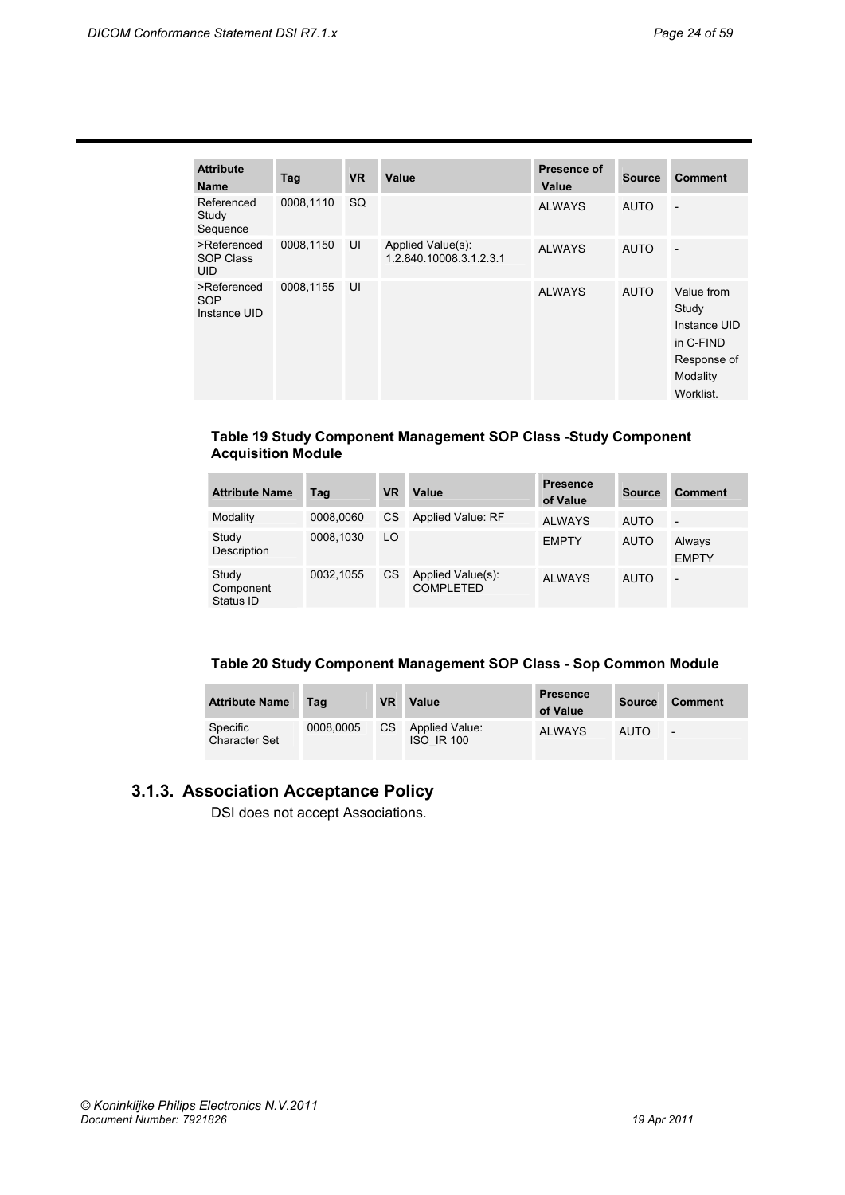| Attribute Name | Tag | VR | Value | Presence of Value | Source | Comment |
|---|---|---|---|---|---|---|
| Referenced Study Sequence | 0008,1110 | SQ | | ALWAYS | AUTO | - |
| >Referenced SOP Class UID | 0008,1150 | UI | Applied Value(s): 1.2.840.10008.3.1.2.3.1 | ALWAYS | AUTO | - |
| >Referenced SOP Instance UID | 0008,1155 | UI | | ALWAYS | AUTO | Value from Study Instance UID in C-FIND Response of Modality Worklist. |

**Table 19 Study Component Management SOP Class -Study Component Acquisition Module**

| Attribute Name | Tag | VR | Value | Presence of Value | Source | Comment |
|---|---|---|---|---|---|---|
| Modality | 0008,0060 | CS | Applied Value: RF | ALWAYS | AUTO | - |
| Study Description | 0008,1030 | LO | | EMPTY | AUTO | Always EMPTY |
| Study Component Status ID | 0032,1055 | CS | Applied Value(s): COMPLETED | ALWAYS | AUTO | - |

**Table 20 Study Component Management SOP Class - Sop Common Module**

| Attribute Name | Tag | VR | Value | Presence of Value | Source | Comment |
|---|---|---|---|---|---|---|
| Specific Character Set | 0008,0005 | CS | Applied Value: ISO_IR 100 | ALWAYS | AUTO | - |

### 3.1.3. Association Acceptance Policy

DSI does not accept Associations.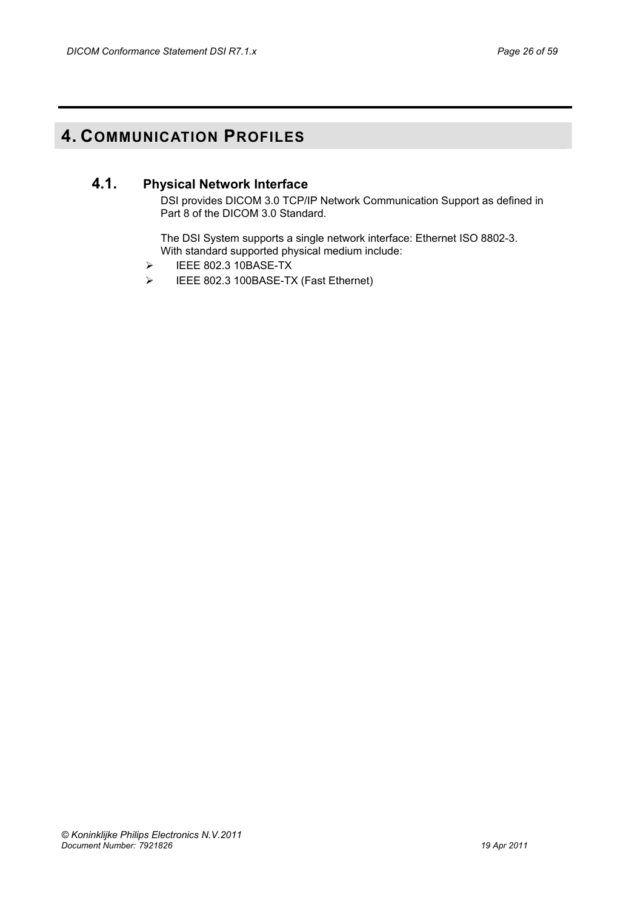# 4. COMMUNICATION PROFILES

## 4.1. Physical Network Interface

DSI provides DICOM 3.0 TCP/IP Network Communication Support as defined in Part 8 of the DICOM 3.0 Standard.

The DSI System supports a single network interface: Ethernet ISO 8802-3. With standard supported physical medium include:

- IEEE 802.3 10BASE-TX
- IEEE 802.3 100BASE-TX (Fast Ethernet)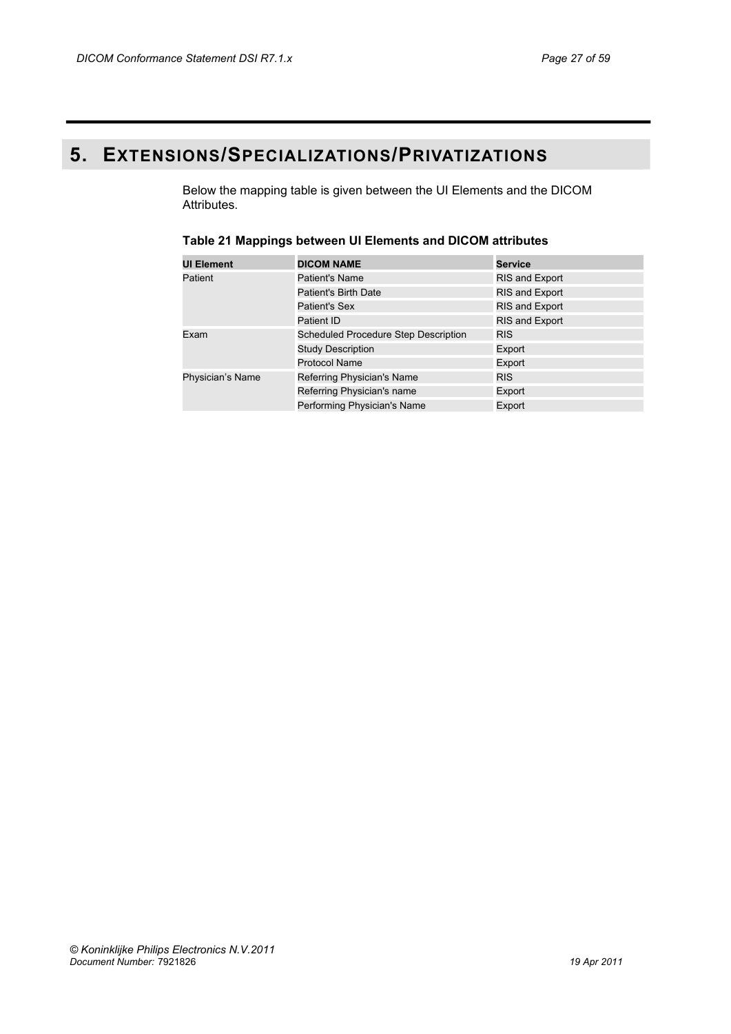# 5. EXTENSIONS/SPECIALIZATIONS/PRIVATIZATIONS

Below the mapping table is given between the UI Elements and the DICOM Attributes.

**Table 21 Mappings between UI Elements and DICOM attributes**

| UI Element | DICOM NAME | Service |
|---|---|---|
| Patient | Patient's Name | RIS and Export |
| | Patient's Birth Date | RIS and Export |
| | Patient's Sex | RIS and Export |
| | Patient ID | RIS and Export |
| Exam | Scheduled Procedure Step Description | RIS |
| | Study Description | Export |
| | Protocol Name | Export |
| Physician's Name | Referring Physician's Name | RIS |
| | Referring Physician's name | Export |
| | Performing Physician's Name | Export |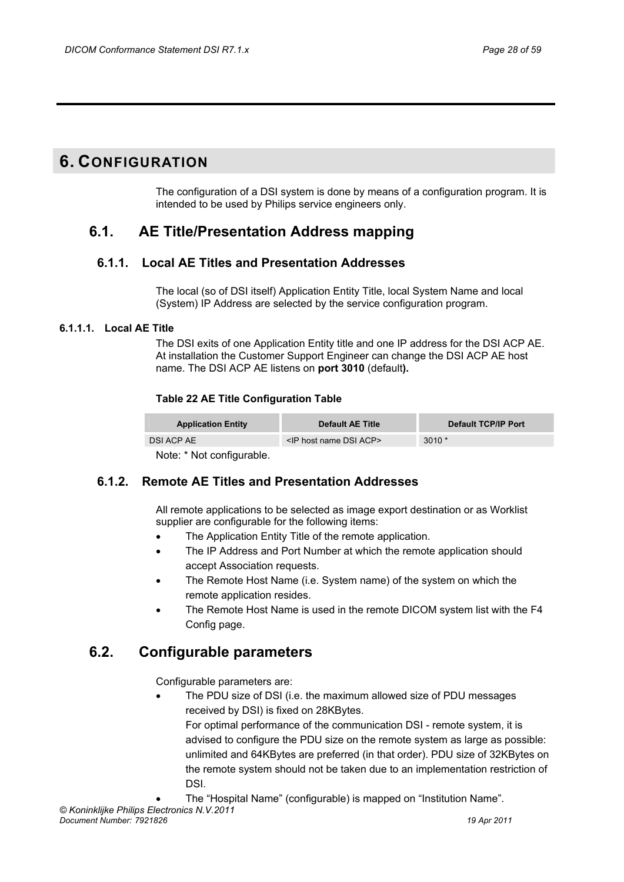# 6. CONFIGURATION

The configuration of a DSI system is done by means of a configuration program. It is intended to be used by Philips service engineers only.

## 6.1. AE Title/Presentation Address mapping

### 6.1.1. Local AE Titles and Presentation Addresses

The local (so of DSI itself) Application Entity Title, local System Name and local (System) IP Address are selected by the service configuration program.

#### 6.1.1.1. Local AE Title

The DSI exits of one Application Entity title and one IP address for the DSI ACP AE. At installation the Customer Support Engineer can change the DSI ACP AE host name. The DSI ACP AE listens on **port 3010** (default**).**

**Table 22 AE Title Configuration Table**

| Application Entity | Default AE Title | Default TCP/IP Port |
|---|---|---|
| DSI ACP AE | <IP host name DSI ACP> | 3010 * |

Note: * Not configurable.

### 6.1.2. Remote AE Titles and Presentation Addresses

All remote applications to be selected as image export destination or as Worklist supplier are configurable for the following items:

- The Application Entity Title of the remote application.
- The IP Address and Port Number at which the remote application should accept Association requests.
- The Remote Host Name (i.e. System name) of the system on which the remote application resides.
- The Remote Host Name is used in the remote DICOM system list with the F4 Config page.

## 6.2. Configurable parameters

Configurable parameters are:

- The PDU size of DSI (i.e. the maximum allowed size of PDU messages received by DSI) is fixed on 28KBytes.
  For optimal performance of the communication DSI - remote system, it is advised to configure the PDU size on the remote system as large as possible: unlimited and 64KBytes are preferred (in that order). PDU size of 32KBytes on the remote system should not be taken due to an implementation restriction of DSI.
- The “Hospital Name” (configurable) is mapped on “Institution Name”.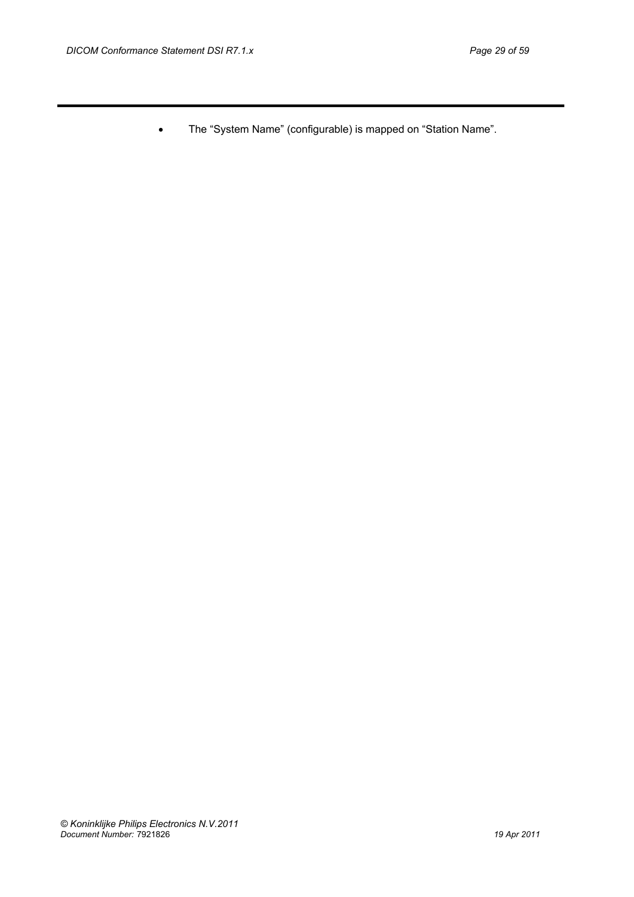- The “System Name” (configurable) is mapped on “Station Name”.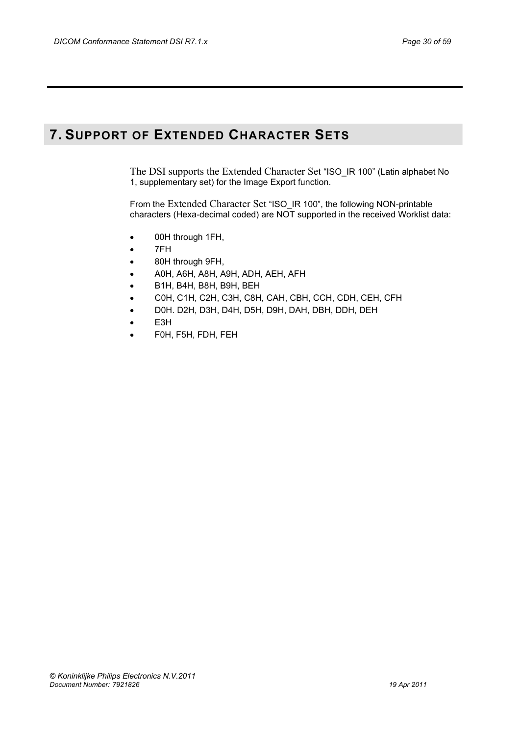# 7. SUPPORT OF EXTENDED CHARACTER SETS

The DSI supports the Extended Character Set “ISO_IR 100” (Latin alphabet No 1, supplementary set) for the Image Export function.

From the Extended Character Set “ISO_IR 100”, the following NON-printable characters (Hexa-decimal coded) are NOT supported in the received Worklist data:

- 00H through 1FH,
- 7FH
- 80H through 9FH,
- A0H, A6H, A8H, A9H, ADH, AEH, AFH
- B1H, B4H, B8H, B9H, BEH
- C0H, C1H, C2H, C3H, C8H, CAH, CBH, CCH, CDH, CEH, CFH
- D0H. D2H, D3H, D4H, D5H, D9H, DAH, DBH, DDH, DEH
- E3H
- F0H, F5H, FDH, FEH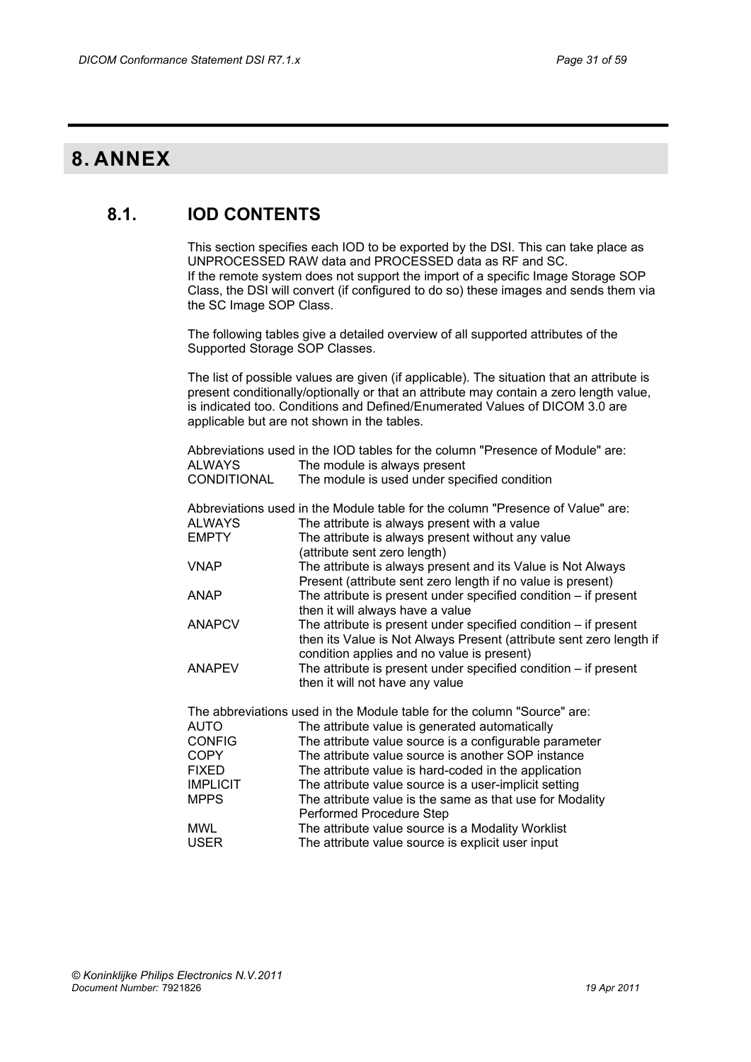# 8. ANNEX

## 8.1. IOD CONTENTS

This section specifies each IOD to be exported by the DSI. This can take place as UNPROCESSED RAW data and PROCESSED data as RF and SC.
If the remote system does not support the import of a specific Image Storage SOP Class, the DSI will convert (if configured to do so) these images and sends them via the SC Image SOP Class.

The following tables give a detailed overview of all supported attributes of the Supported Storage SOP Classes.

The list of possible values are given (if applicable). The situation that an attribute is present conditionally/optionally or that an attribute may contain a zero length value, is indicated too. Conditions and Defined/Enumerated Values of DICOM 3.0 are applicable but are not shown in the tables.

Abbreviations used in the IOD tables for the column "Presence of Module" are:

| | |
|---|---|
| ALWAYS | The module is always present |
| CONDITIONAL | The module is used under specified condition |

Abbreviations used in the Module table for the column "Presence of Value" are:

| | |
|---|---|
| ALWAYS | The attribute is always present with a value |
| EMPTY | The attribute is always present without any value (attribute sent zero length) |
| VNAP | The attribute is always present and its Value is Not Always Present (attribute sent zero length if no value is present) |
| ANAP | The attribute is present under specified condition – if present then it will always have a value |
| ANAPCV | The attribute is present under specified condition – if present then its Value is Not Always Present (attribute sent zero length if condition applies and no value is present) |
| ANAPEV | The attribute is present under specified condition – if present then it will not have any value |

The abbreviations used in the Module table for the column "Source" are:

| | |
|---|---|
| AUTO | The attribute value is generated automatically |
| CONFIG | The attribute value source is a configurable parameter |
| COPY | The attribute value source is another SOP instance |
| FIXED | The attribute value is hard-coded in the application |
| IMPLICIT | The attribute value source is a user-implicit setting |
| MPPS | The attribute value is the same as that use for Modality Performed Procedure Step |
| MWL | The attribute value source is a Modality Worklist |
| USER | The attribute value source is explicit user input |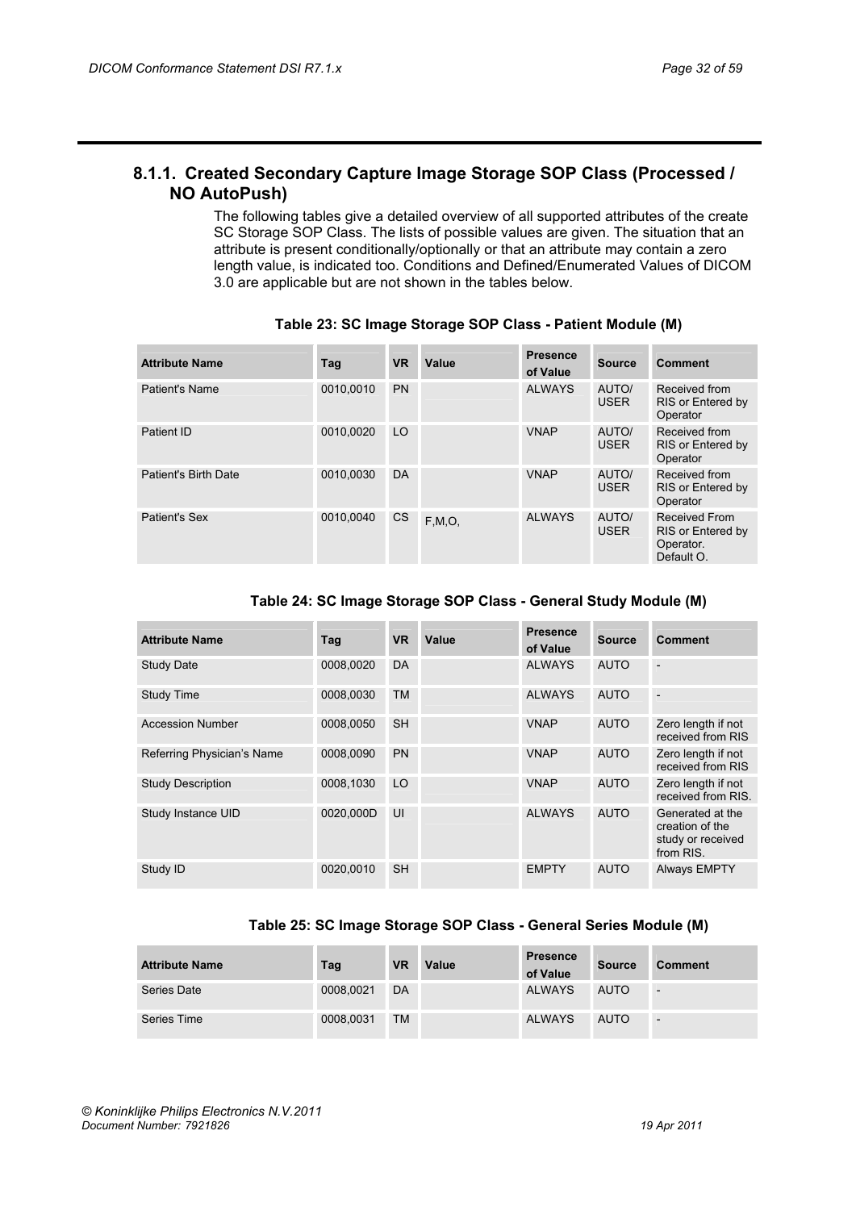### 8.1.1. Created Secondary Capture Image Storage SOP Class (Processed / NO AutoPush)

The following tables give a detailed overview of all supported attributes of the create SC Storage SOP Class. The lists of possible values are given. The situation that an attribute is present conditionally/optionally or that an attribute may contain a zero length value, is indicated too. Conditions and Defined/Enumerated Values of DICOM 3.0 are applicable but are not shown in the tables below.

**Table 23: SC Image Storage SOP Class - Patient Module (M)**

| Attribute Name | Tag | VR | Value | Presence of Value | Source | Comment |
|---|---|---|---|---|---|---|
| Patient's Name | 0010,0010 | PN | | ALWAYS | AUTO/ USER | Received from RIS or Entered by Operator |
| Patient ID | 0010,0020 | LO | | VNAP | AUTO/ USER | Received from RIS or Entered by Operator |
| Patient's Birth Date | 0010,0030 | DA | | VNAP | AUTO/ USER | Received from RIS or Entered by Operator |
| Patient's Sex | 0010,0040 | CS | F,M,O, | ALWAYS | AUTO/ USER | Received From RIS or Entered by Operator. Default O. |

**Table 24: SC Image Storage SOP Class - General Study Module (M)**

| Attribute Name | Tag | VR | Value | Presence of Value | Source | Comment |
|---|---|---|---|---|---|---|
| Study Date | 0008,0020 | DA | | ALWAYS | AUTO | - |
| Study Time | 0008,0030 | TM | | ALWAYS | AUTO | - |
| Accession Number | 0008,0050 | SH | | VNAP | AUTO | Zero length if not received from RIS |
| Referring Physician's Name | 0008,0090 | PN | | VNAP | AUTO | Zero length if not received from RIS |
| Study Description | 0008,1030 | LO | | VNAP | AUTO | Zero length if not received from RIS. |
| Study Instance UID | 0020,000D | UI | | ALWAYS | AUTO | Generated at the creation of the study or received from RIS. |
| Study ID | 0020,0010 | SH | | EMPTY | AUTO | Always EMPTY |

**Table 25: SC Image Storage SOP Class - General Series Module (M)**

| Attribute Name | Tag | VR | Value | Presence of Value | Source | Comment |
|---|---|---|---|---|---|---|
| Series Date | 0008,0021 | DA | | ALWAYS | AUTO | - |
| Series Time | 0008,0031 | TM | | ALWAYS | AUTO | - |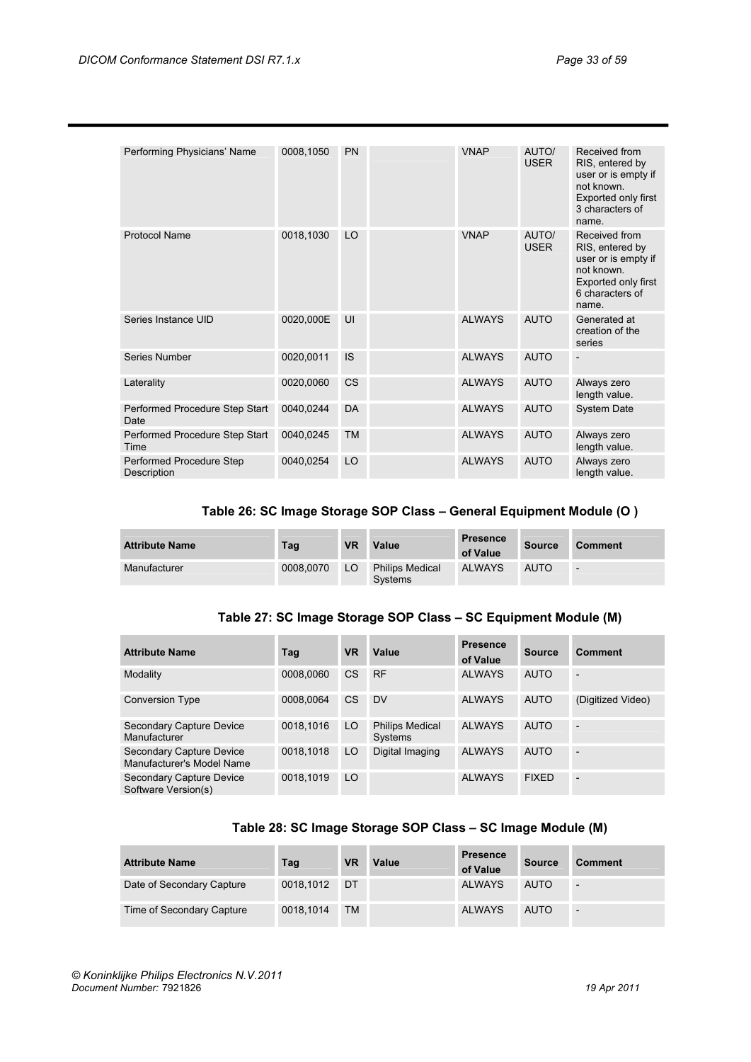| Attribute Name | Tag | VR | Value | Presence of Value | Source | Comment |
|---|---|---|---|---|---|---|
| Performing Physicians' Name | 0008,1050 | PN | | VNAP | AUTO/ USER | Received from RIS, entered by user or is empty if not known. Exported only first 3 characters of name. |
| Protocol Name | 0018,1030 | LO | | VNAP | AUTO/ USER | Received from RIS, entered by user or is empty if not known. Exported only first 6 characters of name. |
| Series Instance UID | 0020,000E | UI | | ALWAYS | AUTO | Generated at creation of the series |
| Series Number | 0020,0011 | IS | | ALWAYS | AUTO | - |
| Laterality | 0020,0060 | CS | | ALWAYS | AUTO | Always zero length value. |
| Performed Procedure Step Start Date | 0040,0244 | DA | | ALWAYS | AUTO | System Date |
| Performed Procedure Step Start Time | 0040,0245 | TM | | ALWAYS | AUTO | Always zero length value. |
| Performed Procedure Step Description | 0040,0254 | LO | | ALWAYS | AUTO | Always zero length value. |

**Table 26: SC Image Storage SOP Class – General Equipment Module (O )**

| Attribute Name | Tag | VR | Value | Presence of Value | Source | Comment |
|---|---|---|---|---|---|---|
| Manufacturer | 0008,0070 | LO | Philips Medical Systems | ALWAYS | AUTO | - |

**Table 27: SC Image Storage SOP Class – SC Equipment Module (M)**

| Attribute Name | Tag | VR | Value | Presence of Value | Source | Comment |
|---|---|---|---|---|---|---|
| Modality | 0008,0060 | CS | RF | ALWAYS | AUTO | - |
| Conversion Type | 0008,0064 | CS | DV | ALWAYS | AUTO | (Digitized Video) |
| Secondary Capture Device Manufacturer | 0018,1016 | LO | Philips Medical Systems | ALWAYS | AUTO | - |
| Secondary Capture Device Manufacturer's Model Name | 0018,1018 | LO | Digital Imaging | ALWAYS | AUTO | - |
| Secondary Capture Device Software Version(s) | 0018,1019 | LO | | ALWAYS | FIXED | - |

**Table 28: SC Image Storage SOP Class – SC Image Module (M)**

| Attribute Name | Tag | VR | Value | Presence of Value | Source | Comment |
|---|---|---|---|---|---|---|
| Date of Secondary Capture | 0018,1012 | DT | | ALWAYS | AUTO | - |
| Time of Secondary Capture | 0018,1014 | TM | | ALWAYS | AUTO | - |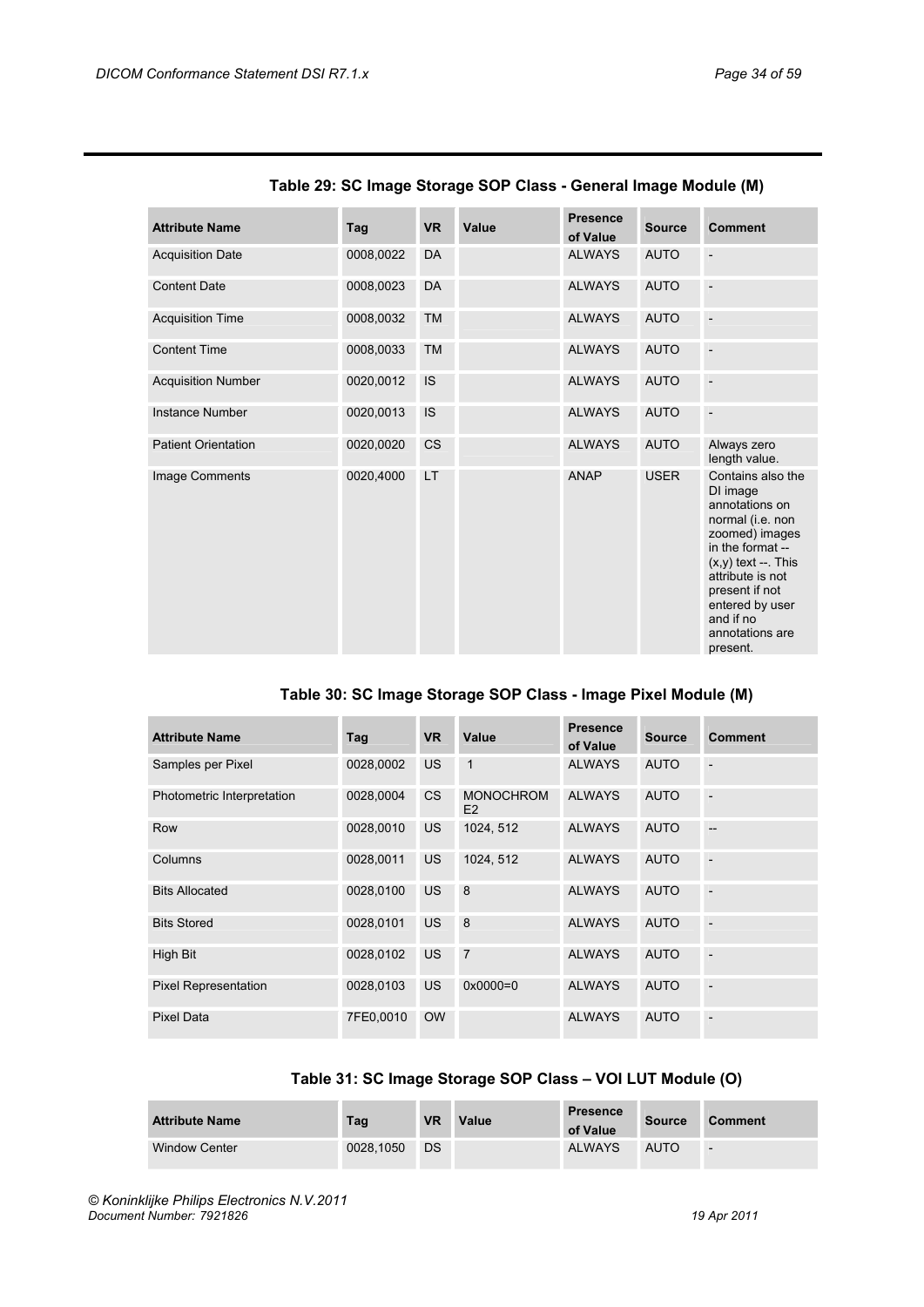**Table 29: SC Image Storage SOP Class - General Image Module (M)**

| Attribute Name | Tag | VR | Value | Presence of Value | Source | Comment |
|---|---|---|---|---|---|---|
| Acquisition Date | 0008,0022 | DA | | ALWAYS | AUTO | - |
| Content Date | 0008,0023 | DA | | ALWAYS | AUTO | - |
| Acquisition Time | 0008,0032 | TM | | ALWAYS | AUTO | - |
| Content Time | 0008,0033 | TM | | ALWAYS | AUTO | - |
| Acquisition Number | 0020,0012 | IS | | ALWAYS | AUTO | - |
| Instance Number | 0020,0013 | IS | | ALWAYS | AUTO | - |
| Patient Orientation | 0020,0020 | CS | | ALWAYS | AUTO | Always zero length value. |
| Image Comments | 0020,4000 | LT | | ANAP | USER | Contains also the DI image annotations on normal (i.e. non zoomed) images in the format -- (x,y) text --. This attribute is not present if not entered by user and if no annotations are present. |

**Table 30: SC Image Storage SOP Class - Image Pixel Module (M)**

| Attribute Name | Tag | VR | Value | Presence of Value | Source | Comment |
|---|---|---|---|---|---|---|
| Samples per Pixel | 0028,0002 | US | 1 | ALWAYS | AUTO | - |
| Photometric Interpretation | 0028,0004 | CS | MONOCHROME2 | ALWAYS | AUTO | - |
| Row | 0028,0010 | US | 1024, 512 | ALWAYS | AUTO | -- |
| Columns | 0028,0011 | US | 1024, 512 | ALWAYS | AUTO | - |
| Bits Allocated | 0028,0100 | US | 8 | ALWAYS | AUTO | - |
| Bits Stored | 0028,0101 | US | 8 | ALWAYS | AUTO | - |
| High Bit | 0028,0102 | US | 7 | ALWAYS | AUTO | - |
| Pixel Representation | 0028,0103 | US | 0x0000=0 | ALWAYS | AUTO | - |
| Pixel Data | 7FE0,0010 | OW | | ALWAYS | AUTO | - |

**Table 31: SC Image Storage SOP Class – VOI LUT Module (O)**

| Attribute Name | Tag | VR | Value | Presence of Value | Source | Comment |
|---|---|---|---|---|---|---|
| Window Center | 0028,1050 | DS | | ALWAYS | AUTO | - |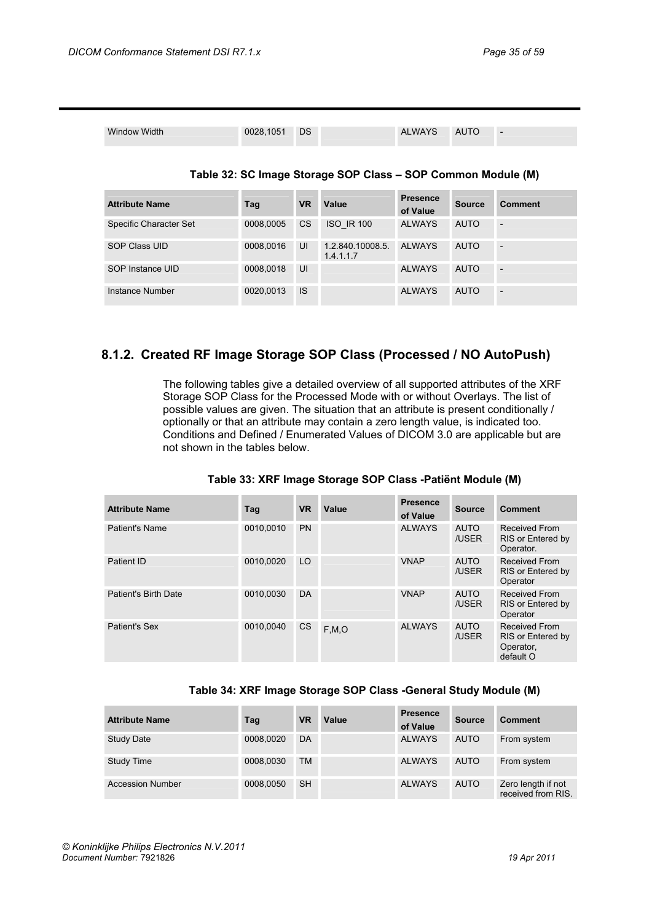| Window Width | 0028,1051 | DS | | ALWAYS | AUTO | - |
|---|---|---|---|---|---|---|

**Table 32: SC Image Storage SOP Class – SOP Common Module (M)**

| Attribute Name | Tag | VR | Value | Presence of Value | Source | Comment |
|---|---|---|---|---|---|---|
| Specific Character Set | 0008,0005 | CS | ISO_IR 100 | ALWAYS | AUTO | - |
| SOP Class UID | 0008,0016 | UI | 1.2.840.10008.5.1.4.1.1.7 | ALWAYS | AUTO | - |
| SOP Instance UID | 0008,0018 | UI | | ALWAYS | AUTO | - |
| Instance Number | 0020,0013 | IS | | ALWAYS | AUTO | - |

### 8.1.2. Created RF Image Storage SOP Class (Processed / NO AutoPush)

The following tables give a detailed overview of all supported attributes of the XRF Storage SOP Class for the Processed Mode with or without Overlays. The list of possible values are given. The situation that an attribute is present conditionally / optionally or that an attribute may contain a zero length value, is indicated too. Conditions and Defined / Enumerated Values of DICOM 3.0 are applicable but are not shown in the tables below.

**Table 33: XRF Image Storage SOP Class -Patiënt Module (M)**

| Attribute Name | Tag | VR | Value | Presence of Value | Source | Comment |
|---|---|---|---|---|---|---|
| Patient's Name | 0010,0010 | PN | | ALWAYS | AUTO /USER | Received From RIS or Entered by Operator. |
| Patient ID | 0010,0020 | LO | | VNAP | AUTO /USER | Received From RIS or Entered by Operator |
| Patient's Birth Date | 0010,0030 | DA | | VNAP | AUTO /USER | Received From RIS or Entered by Operator |
| Patient's Sex | 0010,0040 | CS | F,M,O | ALWAYS | AUTO /USER | Received From RIS or Entered by Operator, default O |

**Table 34: XRF Image Storage SOP Class -General Study Module (M)**

| Attribute Name | Tag | VR | Value | Presence of Value | Source | Comment |
|---|---|---|---|---|---|---|
| Study Date | 0008,0020 | DA | | ALWAYS | AUTO | From system |
| Study Time | 0008,0030 | TM | | ALWAYS | AUTO | From system |
| Accession Number | 0008,0050 | SH | | ALWAYS | AUTO | Zero length if not received from RIS. |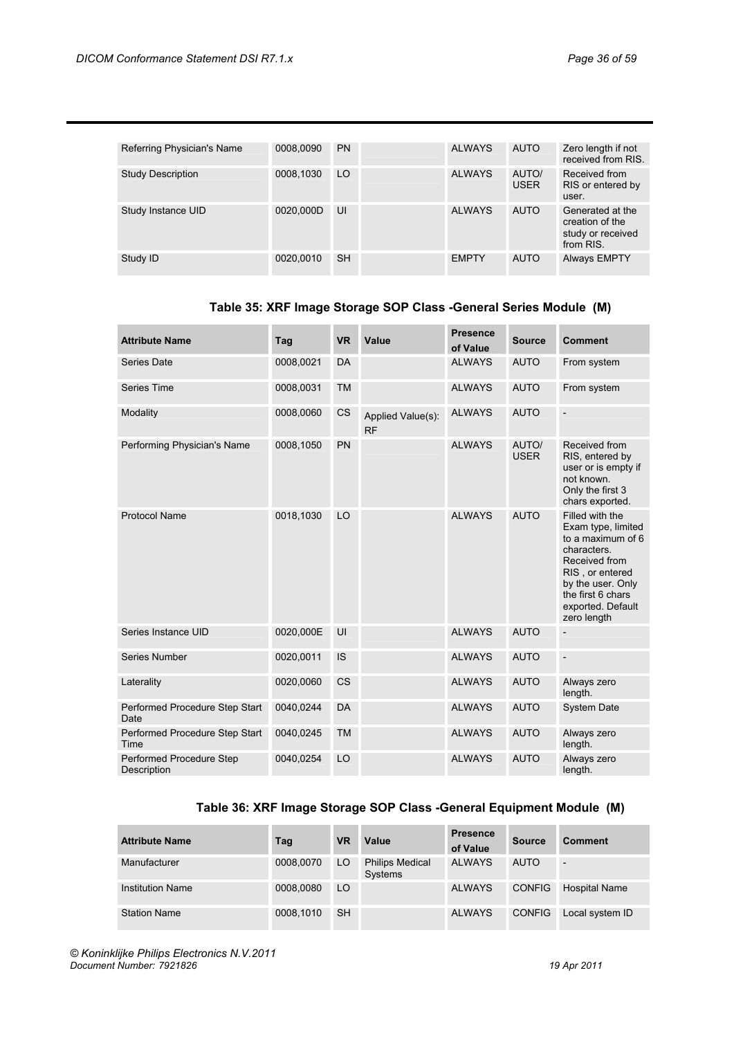| Attribute Name | Tag | VR | Value | Presence of Value | Source | Comment |
|---|---|---|---|---|---|---|
| Referring Physician's Name | 0008,0090 | PN | | ALWAYS | AUTO | Zero length if not received from RIS. |
| Study Description | 0008,1030 | LO | | ALWAYS | AUTO/ USER | Received from RIS or entered by user. |
| Study Instance UID | 0020,000D | UI | | ALWAYS | AUTO | Generated at the creation of the study or received from RIS. |
| Study ID | 0020,0010 | SH | | EMPTY | AUTO | Always EMPTY |

### Table 35: XRF Image Storage SOP Class -General Series Module (M)

| Attribute Name | Tag | VR | Value | Presence of Value | Source | Comment |
|---|---|---|---|---|---|---|
| Series Date | 0008,0021 | DA | | ALWAYS | AUTO | From system |
| Series Time | 0008,0031 | TM | | ALWAYS | AUTO | From system |
| Modality | 0008,0060 | CS | Applied Value(s): RF | ALWAYS | AUTO | - |
| Performing Physician's Name | 0008,1050 | PN | | ALWAYS | AUTO/ USER | Received from RIS, entered by user or is empty if not known. Only the first 3 chars exported. |
| Protocol Name | 0018,1030 | LO | | ALWAYS | AUTO | Filled with the Exam type, limited to a maximum of 6 characters. Received from RIS , or entered by the user. Only the first 6 chars exported. Default zero length |
| Series Instance UID | 0020,000E | UI | | ALWAYS | AUTO | - |
| Series Number | 0020,0011 | IS | | ALWAYS | AUTO | - |
| Laterality | 0020,0060 | CS | | ALWAYS | AUTO | Always zero length. |
| Performed Procedure Step Start Date | 0040,0244 | DA | | ALWAYS | AUTO | System Date |
| Performed Procedure Step Start Time | 0040,0245 | TM | | ALWAYS | AUTO | Always zero length. |
| Performed Procedure Step Description | 0040,0254 | LO | | ALWAYS | AUTO | Always zero length. |

### Table 36: XRF Image Storage SOP Class -General Equipment Module (M)

| Attribute Name | Tag | VR | Value | Presence of Value | Source | Comment |
|---|---|---|---|---|---|---|
| Manufacturer | 0008,0070 | LO | Philips Medical Systems | ALWAYS | AUTO | - |
| Institution Name | 0008,0080 | LO | | ALWAYS | CONFIG | Hospital Name |
| Station Name | 0008,1010 | SH | | ALWAYS | CONFIG | Local system ID |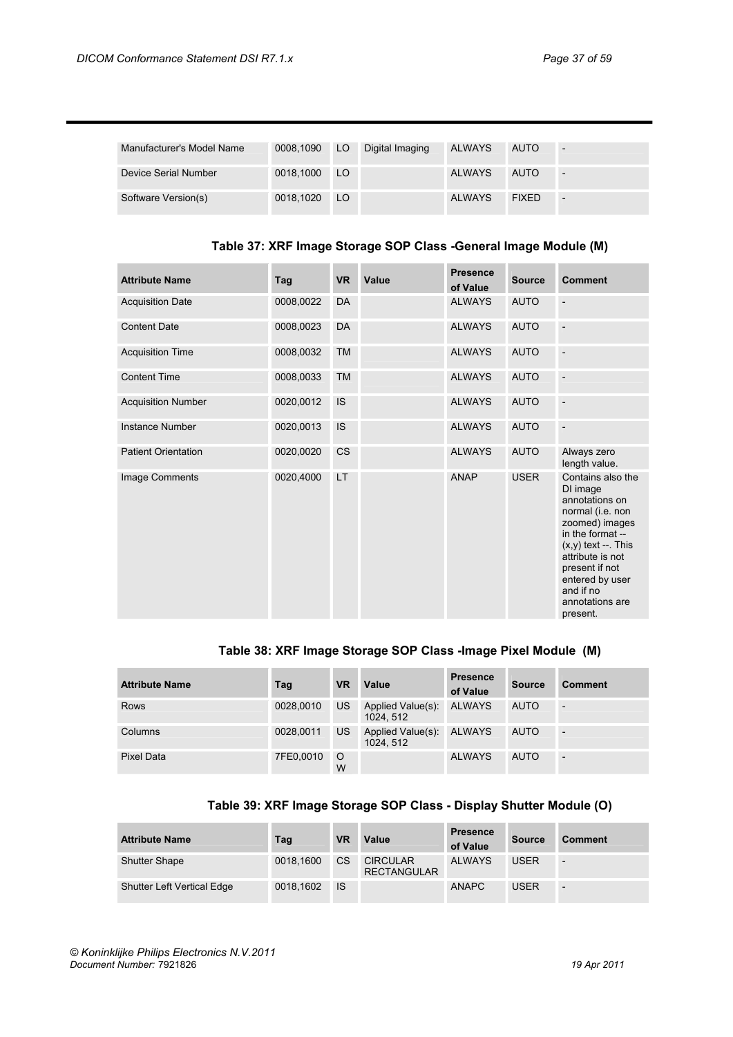| Manufacturer's Model Name | 0008,1090 | LO | Digital Imaging | ALWAYS | AUTO | - |
|---|---|---|---|---|---|---|
| Device Serial Number | 0018,1000 | LO | | ALWAYS | AUTO | - |
| Software Version(s) | 0018,1020 | LO | | ALWAYS | FIXED | - |

**Table 37: XRF Image Storage SOP Class -General Image Module (M)**

| Attribute Name | Tag | VR | Value | Presence of Value | Source | Comment |
|---|---|---|---|---|---|---|
| Acquisition Date | 0008,0022 | DA | | ALWAYS | AUTO | - |
| Content Date | 0008,0023 | DA | | ALWAYS | AUTO | - |
| Acquisition Time | 0008,0032 | TM | | ALWAYS | AUTO | - |
| Content Time | 0008,0033 | TM | | ALWAYS | AUTO | - |
| Acquisition Number | 0020,0012 | IS | | ALWAYS | AUTO | - |
| Instance Number | 0020,0013 | IS | | ALWAYS | AUTO | - |
| Patient Orientation | 0020,0020 | CS | | ALWAYS | AUTO | Always zero length value. |
| Image Comments | 0020,4000 | LT | | ANAP | USER | Contains also the DI image annotations on normal (i.e. non zoomed) images in the format -- (x,y) text --. This attribute is not present if not entered by user and if no annotations are present. |

**Table 38: XRF Image Storage SOP Class -Image Pixel Module (M)**

| Attribute Name | Tag | VR | Value | Presence of Value | Source | Comment |
|---|---|---|---|---|---|---|
| Rows | 0028,0010 | US | Applied Value(s): 1024, 512 | ALWAYS | AUTO | - |
| Columns | 0028,0011 | US | Applied Value(s): 1024, 512 | ALWAYS | AUTO | - |
| Pixel Data | 7FE0,0010 | OW | | ALWAYS | AUTO | - |

**Table 39: XRF Image Storage SOP Class - Display Shutter Module (O)**

| Attribute Name | Tag | VR | Value | Presence of Value | Source | Comment |
|---|---|---|---|---|---|---|
| Shutter Shape | 0018,1600 | CS | CIRCULAR RECTANGULAR | ALWAYS | USER | - |
| Shutter Left Vertical Edge | 0018,1602 | IS | | ANAPC | USER | - |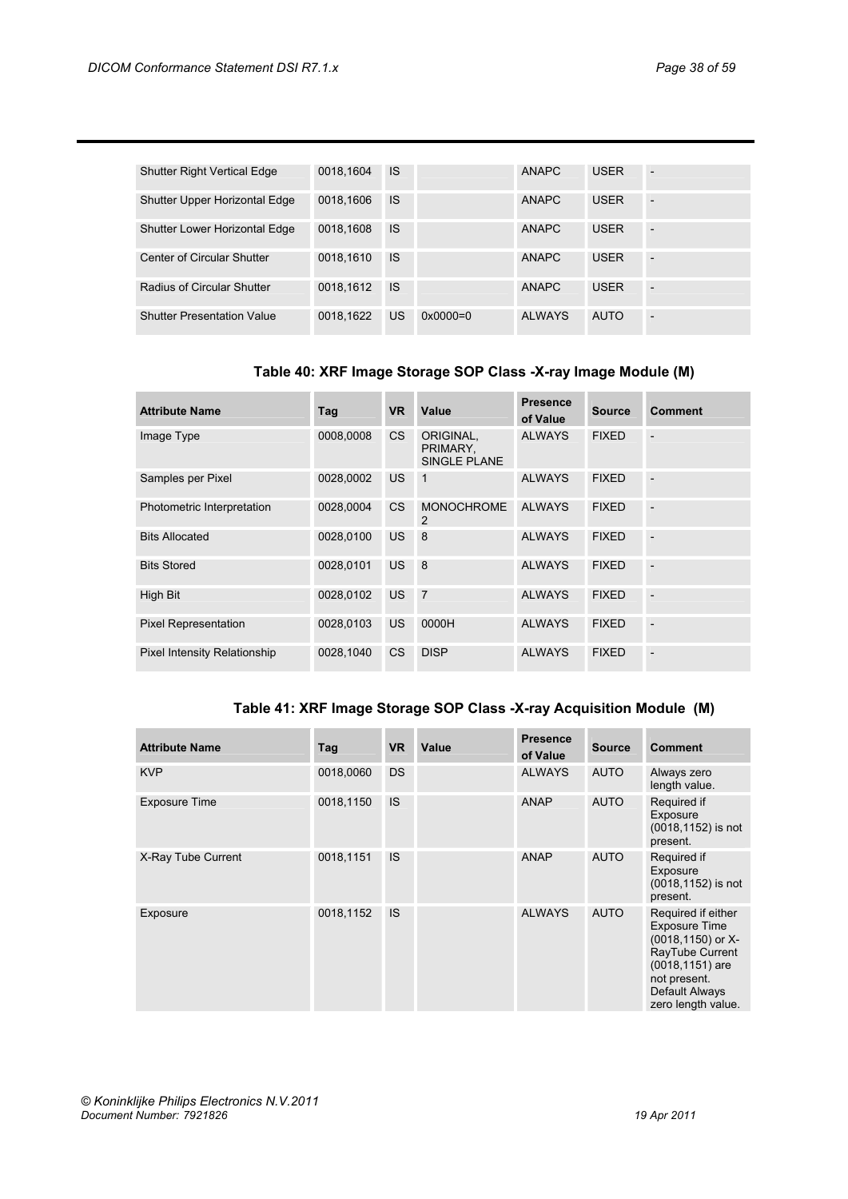| | | | | | | |
|---|---|---|---|---|---|---|
| Shutter Right Vertical Edge | 0018,1604 | IS | | ANAPC | USER | - |
| Shutter Upper Horizontal Edge | 0018,1606 | IS | | ANAPC | USER | - |
| Shutter Lower Horizontal Edge | 0018,1608 | IS | | ANAPC | USER | - |
| Center of Circular Shutter | 0018,1610 | IS | | ANAPC | USER | - |
| Radius of Circular Shutter | 0018,1612 | IS | | ANAPC | USER | - |
| Shutter Presentation Value | 0018,1622 | US | 0x0000=0 | ALWAYS | AUTO | - |

### Table 40: XRF Image Storage SOP Class -X-ray Image Module (M)

| Attribute Name | Tag | VR | Value | Presence of Value | Source | Comment |
|---|---|---|---|---|---|---|
| Image Type | 0008,0008 | CS | ORIGINAL, PRIMARY, SINGLE PLANE | ALWAYS | FIXED | - |
| Samples per Pixel | 0028,0002 | US | 1 | ALWAYS | FIXED | - |
| Photometric Interpretation | 0028,0004 | CS | MONOCHROME 2 | ALWAYS | FIXED | - |
| Bits Allocated | 0028,0100 | US | 8 | ALWAYS | FIXED | - |
| Bits Stored | 0028,0101 | US | 8 | ALWAYS | FIXED | - |
| High Bit | 0028,0102 | US | 7 | ALWAYS | FIXED | - |
| Pixel Representation | 0028,0103 | US | 0000H | ALWAYS | FIXED | - |
| Pixel Intensity Relationship | 0028,1040 | CS | DISP | ALWAYS | FIXED | - |

### Table 41: XRF Image Storage SOP Class -X-ray Acquisition Module (M)

| Attribute Name | Tag | VR | Value | Presence of Value | Source | Comment |
|---|---|---|---|---|---|---|
| KVP | 0018,0060 | DS | | ALWAYS | AUTO | Always zero length value. |
| Exposure Time | 0018,1150 | IS | | ANAP | AUTO | Required if Exposure (0018,1152) is not present. |
| X-Ray Tube Current | 0018,1151 | IS | | ANAP | AUTO | Required if Exposure (0018,1152) is not present. |
| Exposure | 0018,1152 | IS | | ALWAYS | AUTO | Required if either Exposure Time (0018,1150) or X-RayTube Current (0018,1151) are not present. Default Always zero length value. |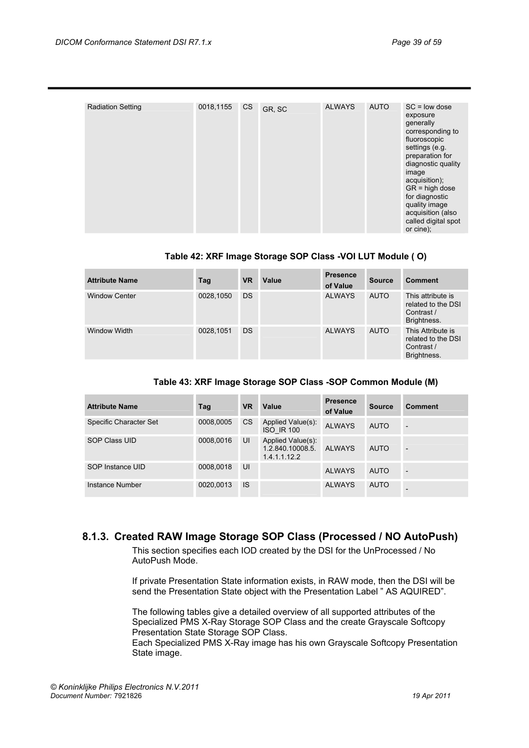| Radiation Setting | 0018,1155 | CS | GR, SC | ALWAYS | AUTO | SC = low dose exposure generally corresponding to fluoroscopic settings (e.g. preparation for diagnostic quality image acquisition); GR = high dose for diagnostic quality image acquisition (also called digital spot or cine); |
|---|---|---|---|---|---|---|

**Table 42: XRF Image Storage SOP Class -VOI LUT Module ( O)**

| Attribute Name | Tag | VR | Value | Presence of Value | Source | Comment |
|---|---|---|---|---|---|---|
| Window Center | 0028,1050 | DS | | ALWAYS | AUTO | This attribute is related to the DSI Contrast / Brightness. |
| Window Width | 0028,1051 | DS | | ALWAYS | AUTO | This Attribute is related to the DSI Contrast / Brightness. |

**Table 43: XRF Image Storage SOP Class -SOP Common Module (M)**

| Attribute Name | Tag | VR | Value | Presence of Value | Source | Comment |
|---|---|---|---|---|---|---|
| Specific Character Set | 0008,0005 | CS | Applied Value(s): ISO_IR 100 | ALWAYS | AUTO | - |
| SOP Class UID | 0008,0016 | UI | Applied Value(s): 1.2.840.10008.5.1.4.1.1.12.2 | ALWAYS | AUTO | - |
| SOP Instance UID | 0008,0018 | UI | | ALWAYS | AUTO | - |
| Instance Number | 0020,0013 | IS | | ALWAYS | AUTO | - |

### 8.1.3. Created RAW Image Storage SOP Class (Processed / NO AutoPush)

This section specifies each IOD created by the DSI for the UnProcessed / No AutoPush Mode.

If private Presentation State information exists, in RAW mode, then the DSI will be send the Presentation State object with the Presentation Label " AS AQUIRED".

The following tables give a detailed overview of all supported attributes of the Specialized PMS X-Ray Storage SOP Class and the create Grayscale Softcopy Presentation State Storage SOP Class.
Each Specialized PMS X-Ray image has his own Grayscale Softcopy Presentation State image.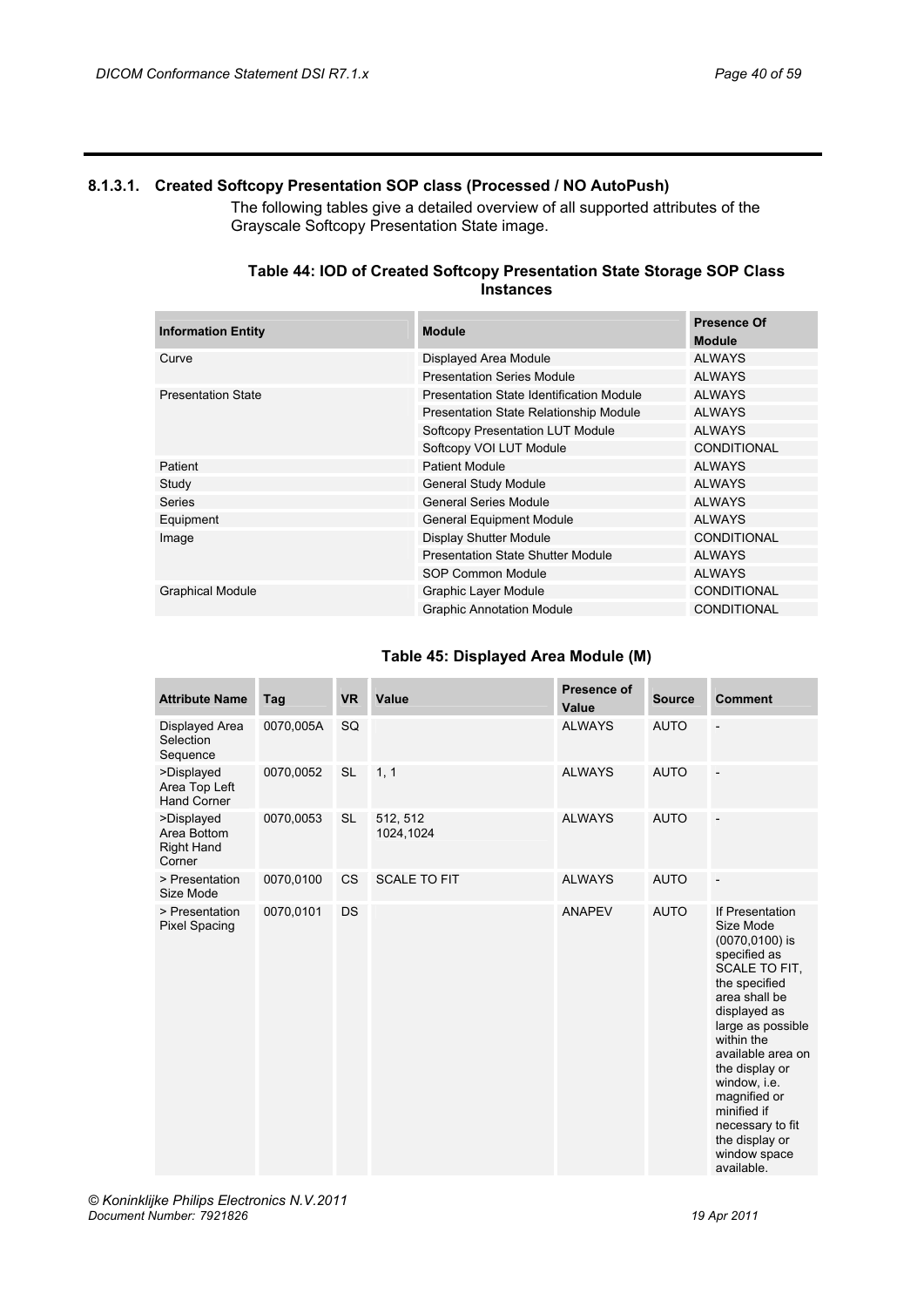### 8.1.3.1. Created Softcopy Presentation SOP class (Processed / NO AutoPush)

The following tables give a detailed overview of all supported attributes of the Grayscale Softcopy Presentation State image.

**Table 44: IOD of Created Softcopy Presentation State Storage SOP Class Instances**

| Information Entity | Module | Presence Of Module |
|---|---|---|
| Curve | Displayed Area Module | ALWAYS |
| | Presentation Series Module | ALWAYS |
| Presentation State | Presentation State Identification Module | ALWAYS |
| | Presentation State Relationship Module | ALWAYS |
| | Softcopy Presentation LUT Module | ALWAYS |
| | Softcopy VOI LUT Module | CONDITIONAL |
| Patient | Patient Module | ALWAYS |
| Study | General Study Module | ALWAYS |
| Series | General Series Module | ALWAYS |
| Equipment | General Equipment Module | ALWAYS |
| Image | Display Shutter Module | CONDITIONAL |
| | Presentation State Shutter Module | ALWAYS |
| | SOP Common Module | ALWAYS |
| Graphical Module | Graphic Layer Module | CONDITIONAL |
| | Graphic Annotation Module | CONDITIONAL |

**Table 45: Displayed Area Module (M)**

| Attribute Name | Tag | VR | Value | Presence of Value | Source | Comment |
|---|---|---|---|---|---|---|
| Displayed Area Selection Sequence | 0070,005A | SQ | | ALWAYS | AUTO | - |
| >Displayed Area Top Left Hand Corner | 0070,0052 | SL | 1, 1 | ALWAYS | AUTO | - |
| >Displayed Area Bottom Right Hand Corner | 0070,0053 | SL | 512, 512 1024,1024 | ALWAYS | AUTO | - |
| > Presentation Size Mode | 0070,0100 | CS | SCALE TO FIT | ALWAYS | AUTO | - |
| > Presentation Pixel Spacing | 0070,0101 | DS | | ANAPEV | AUTO | If Presentation Size Mode (0070,0100) is specified as SCALE TO FIT, the specified area shall be displayed as large as possible within the available area on the display or window, i.e. magnified or minified if necessary to fit the display or window space available. |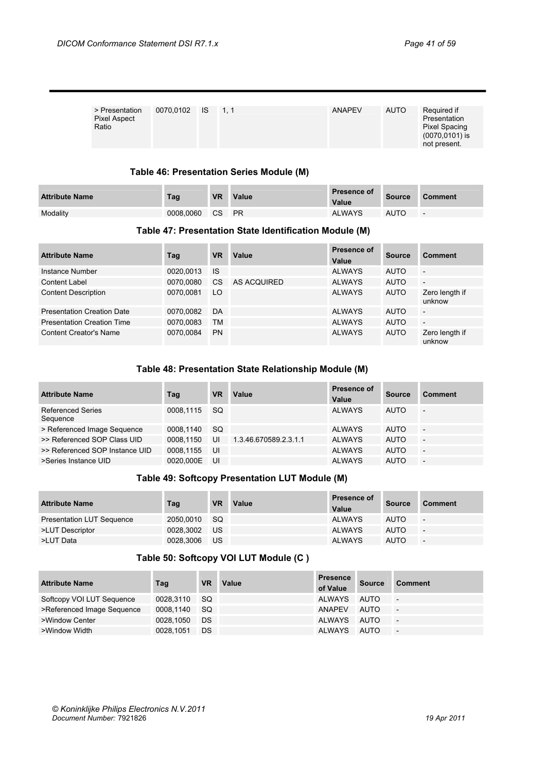| > Presentation Pixel Aspect Ratio | 0070,0102 | IS | 1, 1 | ANAPEV | AUTO | Required if Presentation Pixel Spacing (0070,0101) is not present. |
|---|---|---|---|---|---|---|

**Table 46: Presentation Series Module (M)**

| Attribute Name | Tag | VR | Value | Presence of Value | Source | Comment |
|---|---|---|---|---|---|---|
| Modality | 0008,0060 | CS | PR | ALWAYS | AUTO | - |

**Table 47: Presentation State Identification Module (M)**

| Attribute Name | Tag | VR | Value | Presence of Value | Source | Comment |
|---|---|---|---|---|---|---|
| Instance Number | 0020,0013 | IS | | ALWAYS | AUTO | - |
| Content Label | 0070,0080 | CS | AS ACQUIRED | ALWAYS | AUTO | - |
| Content Description | 0070,0081 | LO | | ALWAYS | AUTO | Zero length if unknow |
| Presentation Creation Date | 0070,0082 | DA | | ALWAYS | AUTO | - |
| Presentation Creation Time | 0070,0083 | TM | | ALWAYS | AUTO | - |
| Content Creator's Name | 0070,0084 | PN | | ALWAYS | AUTO | Zero length if unknow |

**Table 48: Presentation State Relationship Module (M)**

| Attribute Name | Tag | VR | Value | Presence of Value | Source | Comment |
|---|---|---|---|---|---|---|
| Referenced Series Sequence | 0008,1115 | SQ | | ALWAYS | AUTO | - |
| > Referenced Image Sequence | 0008,1140 | SQ | | ALWAYS | AUTO | - |
| >> Referenced SOP Class UID | 0008,1150 | UI | 1.3.46.670589.2.3.1.1 | ALWAYS | AUTO | - |
| >> Referenced SOP Instance UID | 0008,1155 | UI | | ALWAYS | AUTO | - |
| >Series Instance UID | 0020,000E | UI | | ALWAYS | AUTO | - |

**Table 49: Softcopy Presentation LUT Module (M)**

| Attribute Name | Tag | VR | Value | Presence of Value | Source | Comment |
|---|---|---|---|---|---|---|
| Presentation LUT Sequence | 2050,0010 | SQ | | ALWAYS | AUTO | - |
| >LUT Descriptor | 0028,3002 | US | | ALWAYS | AUTO | - |
| >LUT Data | 0028,3006 | US | | ALWAYS | AUTO | - |

**Table 50: Softcopy VOI LUT Module (C )**

| Attribute Name | Tag | VR | Value | Presence of Value | Source | Comment |
|---|---|---|---|---|---|---|
| Softcopy VOI LUT Sequence | 0028,3110 | SQ | | ALWAYS | AUTO | - |
| >Referenced Image Sequence | 0008,1140 | SQ | | ANAPEV | AUTO | - |
| >Window Center | 0028,1050 | DS | | ALWAYS | AUTO | - |
| >Window Width | 0028,1051 | DS | | ALWAYS | AUTO | - |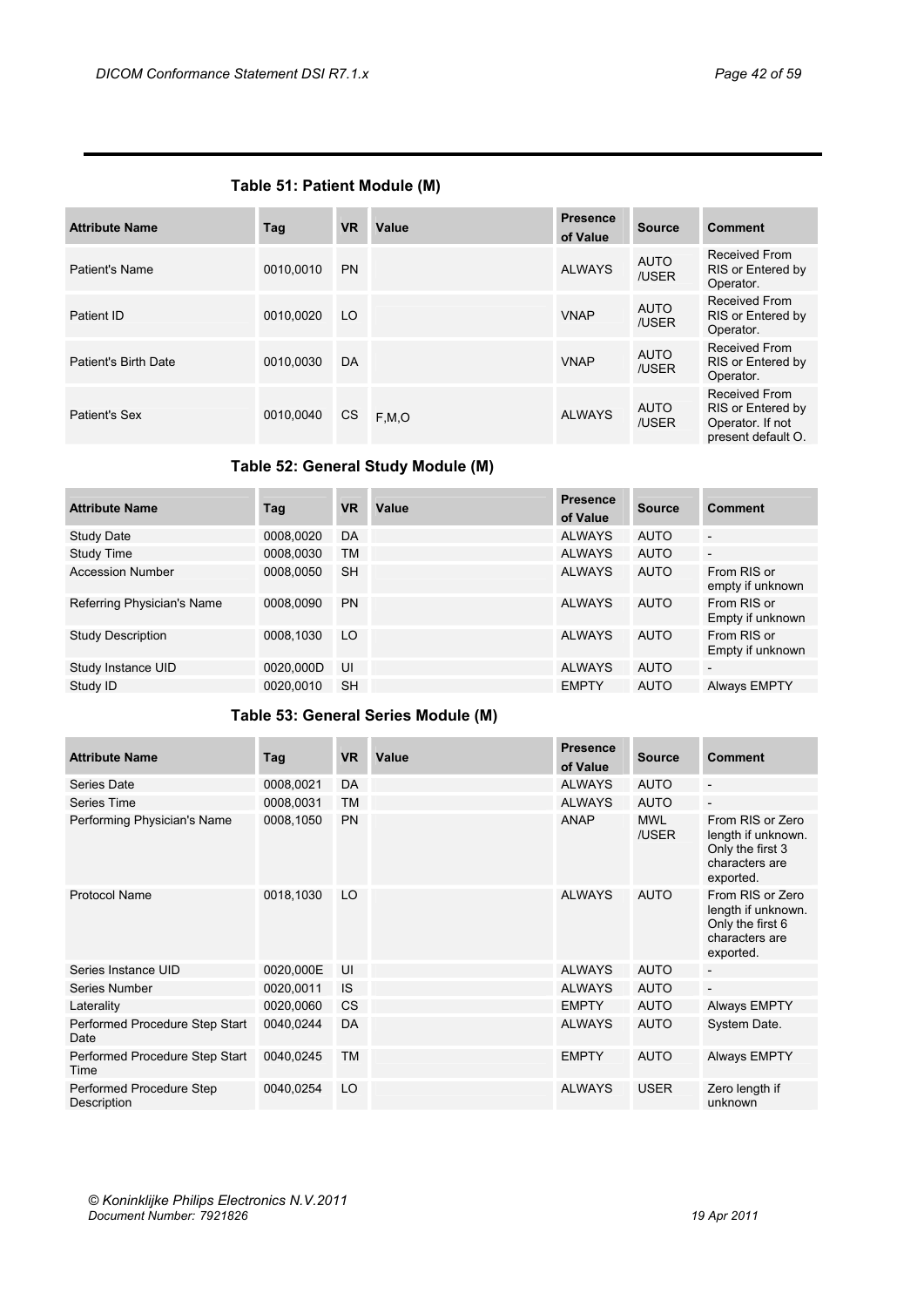**Table 51: Patient Module (M)**

| Attribute Name | Tag | VR | Value | Presence of Value | Source | Comment |
|---|---|---|---|---|---|---|
| Patient's Name | 0010,0010 | PN | | ALWAYS | AUTO /USER | Received From RIS or Entered by Operator. |
| Patient ID | 0010,0020 | LO | | VNAP | AUTO /USER | Received From RIS or Entered by Operator. |
| Patient's Birth Date | 0010,0030 | DA | | VNAP | AUTO /USER | Received From RIS or Entered by Operator. |
| Patient's Sex | 0010,0040 | CS | F,M,O | ALWAYS | AUTO /USER | Received From RIS or Entered by Operator. If not present default O. |

**Table 52: General Study Module (M)**

| Attribute Name | Tag | VR | Value | Presence of Value | Source | Comment |
|---|---|---|---|---|---|---|
| Study Date | 0008,0020 | DA | | ALWAYS | AUTO | - |
| Study Time | 0008,0030 | TM | | ALWAYS | AUTO | - |
| Accession Number | 0008,0050 | SH | | ALWAYS | AUTO | From RIS or empty if unknown |
| Referring Physician's Name | 0008,0090 | PN | | ALWAYS | AUTO | From RIS or Empty if unknown |
| Study Description | 0008,1030 | LO | | ALWAYS | AUTO | From RIS or Empty if unknown |
| Study Instance UID | 0020,000D | UI | | ALWAYS | AUTO | - |
| Study ID | 0020,0010 | SH | | EMPTY | AUTO | Always EMPTY |

**Table 53: General Series Module (M)**

| Attribute Name | Tag | VR | Value | Presence of Value | Source | Comment |
|---|---|---|---|---|---|---|
| Series Date | 0008,0021 | DA | | ALWAYS | AUTO | - |
| Series Time | 0008,0031 | TM | | ALWAYS | AUTO | - |
| Performing Physician's Name | 0008,1050 | PN | | ANAP | MWL /USER | From RIS or Zero length if unknown. Only the first 3 characters are exported. |
| Protocol Name | 0018,1030 | LO | | ALWAYS | AUTO | From RIS or Zero length if unknown. Only the first 6 characters are exported. |
| Series Instance UID | 0020,000E | UI | | ALWAYS | AUTO | - |
| Series Number | 0020,0011 | IS | | ALWAYS | AUTO | - |
| Laterality | 0020,0060 | CS | | EMPTY | AUTO | Always EMPTY |
| Performed Procedure Step Start Date | 0040,0244 | DA | | ALWAYS | AUTO | System Date. |
| Performed Procedure Step Start Time | 0040,0245 | TM | | EMPTY | AUTO | Always EMPTY |
| Performed Procedure Step Description | 0040,0254 | LO | | ALWAYS | USER | Zero length if unknown |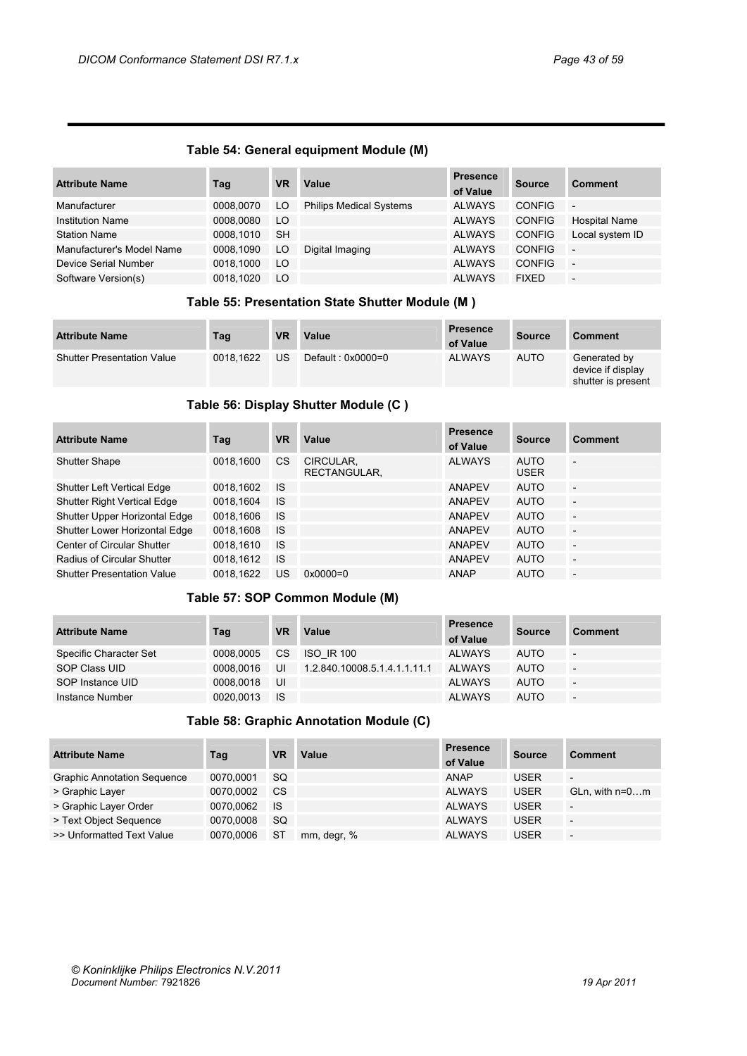### Table 54: General equipment Module (M)

| Attribute Name | Tag | VR | Value | Presence of Value | Source | Comment |
|---|---|---|---|---|---|---|
| Manufacturer | 0008,0070 | LO | Philips Medical Systems | ALWAYS | CONFIG | - |
| Institution Name | 0008,0080 | LO | | ALWAYS | CONFIG | Hospital Name |
| Station Name | 0008,1010 | SH | | ALWAYS | CONFIG | Local system ID |
| Manufacturer's Model Name | 0008,1090 | LO | Digital Imaging | ALWAYS | CONFIG | - |
| Device Serial Number | 0018,1000 | LO | | ALWAYS | CONFIG | - |
| Software Version(s) | 0018,1020 | LO | | ALWAYS | FIXED | - |

### Table 55: Presentation State Shutter Module (M )

| Attribute Name | Tag | VR | Value | Presence of Value | Source | Comment |
|---|---|---|---|---|---|---|
| Shutter Presentation Value | 0018,1622 | US | Default : 0x0000=0 | ALWAYS | AUTO | Generated by device if display shutter is present |

### Table 56: Display Shutter Module (C )

| Attribute Name | Tag | VR | Value | Presence of Value | Source | Comment |
|---|---|---|---|---|---|---|
| Shutter Shape | 0018,1600 | CS | CIRCULAR, RECTANGULAR, | ALWAYS | AUTO USER | - |
| Shutter Left Vertical Edge | 0018,1602 | IS | | ANAPEV | AUTO | - |
| Shutter Right Vertical Edge | 0018,1604 | IS | | ANAPEV | AUTO | - |
| Shutter Upper Horizontal Edge | 0018,1606 | IS | | ANAPEV | AUTO | - |
| Shutter Lower Horizontal Edge | 0018,1608 | IS | | ANAPEV | AUTO | - |
| Center of Circular Shutter | 0018,1610 | IS | | ANAPEV | AUTO | - |
| Radius of Circular Shutter | 0018,1612 | IS | | ANAPEV | AUTO | - |
| Shutter Presentation Value | 0018,1622 | US | 0x0000=0 | ANAP | AUTO | - |

### Table 57: SOP Common Module (M)

| Attribute Name | Tag | VR | Value | Presence of Value | Source | Comment |
|---|---|---|---|---|---|---|
| Specific Character Set | 0008,0005 | CS | ISO_IR 100 | ALWAYS | AUTO | - |
| SOP Class UID | 0008,0016 | UI | 1.2.840.10008.5.1.4.1.1.11.1 | ALWAYS | AUTO | - |
| SOP Instance UID | 0008,0018 | UI | | ALWAYS | AUTO | - |
| Instance Number | 0020,0013 | IS | | ALWAYS | AUTO | - |

### Table 58: Graphic Annotation Module (C)

| Attribute Name | Tag | VR | Value | Presence of Value | Source | Comment |
|---|---|---|---|---|---|---|
| Graphic Annotation Sequence | 0070,0001 | SQ | | ANAP | USER | - |
| > Graphic Layer | 0070,0002 | CS | | ALWAYS | USER | GLn, with n=0…m |
| > Graphic Layer Order | 0070,0062 | IS | | ALWAYS | USER | - |
| > Text Object Sequence | 0070,0008 | SQ | | ALWAYS | USER | - |
| >> Unformatted Text Value | 0070,0006 | ST | mm, degr, % | ALWAYS | USER | - |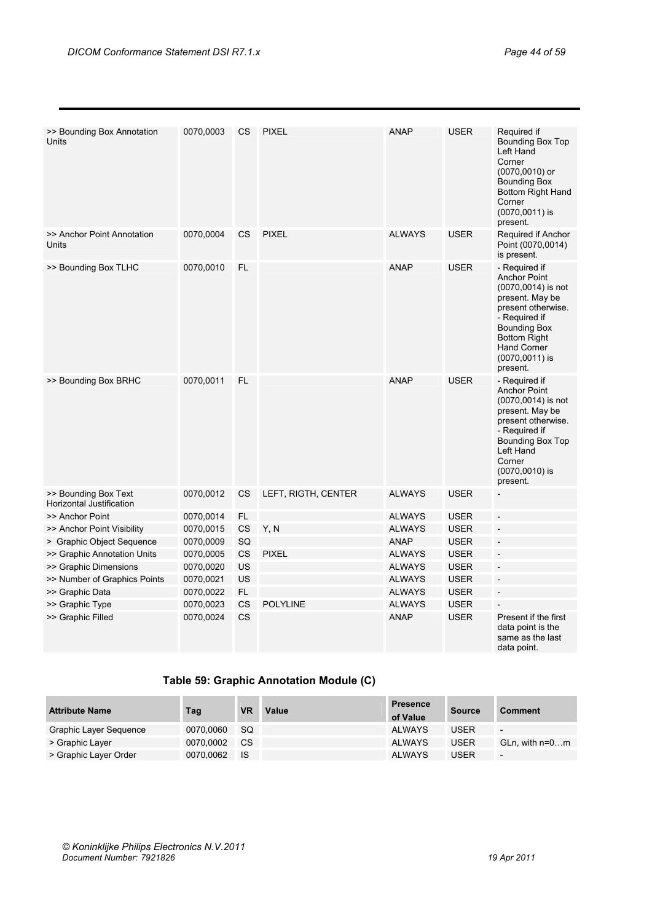| | | | | | | |
|---|---|---|---|---|---|---|
| >> Bounding Box Annotation Units | 0070,0003 | CS | PIXEL | ANAP | USER | Required if Bounding Box Top Left Hand Corner (0070,0010) or Bounding Box Bottom Right Hand Corner (0070,0011) is present. |
| >> Anchor Point Annotation Units | 0070,0004 | CS | PIXEL | ALWAYS | USER | Required if Anchor Point (0070,0014) is present. |
| >> Bounding Box TLHC | 0070,0010 | FL | | ANAP | USER | - Required if Anchor Point (0070,0014) is not present. May be present otherwise. - Required if Bounding Box Bottom Right Hand Corner (0070,0011) is present. |
| >> Bounding Box BRHC | 0070,0011 | FL | | ANAP | USER | - Required if Anchor Point (0070,0014) is not present. May be present otherwise. - Required if Bounding Box Top Left Hand Corner (0070,0010) is present. |
| >> Bounding Box Text Horizontal Justification | 0070,0012 | CS | LEFT, RIGTH, CENTER | ALWAYS | USER | - |
| >> Anchor Point | 0070,0014 | FL | | ALWAYS | USER | - |
| >> Anchor Point Visibility | 0070,0015 | CS | Y, N | ALWAYS | USER | - |
| > Graphic Object Sequence | 0070,0009 | SQ | | ANAP | USER | - |
| >> Graphic Annotation Units | 0070,0005 | CS | PIXEL | ALWAYS | USER | - |
| >> Graphic Dimensions | 0070,0020 | US | | ALWAYS | USER | - |
| >> Number of Graphics Points | 0070,0021 | US | | ALWAYS | USER | - |
| >> Graphic Data | 0070,0022 | FL | | ALWAYS | USER | - |
| >> Graphic Type | 0070,0023 | CS | POLYLINE | ALWAYS | USER | - |
| >> Graphic Filled | 0070,0024 | CS | | ANAP | USER | Present if the first data point is the same as the last data point. |

**Table 59: Graphic Annotation Module (C)**

| Attribute Name | Tag | VR | Value | Presence of Value | Source | Comment |
|---|---|---|---|---|---|---|
| Graphic Layer Sequence | 0070,0060 | SQ | | ALWAYS | USER | - |
| > Graphic Layer | 0070,0002 | CS | | ALWAYS | USER | GLn, with n=0…m |
| > Graphic Layer Order | 0070,0062 | IS | | ALWAYS | USER | - |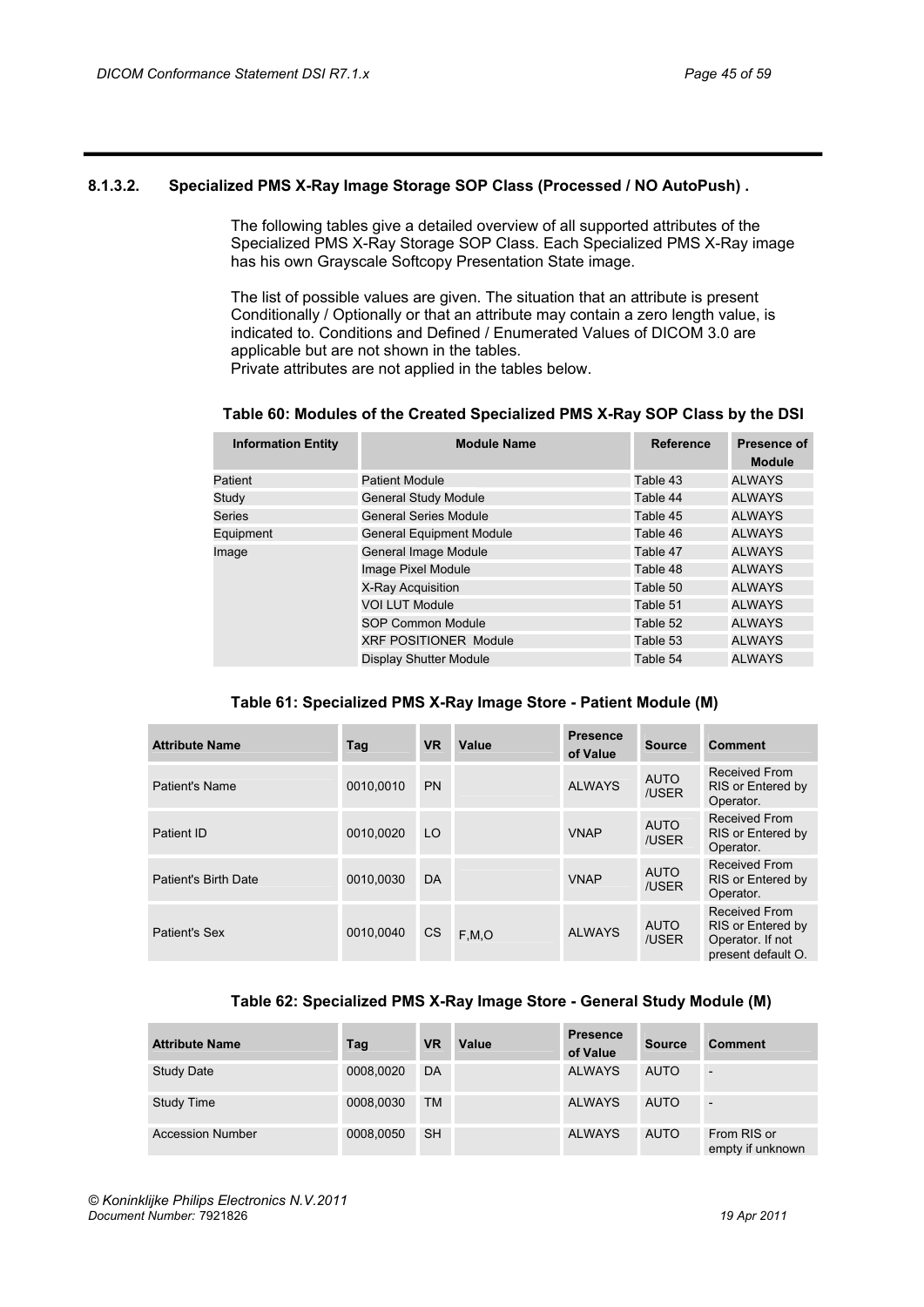#### 8.1.3.2. Specialized PMS X-Ray Image Storage SOP Class (Processed / NO AutoPush) .

The following tables give a detailed overview of all supported attributes of the Specialized PMS X-Ray Storage SOP Class. Each Specialized PMS X-Ray image has his own Grayscale Softcopy Presentation State image.

The list of possible values are given. The situation that an attribute is present Conditionally / Optionally or that an attribute may contain a zero length value, is indicated to. Conditions and Defined / Enumerated Values of DICOM 3.0 are applicable but are not shown in the tables.
Private attributes are not applied in the tables below.

**Table 60: Modules of the Created Specialized PMS X-Ray SOP Class by the DSI**

| Information Entity | Module Name | Reference | Presence of Module |
|---|---|---|---|
| Patient | Patient Module | Table 43 | ALWAYS |
| Study | General Study Module | Table 44 | ALWAYS |
| Series | General Series Module | Table 45 | ALWAYS |
| Equipment | General Equipment Module | Table 46 | ALWAYS |
| Image | General Image Module | Table 47 | ALWAYS |
| | Image Pixel Module | Table 48 | ALWAYS |
| | X-Ray Acquisition | Table 50 | ALWAYS |
| | VOI LUT Module | Table 51 | ALWAYS |
| | SOP Common Module | Table 52 | ALWAYS |
| | XRF POSITIONER Module | Table 53 | ALWAYS |
| | Display Shutter Module | Table 54 | ALWAYS |

**Table 61: Specialized PMS X-Ray Image Store - Patient Module (M)**

| Attribute Name | Tag | VR | Value | Presence of Value | Source | Comment |
|---|---|---|---|---|---|---|
| Patient's Name | 0010,0010 | PN | | ALWAYS | AUTO /USER | Received From RIS or Entered by Operator. |
| Patient ID | 0010,0020 | LO | | VNAP | AUTO /USER | Received From RIS or Entered by Operator. |
| Patient's Birth Date | 0010,0030 | DA | | VNAP | AUTO /USER | Received From RIS or Entered by Operator. |
| Patient's Sex | 0010,0040 | CS | F,M,O | ALWAYS | AUTO /USER | Received From RIS or Entered by Operator. If not present default O. |

**Table 62: Specialized PMS X-Ray Image Store - General Study Module (M)**

| Attribute Name | Tag | VR | Value | Presence of Value | Source | Comment |
|---|---|---|---|---|---|---|
| Study Date | 0008,0020 | DA | | ALWAYS | AUTO | - |
| Study Time | 0008,0030 | TM | | ALWAYS | AUTO | - |
| Accession Number | 0008,0050 | SH | | ALWAYS | AUTO | From RIS or empty if unknown |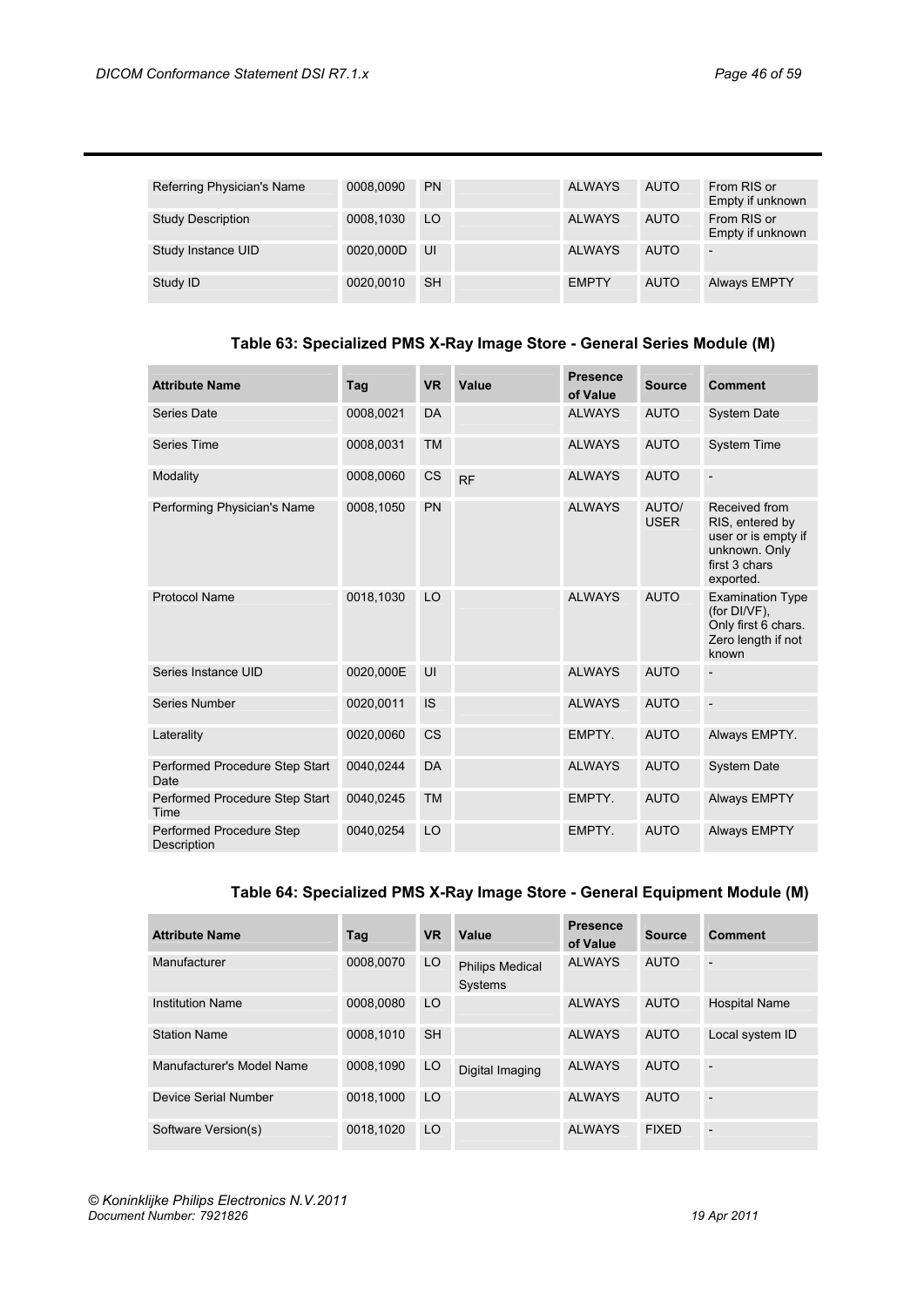| Referring Physician's Name | 0008,0090 | PN | | ALWAYS | AUTO | From RIS or Empty if unknown |
|---|---|---|---|---|---|---|
| Study Description | 0008,1030 | LO | | ALWAYS | AUTO | From RIS or Empty if unknown |
| Study Instance UID | 0020,000D | UI | | ALWAYS | AUTO | - |
| Study ID | 0020,0010 | SH | | EMPTY | AUTO | Always EMPTY |

**Table 63: Specialized PMS X-Ray Image Store - General Series Module (M)**

| Attribute Name | Tag | VR | Value | Presence of Value | Source | Comment |
|---|---|---|---|---|---|---|
| Series Date | 0008,0021 | DA | | ALWAYS | AUTO | System Date |
| Series Time | 0008,0031 | TM | | ALWAYS | AUTO | System Time |
| Modality | 0008,0060 | CS | RF | ALWAYS | AUTO | - |
| Performing Physician's Name | 0008,1050 | PN | | ALWAYS | AUTO/ USER | Received from RIS, entered by user or is empty if unknown. Only first 3 chars exported. |
| Protocol Name | 0018,1030 | LO | | ALWAYS | AUTO | Examination Type (for DI/VF), Only first 6 chars. Zero length if not known |
| Series Instance UID | 0020,000E | UI | | ALWAYS | AUTO | - |
| Series Number | 0020,0011 | IS | | ALWAYS | AUTO | - |
| Laterality | 0020,0060 | CS | | EMPTY. | AUTO | Always EMPTY. |
| Performed Procedure Step Start Date | 0040,0244 | DA | | ALWAYS | AUTO | System Date |
| Performed Procedure Step Start Time | 0040,0245 | TM | | EMPTY. | AUTO | Always EMPTY |
| Performed Procedure Step Description | 0040,0254 | LO | | EMPTY. | AUTO | Always EMPTY |

**Table 64: Specialized PMS X-Ray Image Store - General Equipment Module (M)**

| Attribute Name | Tag | VR | Value | Presence of Value | Source | Comment |
|---|---|---|---|---|---|---|
| Manufacturer | 0008,0070 | LO | Philips Medical Systems | ALWAYS | AUTO | - |
| Institution Name | 0008,0080 | LO | | ALWAYS | AUTO | Hospital Name |
| Station Name | 0008,1010 | SH | | ALWAYS | AUTO | Local system ID |
| Manufacturer's Model Name | 0008,1090 | LO | Digital Imaging | ALWAYS | AUTO | - |
| Device Serial Number | 0018,1000 | LO | | ALWAYS | AUTO | - |
| Software Version(s) | 0018,1020 | LO | | ALWAYS | FIXED | - |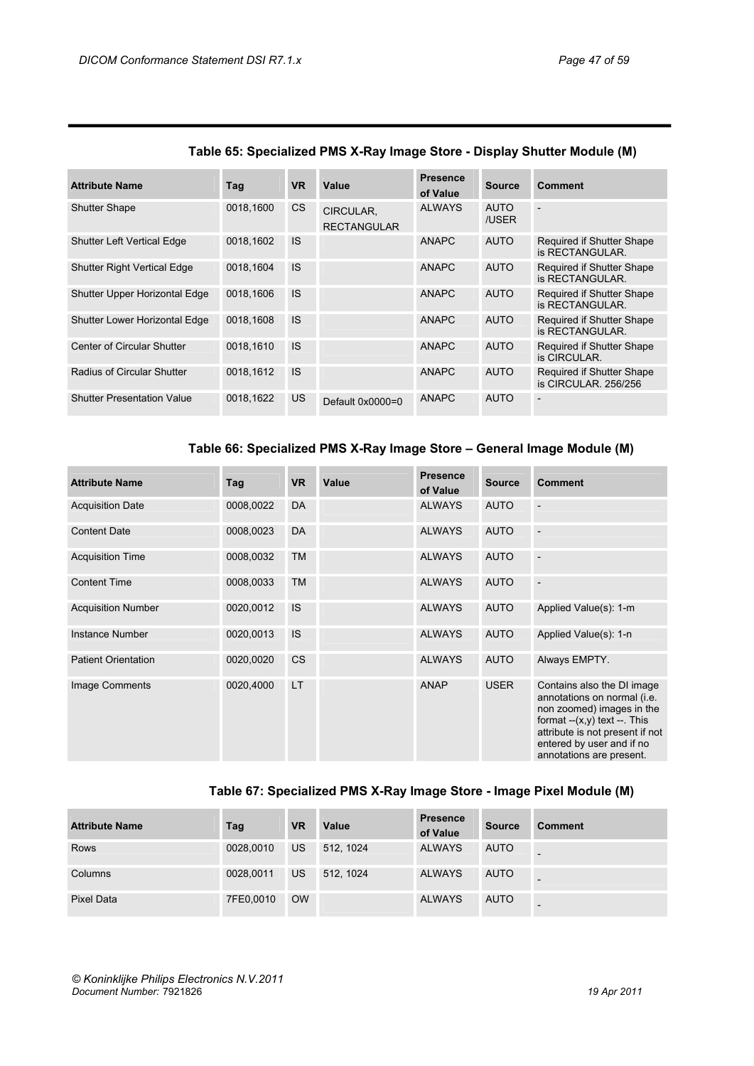### Table 65: Specialized PMS X-Ray Image Store - Display Shutter Module (M)

| Attribute Name | Tag | VR | Value | Presence of Value | Source | Comment |
|---|---|---|---|---|---|---|
| Shutter Shape | 0018,1600 | CS | CIRCULAR, RECTANGULAR | ALWAYS | AUTO /USER | - |
| Shutter Left Vertical Edge | 0018,1602 | IS | | ANAPC | AUTO | Required if Shutter Shape is RECTANGULAR. |
| Shutter Right Vertical Edge | 0018,1604 | IS | | ANAPC | AUTO | Required if Shutter Shape is RECTANGULAR. |
| Shutter Upper Horizontal Edge | 0018,1606 | IS | | ANAPC | AUTO | Required if Shutter Shape is RECTANGULAR. |
| Shutter Lower Horizontal Edge | 0018,1608 | IS | | ANAPC | AUTO | Required if Shutter Shape is RECTANGULAR. |
| Center of Circular Shutter | 0018,1610 | IS | | ANAPC | AUTO | Required if Shutter Shape is CIRCULAR. |
| Radius of Circular Shutter | 0018,1612 | IS | | ANAPC | AUTO | Required if Shutter Shape is CIRCULAR. 256/256 |
| Shutter Presentation Value | 0018,1622 | US | Default 0x0000=0 | ANAPC | AUTO | - |

### Table 66: Specialized PMS X-Ray Image Store – General Image Module (M)

| Attribute Name | Tag | VR | Value | Presence of Value | Source | Comment |
|---|---|---|---|---|---|---|
| Acquisition Date | 0008,0022 | DA | | ALWAYS | AUTO | - |
| Content Date | 0008,0023 | DA | | ALWAYS | AUTO | - |
| Acquisition Time | 0008,0032 | TM | | ALWAYS | AUTO | - |
| Content Time | 0008,0033 | TM | | ALWAYS | AUTO | - |
| Acquisition Number | 0020,0012 | IS | | ALWAYS | AUTO | Applied Value(s): 1-m |
| Instance Number | 0020,0013 | IS | | ALWAYS | AUTO | Applied Value(s): 1-n |
| Patient Orientation | 0020,0020 | CS | | ALWAYS | AUTO | Always EMPTY. |
| Image Comments | 0020,4000 | LT | | ANAP | USER | Contains also the DI image annotations on normal (i.e. non zoomed) images in the format --(x,y) text --. This attribute is not present if not entered by user and if no annotations are present. |

### Table 67: Specialized PMS X-Ray Image Store - Image Pixel Module (M)

| Attribute Name | Tag | VR | Value | Presence of Value | Source | Comment |
|---|---|---|---|---|---|---|
| Rows | 0028,0010 | US | 512, 1024 | ALWAYS | AUTO | - |
| Columns | 0028,0011 | US | 512, 1024 | ALWAYS | AUTO | - |
| Pixel Data | 7FE0,0010 | OW | | ALWAYS | AUTO | - |

© Koninklijke Philips Electronics N.V.2011
Document Number: 7921826 19 Apr 2011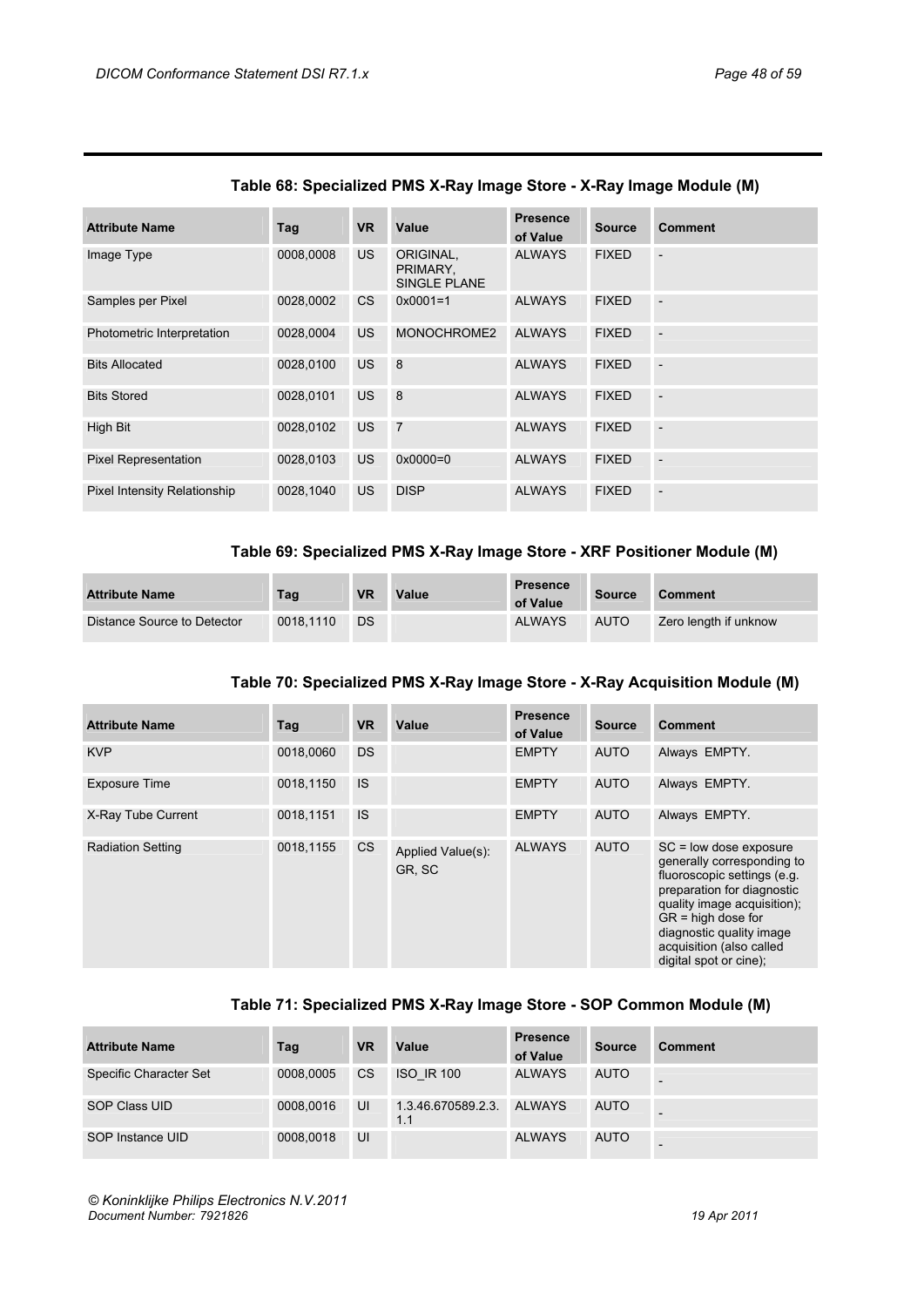### Table 68: Specialized PMS X-Ray Image Store - X-Ray Image Module (M)

| Attribute Name | Tag | VR | Value | Presence of Value | Source | Comment |
|---|---|---|---|---|---|---|
| Image Type | 0008,0008 | US | ORIGINAL, PRIMARY, SINGLE PLANE | ALWAYS | FIXED | - |
| Samples per Pixel | 0028,0002 | CS | 0x0001=1 | ALWAYS | FIXED | - |
| Photometric Interpretation | 0028,0004 | US | MONOCHROME2 | ALWAYS | FIXED | - |
| Bits Allocated | 0028,0100 | US | 8 | ALWAYS | FIXED | - |
| Bits Stored | 0028,0101 | US | 8 | ALWAYS | FIXED | - |
| High Bit | 0028,0102 | US | 7 | ALWAYS | FIXED | - |
| Pixel Representation | 0028,0103 | US | 0x0000=0 | ALWAYS | FIXED | - |
| Pixel Intensity Relationship | 0028,1040 | US | DISP | ALWAYS | FIXED | - |

### Table 69: Specialized PMS X-Ray Image Store - XRF Positioner Module (M)

| Attribute Name | Tag | VR | Value | Presence of Value | Source | Comment |
|---|---|---|---|---|---|---|
| Distance Source to Detector | 0018,1110 | DS | | ALWAYS | AUTO | Zero length if unknow |

### Table 70: Specialized PMS X-Ray Image Store - X-Ray Acquisition Module (M)

| Attribute Name | Tag | VR | Value | Presence of Value | Source | Comment |
|---|---|---|---|---|---|---|
| KVP | 0018,0060 | DS | | EMPTY | AUTO | Always EMPTY. |
| Exposure Time | 0018,1150 | IS | | EMPTY | AUTO | Always EMPTY. |
| X-Ray Tube Current | 0018,1151 | IS | | EMPTY | AUTO | Always EMPTY. |
| Radiation Setting | 0018,1155 | CS | Applied Value(s): GR, SC | ALWAYS | AUTO | SC = low dose exposure generally corresponding to fluoroscopic settings (e.g. preparation for diagnostic quality image acquisition); GR = high dose for diagnostic quality image acquisition (also called digital spot or cine); |

### Table 71: Specialized PMS X-Ray Image Store - SOP Common Module (M)

| Attribute Name | Tag | VR | Value | Presence of Value | Source | Comment |
|---|---|---|---|---|---|---|
| Specific Character Set | 0008,0005 | CS | ISO_IR 100 | ALWAYS | AUTO | - |
| SOP Class UID | 0008,0016 | UI | 1.3.46.670589.2.3.1.1 | ALWAYS | AUTO | - |
| SOP Instance UID | 0008,0018 | UI | | ALWAYS | AUTO | - |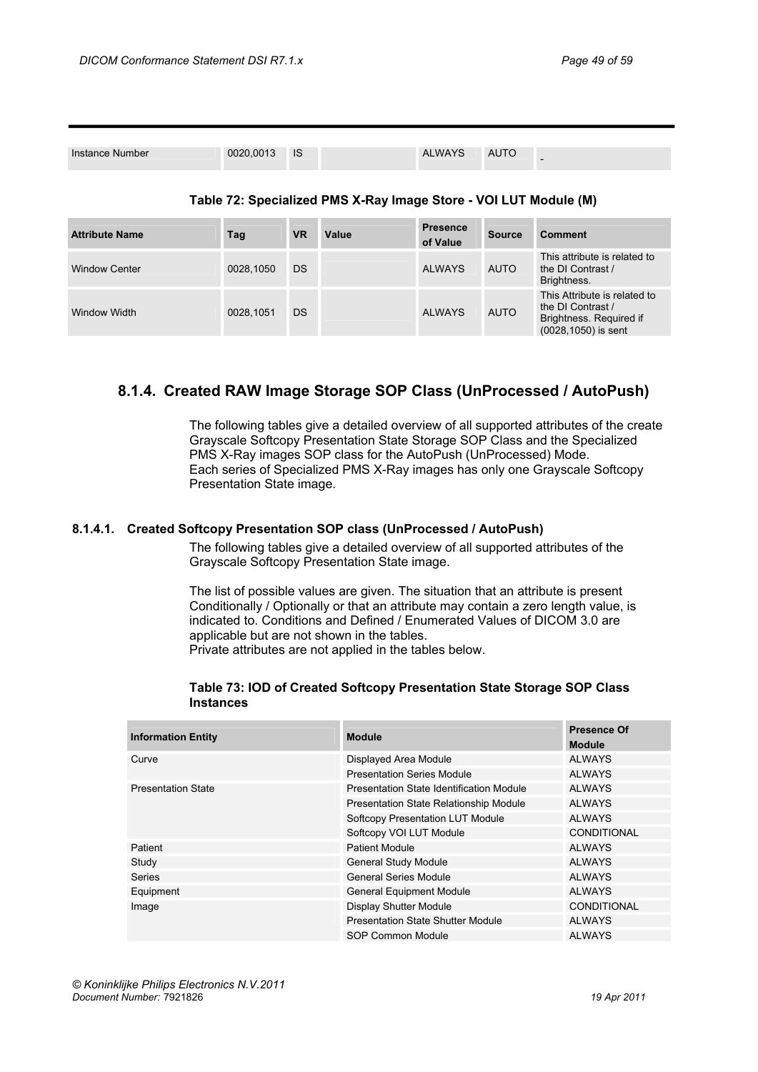| Instance Number | 0020,0013 | IS | | ALWAYS | AUTO | - |
|---|---|---|---|---|---|---|

**Table 72: Specialized PMS X-Ray Image Store - VOI LUT Module (M)**

| Attribute Name | Tag | VR | Value | Presence of Value | Source | Comment |
|---|---|---|---|---|---|---|
| Window Center | 0028,1050 | DS | | ALWAYS | AUTO | This attribute is related to the DI Contrast / Brightness. |
| Window Width | 0028,1051 | DS | | ALWAYS | AUTO | This Attribute is related to the DI Contrast / Brightness. Required if (0028,1050) is sent |

## 8.1.4. Created RAW Image Storage SOP Class (UnProcessed / AutoPush)

The following tables give a detailed overview of all supported attributes of the create Grayscale Softcopy Presentation State Storage SOP Class and the Specialized PMS X-Ray images SOP class for the AutoPush (UnProcessed) Mode.
Each series of Specialized PMS X-Ray images has only one Grayscale Softcopy Presentation State image.

### 8.1.4.1. Created Softcopy Presentation SOP class (UnProcessed / AutoPush)

The following tables give a detailed overview of all supported attributes of the Grayscale Softcopy Presentation State image.

The list of possible values are given. The situation that an attribute is present Conditionally / Optionally or that an attribute may contain a zero length value, is indicated to. Conditions and Defined / Enumerated Values of DICOM 3.0 are applicable but are not shown in the tables.
Private attributes are not applied in the tables below.

**Table 73: IOD of Created Softcopy Presentation State Storage SOP Class Instances**

| Information Entity | Module | Presence Of Module |
|---|---|---|
| Curve | Displayed Area Module | ALWAYS |
| | Presentation Series Module | ALWAYS |
| Presentation State | Presentation State Identification Module | ALWAYS |
| | Presentation State Relationship Module | ALWAYS |
| | Softcopy Presentation LUT Module | ALWAYS |
| | Softcopy VOI LUT Module | CONDITIONAL |
| Patient | Patient Module | ALWAYS |
| Study | General Study Module | ALWAYS |
| Series | General Series Module | ALWAYS |
| Equipment | General Equipment Module | ALWAYS |
| Image | Display Shutter Module | CONDITIONAL |
| | Presentation State Shutter Module | ALWAYS |
| | SOP Common Module | ALWAYS |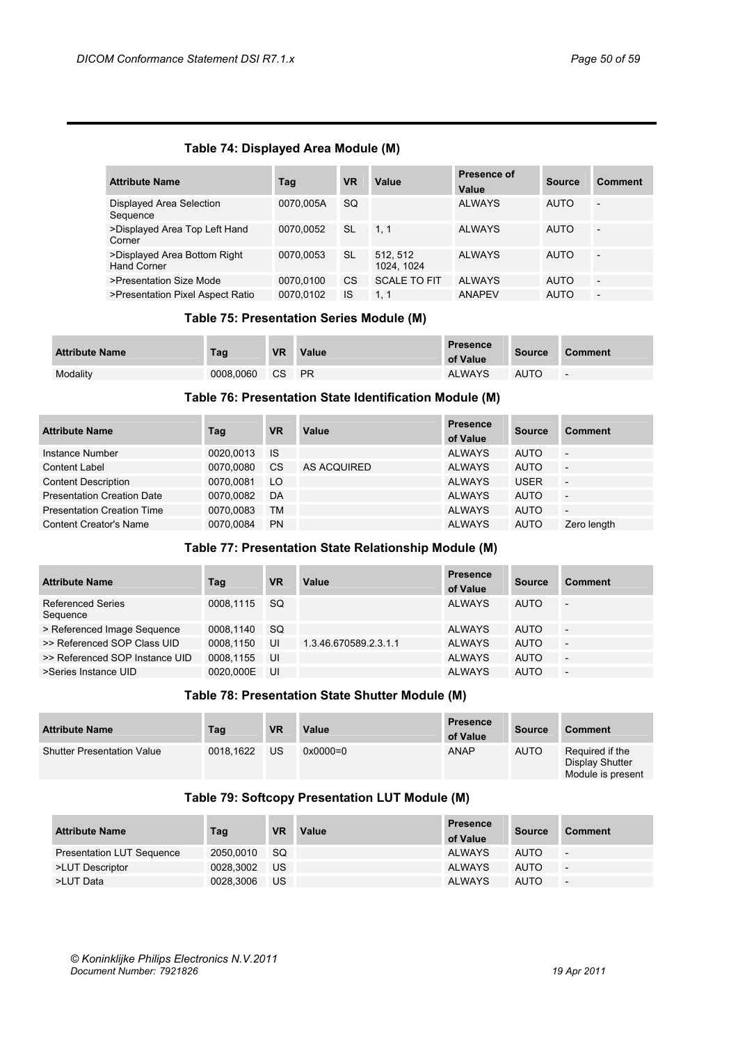### Table 74: Displayed Area Module (M)

| Attribute Name | Tag | VR | Value | Presence of Value | Source | Comment |
|---|---|---|---|---|---|---|
| Displayed Area Selection Sequence | 0070,005A | SQ | | ALWAYS | AUTO | - |
| >Displayed Area Top Left Hand Corner | 0070,0052 | SL | 1, 1 | ALWAYS | AUTO | - |
| >Displayed Area Bottom Right Hand Corner | 0070,0053 | SL | 512, 512 1024, 1024 | ALWAYS | AUTO | - |
| >Presentation Size Mode | 0070,0100 | CS | SCALE TO FIT | ALWAYS | AUTO | - |
| >Presentation Pixel Aspect Ratio | 0070,0102 | IS | 1, 1 | ANAPEV | AUTO | - |

### Table 75: Presentation Series Module (M)

| Attribute Name | Tag | VR | Value | Presence of Value | Source | Comment |
|---|---|---|---|---|---|---|
| Modality | 0008,0060 | CS | PR | ALWAYS | AUTO | - |

### Table 76: Presentation State Identification Module (M)

| Attribute Name | Tag | VR | Value | Presence of Value | Source | Comment |
|---|---|---|---|---|---|---|
| Instance Number | 0020,0013 | IS | | ALWAYS | AUTO | - |
| Content Label | 0070,0080 | CS | AS ACQUIRED | ALWAYS | AUTO | - |
| Content Description | 0070,0081 | LO | | ALWAYS | USER | - |
| Presentation Creation Date | 0070,0082 | DA | | ALWAYS | AUTO | - |
| Presentation Creation Time | 0070,0083 | TM | | ALWAYS | AUTO | - |
| Content Creator's Name | 0070,0084 | PN | | ALWAYS | AUTO | Zero length |

### Table 77: Presentation State Relationship Module (M)

| Attribute Name | Tag | VR | Value | Presence of Value | Source | Comment |
|---|---|---|---|---|---|---|
| Referenced Series Sequence | 0008,1115 | SQ | | ALWAYS | AUTO | - |
| > Referenced Image Sequence | 0008,1140 | SQ | | ALWAYS | AUTO | - |
| >> Referenced SOP Class UID | 0008,1150 | UI | 1.3.46.670589.2.3.1.1 | ALWAYS | AUTO | - |
| >> Referenced SOP Instance UID | 0008,1155 | UI | | ALWAYS | AUTO | - |
| >Series Instance UID | 0020,000E | UI | | ALWAYS | AUTO | - |

### Table 78: Presentation State Shutter Module (M)

| Attribute Name | Tag | VR | Value | Presence of Value | Source | Comment |
|---|---|---|---|---|---|---|
| Shutter Presentation Value | 0018,1622 | US | 0x0000=0 | ANAP | AUTO | Required if the Display Shutter Module is present |

### Table 79: Softcopy Presentation LUT Module (M)

| Attribute Name | Tag | VR | Value | Presence of Value | Source | Comment |
|---|---|---|---|---|---|---|
| Presentation LUT Sequence | 2050,0010 | SQ | | ALWAYS | AUTO | - |
| >LUT Descriptor | 0028,3002 | US | | ALWAYS | AUTO | - |
| >LUT Data | 0028,3006 | US | | ALWAYS | AUTO | - |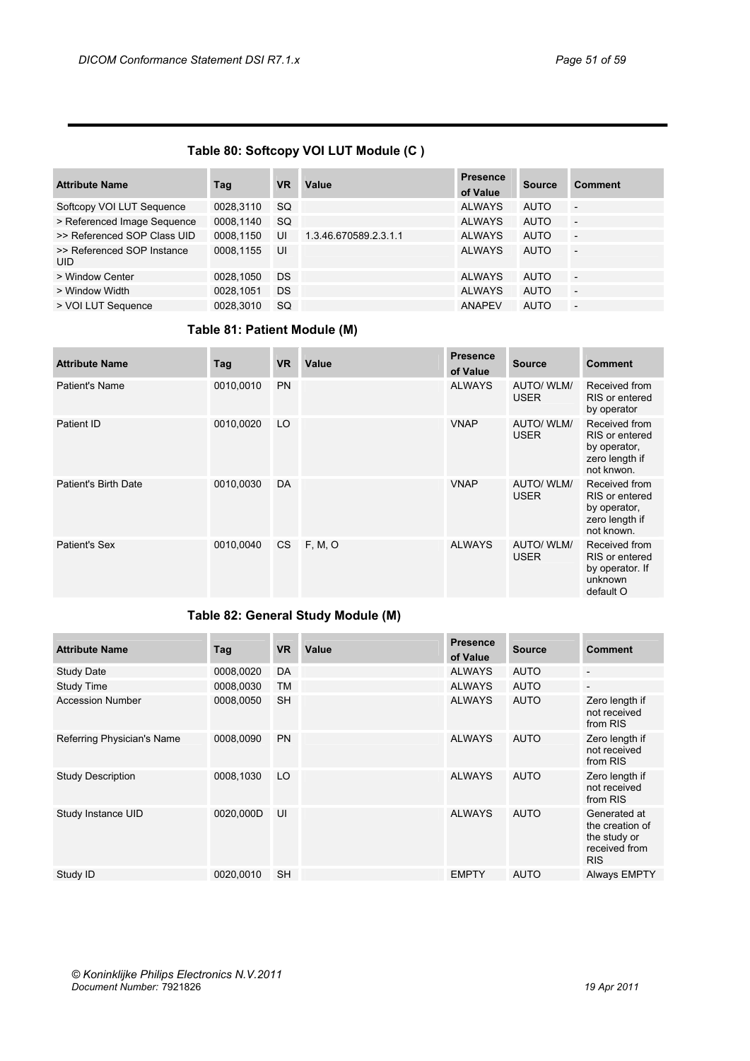### Table 80: Softcopy VOI LUT Module (C )

| Attribute Name | Tag | VR | Value | Presence of Value | Source | Comment |
|---|---|---|---|---|---|---|
| Softcopy VOI LUT Sequence | 0028,3110 | SQ | | ALWAYS | AUTO | - |
| > Referenced Image Sequence | 0008,1140 | SQ | | ALWAYS | AUTO | - |
| >> Referenced SOP Class UID | 0008,1150 | UI | 1.3.46.670589.2.3.1.1 | ALWAYS | AUTO | - |
| >> Referenced SOP Instance UID | 0008,1155 | UI | | ALWAYS | AUTO | - |
| > Window Center | 0028,1050 | DS | | ALWAYS | AUTO | - |
| > Window Width | 0028,1051 | DS | | ALWAYS | AUTO | - |
| > VOI LUT Sequence | 0028,3010 | SQ | | ANAPEV | AUTO | - |

### Table 81: Patient Module (M)

| Attribute Name | Tag | VR | Value | Presence of Value | Source | Comment |
|---|---|---|---|---|---|---|
| Patient's Name | 0010,0010 | PN | | ALWAYS | AUTO/ WLM/ USER | Received from RIS or entered by operator |
| Patient ID | 0010,0020 | LO | | VNAP | AUTO/ WLM/ USER | Received from RIS or entered by operator, zero length if not knwon. |
| Patient's Birth Date | 0010,0030 | DA | | VNAP | AUTO/ WLM/ USER | Received from RIS or entered by operator, zero length if not known. |
| Patient's Sex | 0010,0040 | CS | F, M, O | ALWAYS | AUTO/ WLM/ USER | Received from RIS or entered by operator. If unknown default O |

### Table 82: General Study Module (M)

| Attribute Name | Tag | VR | Value | Presence of Value | Source | Comment |
|---|---|---|---|---|---|---|
| Study Date | 0008,0020 | DA | | ALWAYS | AUTO | - |
| Study Time | 0008,0030 | TM | | ALWAYS | AUTO | - |
| Accession Number | 0008,0050 | SH | | ALWAYS | AUTO | Zero length if not received from RIS |
| Referring Physician's Name | 0008,0090 | PN | | ALWAYS | AUTO | Zero length if not received from RIS |
| Study Description | 0008,1030 | LO | | ALWAYS | AUTO | Zero length if not received from RIS |
| Study Instance UID | 0020,000D | UI | | ALWAYS | AUTO | Generated at the creation of the study or received from RIS |
| Study ID | 0020,0010 | SH | | EMPTY | AUTO | Always EMPTY |

*© Koninklijke Philips Electronics N.V.2011*
*Document Number:* 7921826 19 Apr 2011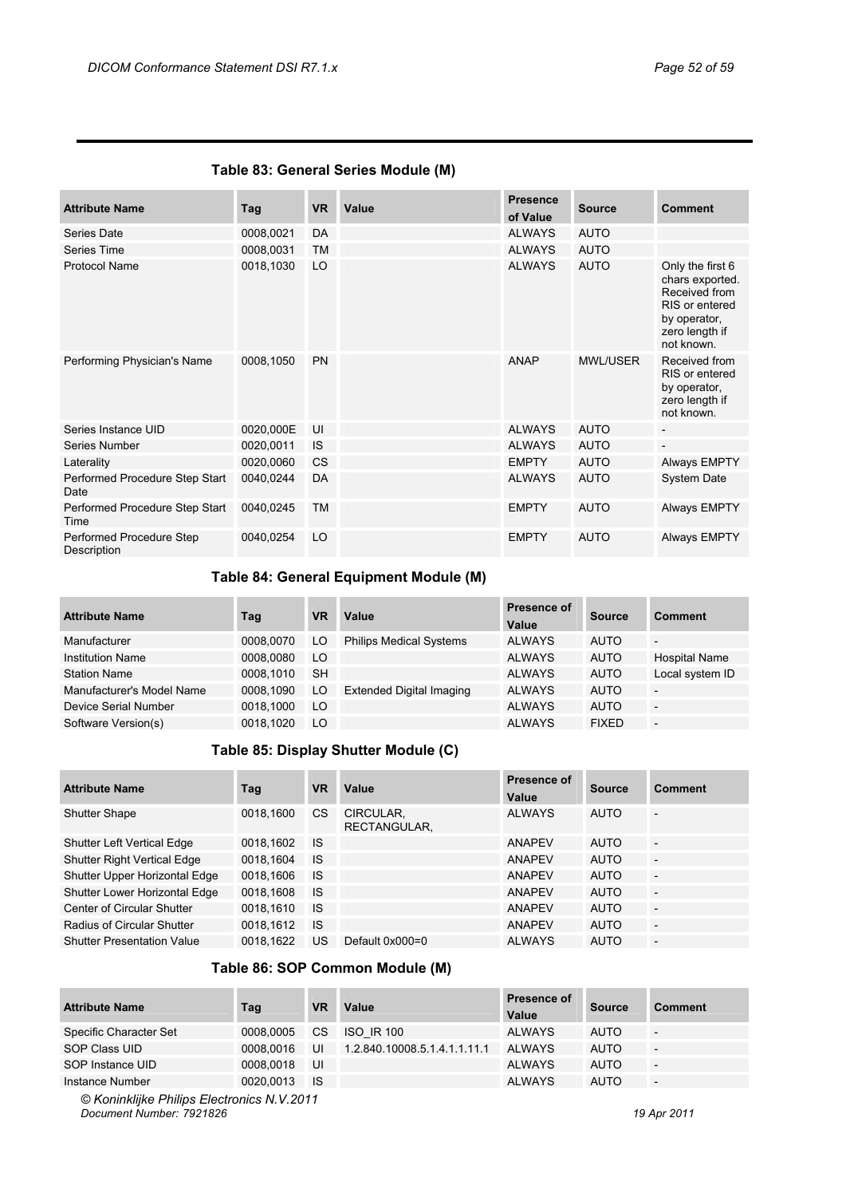### Table 83: General Series Module (M)

| Attribute Name | Tag | VR | Value | Presence of Value | Source | Comment |
|---|---|---|---|---|---|---|
| Series Date | 0008,0021 | DA | | ALWAYS | AUTO | |
| Series Time | 0008,0031 | TM | | ALWAYS | AUTO | |
| Protocol Name | 0018,1030 | LO | | ALWAYS | AUTO | Only the first 6 chars exported. Received from RIS or entered by operator, zero length if not known. |
| Performing Physician's Name | 0008,1050 | PN | | ANAP | MWL/USER | Received from RIS or entered by operator, zero length if not known. |
| Series Instance UID | 0020,000E | UI | | ALWAYS | AUTO | - |
| Series Number | 0020,0011 | IS | | ALWAYS | AUTO | - |
| Laterality | 0020,0060 | CS | | EMPTY | AUTO | Always EMPTY |
| Performed Procedure Step Start Date | 0040,0244 | DA | | ALWAYS | AUTO | System Date |
| Performed Procedure Step Start Time | 0040,0245 | TM | | EMPTY | AUTO | Always EMPTY |
| Performed Procedure Step Description | 0040,0254 | LO | | EMPTY | AUTO | Always EMPTY |

### Table 84: General Equipment Module (M)

| Attribute Name | Tag | VR | Value | Presence of Value | Source | Comment |
|---|---|---|---|---|---|---|
| Manufacturer | 0008,0070 | LO | Philips Medical Systems | ALWAYS | AUTO | - |
| Institution Name | 0008,0080 | LO | | ALWAYS | AUTO | Hospital Name |
| Station Name | 0008,1010 | SH | | ALWAYS | AUTO | Local system ID |
| Manufacturer's Model Name | 0008,1090 | LO | Extended Digital Imaging | ALWAYS | AUTO | - |
| Device Serial Number | 0018,1000 | LO | | ALWAYS | AUTO | - |
| Software Version(s) | 0018,1020 | LO | | ALWAYS | FIXED | - |

### Table 85: Display Shutter Module (C)

| Attribute Name | Tag | VR | Value | Presence of Value | Source | Comment |
|---|---|---|---|---|---|---|
| Shutter Shape | 0018,1600 | CS | CIRCULAR, RECTANGULAR, | ALWAYS | AUTO | - |
| Shutter Left Vertical Edge | 0018,1602 | IS | | ANAPEV | AUTO | - |
| Shutter Right Vertical Edge | 0018,1604 | IS | | ANAPEV | AUTO | - |
| Shutter Upper Horizontal Edge | 0018,1606 | IS | | ANAPEV | AUTO | - |
| Shutter Lower Horizontal Edge | 0018,1608 | IS | | ANAPEV | AUTO | - |
| Center of Circular Shutter | 0018,1610 | IS | | ANAPEV | AUTO | - |
| Radius of Circular Shutter | 0018,1612 | IS | | ANAPEV | AUTO | - |
| Shutter Presentation Value | 0018,1622 | US | Default 0x000=0 | ALWAYS | AUTO | - |

### Table 86: SOP Common Module (M)

| Attribute Name | Tag | VR | Value | Presence of Value | Source | Comment |
|---|---|---|---|---|---|---|
| Specific Character Set | 0008,0005 | CS | ISO_IR 100 | ALWAYS | AUTO | - |
| SOP Class UID | 0008,0016 | UI | 1.2.840.10008.5.1.4.1.1.11.1 | ALWAYS | AUTO | - |
| SOP Instance UID | 0008,0018 | UI | | ALWAYS | AUTO | - |
| Instance Number | 0020,0013 | IS | | ALWAYS | AUTO | - |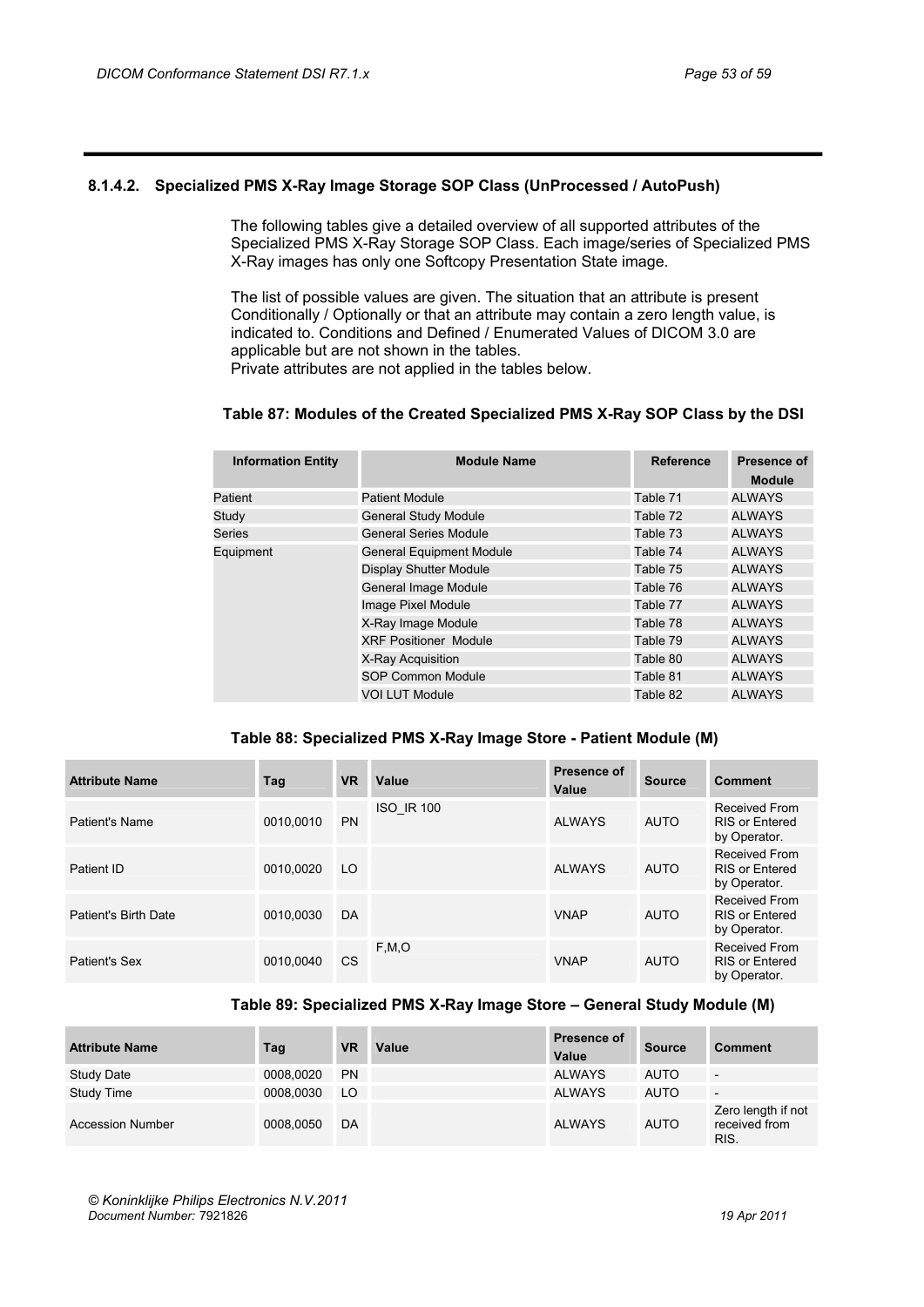### 8.1.4.2. Specialized PMS X-Ray Image Storage SOP Class (UnProcessed / AutoPush)

The following tables give a detailed overview of all supported attributes of the Specialized PMS X-Ray Storage SOP Class. Each image/series of Specialized PMS X-Ray images has only one Softcopy Presentation State image.

The list of possible values are given. The situation that an attribute is present Conditionally / Optionally or that an attribute may contain a zero length value, is indicated to. Conditions and Defined / Enumerated Values of DICOM 3.0 are applicable but are not shown in the tables.
Private attributes are not applied in the tables below.

**Table 87: Modules of the Created Specialized PMS X-Ray SOP Class by the DSI**

| Information Entity | Module Name | Reference | Presence of Module |
|---|---|---|---|
| Patient | Patient Module | Table 71 | ALWAYS |
| Study | General Study Module | Table 72 | ALWAYS |
| Series | General Series Module | Table 73 | ALWAYS |
| Equipment | General Equipment Module | Table 74 | ALWAYS |
| | Display Shutter Module | Table 75 | ALWAYS |
| | General Image Module | Table 76 | ALWAYS |
| | Image Pixel Module | Table 77 | ALWAYS |
| | X-Ray Image Module | Table 78 | ALWAYS |
| | XRF Positioner Module | Table 79 | ALWAYS |
| | X-Ray Acquisition | Table 80 | ALWAYS |
| | SOP Common Module | Table 81 | ALWAYS |
| | VOI LUT Module | Table 82 | ALWAYS |

**Table 88: Specialized PMS X-Ray Image Store - Patient Module (M)**

| Attribute Name | Tag | VR | Value | Presence of Value | Source | Comment |
|---|---|---|---|---|---|---|
| Patient's Name | 0010,0010 | PN | ISO_IR 100 | ALWAYS | AUTO | Received From RIS or Entered by Operator. |
| Patient ID | 0010,0020 | LO | | ALWAYS | AUTO | Received From RIS or Entered by Operator. |
| Patient's Birth Date | 0010,0030 | DA | | VNAP | AUTO | Received From RIS or Entered by Operator. |
| Patient's Sex | 0010,0040 | CS | F,M,O | VNAP | AUTO | Received From RIS or Entered by Operator. |

**Table 89: Specialized PMS X-Ray Image Store – General Study Module (M)**

| Attribute Name | Tag | VR | Value | Presence of Value | Source | Comment |
|---|---|---|---|---|---|---|
| Study Date | 0008,0020 | PN | | ALWAYS | AUTO | - |
| Study Time | 0008,0030 | LO | | ALWAYS | AUTO | - |
| Accession Number | 0008,0050 | DA | | ALWAYS | AUTO | Zero length if not received from RIS. |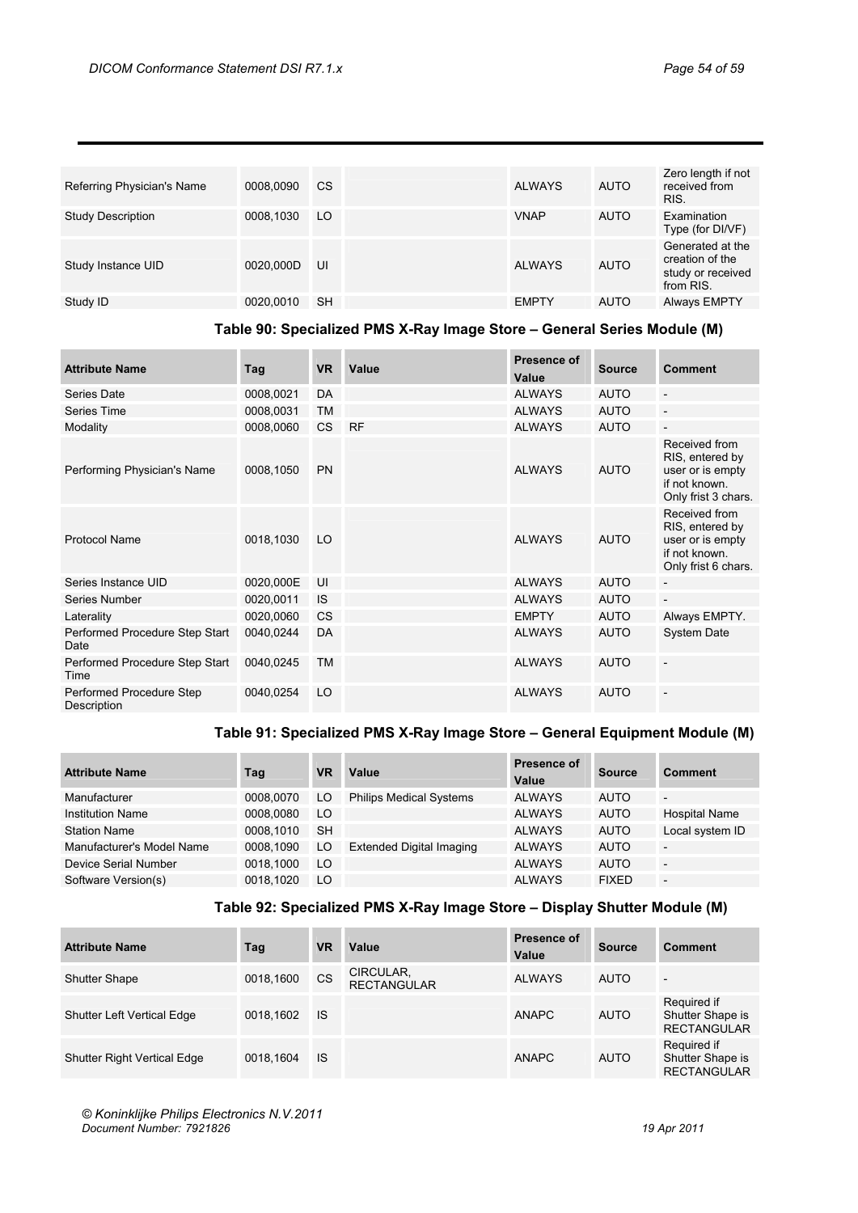| | | | | | | |
|---|---|---|---|---|---|---|
| Referring Physician's Name | 0008,0090 | CS | | ALWAYS | AUTO | Zero length if not received from RIS. |
| Study Description | 0008,1030 | LO | | VNAP | AUTO | Examination Type (for DI/VF) |
| Study Instance UID | 0020,000D | UI | | ALWAYS | AUTO | Generated at the creation of the study or received from RIS. |
| Study ID | 0020,0010 | SH | | EMPTY | AUTO | Always EMPTY |

**Table 90: Specialized PMS X-Ray Image Store – General Series Module (M)**

| Attribute Name | Tag | VR | Value | Presence of Value | Source | Comment |
|---|---|---|---|---|---|---|
| Series Date | 0008,0021 | DA | | ALWAYS | AUTO | - |
| Series Time | 0008,0031 | TM | | ALWAYS | AUTO | - |
| Modality | 0008,0060 | CS | RF | ALWAYS | AUTO | - |
| Performing Physician's Name | 0008,1050 | PN | | ALWAYS | AUTO | Received from RIS, entered by user or is empty if not known. Only frist 3 chars. |
| Protocol Name | 0018,1030 | LO | | ALWAYS | AUTO | Received from RIS, entered by user or is empty if not known. Only frist 6 chars. |
| Series Instance UID | 0020,000E | UI | | ALWAYS | AUTO | - |
| Series Number | 0020,0011 | IS | | ALWAYS | AUTO | - |
| Laterality | 0020,0060 | CS | | EMPTY | AUTO | Always EMPTY. |
| Performed Procedure Step Start Date | 0040,0244 | DA | | ALWAYS | AUTO | System Date |
| Performed Procedure Step Start Time | 0040,0245 | TM | | ALWAYS | AUTO | - |
| Performed Procedure Step Description | 0040,0254 | LO | | ALWAYS | AUTO | - |

**Table 91: Specialized PMS X-Ray Image Store – General Equipment Module (M)**

| Attribute Name | Tag | VR | Value | Presence of Value | Source | Comment |
|---|---|---|---|---|---|---|
| Manufacturer | 0008,0070 | LO | Philips Medical Systems | ALWAYS | AUTO | - |
| Institution Name | 0008,0080 | LO | | ALWAYS | AUTO | Hospital Name |
| Station Name | 0008,1010 | SH | | ALWAYS | AUTO | Local system ID |
| Manufacturer's Model Name | 0008,1090 | LO | Extended Digital Imaging | ALWAYS | AUTO | - |
| Device Serial Number | 0018,1000 | LO | | ALWAYS | AUTO | - |
| Software Version(s) | 0018,1020 | LO | | ALWAYS | FIXED | - |

**Table 92: Specialized PMS X-Ray Image Store – Display Shutter Module (M)**

| Attribute Name | Tag | VR | Value | Presence of Value | Source | Comment |
|---|---|---|---|---|---|---|
| Shutter Shape | 0018,1600 | CS | CIRCULAR, RECTANGULAR | ALWAYS | AUTO | - |
| Shutter Left Vertical Edge | 0018,1602 | IS | | ANAPC | AUTO | Required if Shutter Shape is RECTANGULAR |
| Shutter Right Vertical Edge | 0018,1604 | IS | | ANAPC | AUTO | Required if Shutter Shape is RECTANGULAR |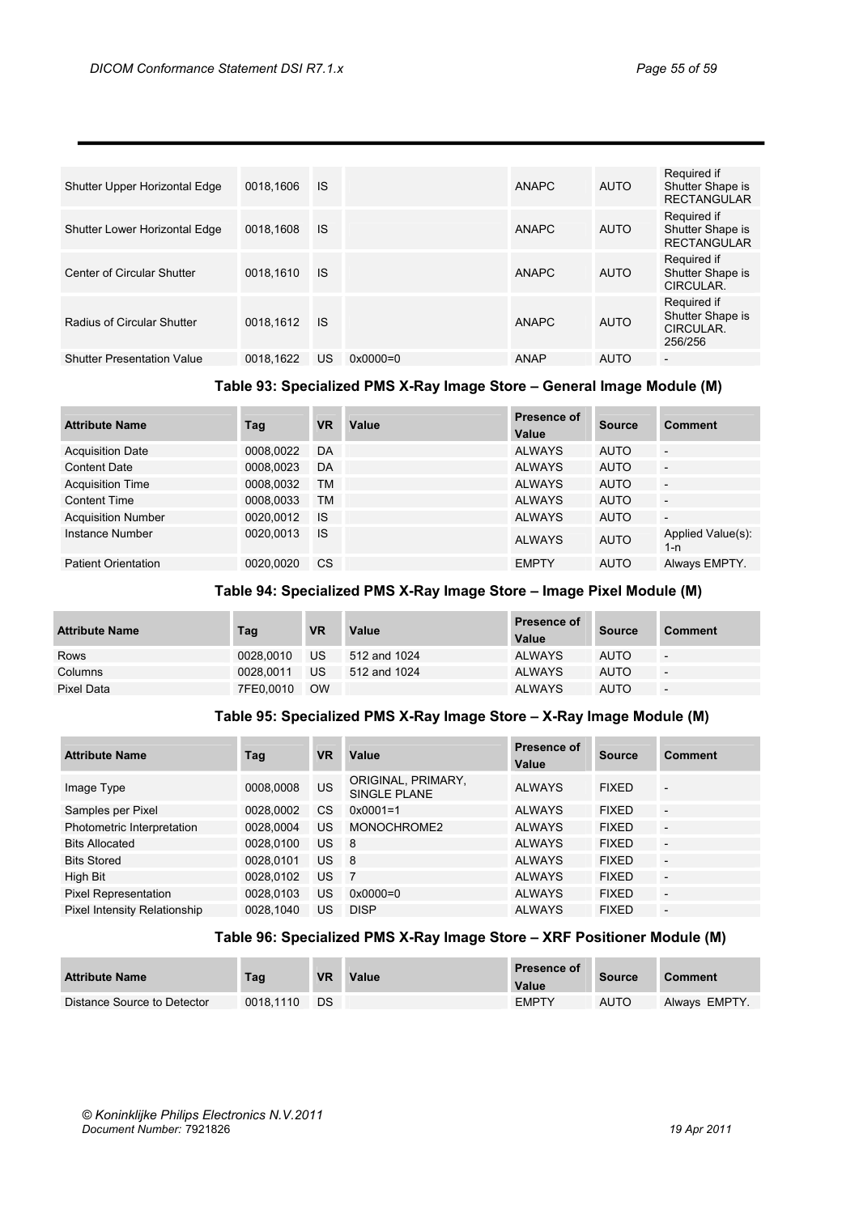| | | | | | | |
|---|---|---|---|---|---|---|
| Shutter Upper Horizontal Edge | 0018,1606 | IS | | ANAPC | AUTO | Required if Shutter Shape is RECTANGULAR |
| Shutter Lower Horizontal Edge | 0018,1608 | IS | | ANAPC | AUTO | Required if Shutter Shape is RECTANGULAR |
| Center of Circular Shutter | 0018,1610 | IS | | ANAPC | AUTO | Required if Shutter Shape is CIRCULAR. |
| Radius of Circular Shutter | 0018,1612 | IS | | ANAPC | AUTO | Required if Shutter Shape is CIRCULAR. 256/256 |
| Shutter Presentation Value | 0018,1622 | US | 0x0000=0 | ANAP | AUTO | - |

**Table 93: Specialized PMS X-Ray Image Store – General Image Module (M)**

| Attribute Name | Tag | VR | Value | Presence of Value | Source | Comment |
|---|---|---|---|---|---|---|
| Acquisition Date | 0008,0022 | DA | | ALWAYS | AUTO | - |
| Content Date | 0008,0023 | DA | | ALWAYS | AUTO | - |
| Acquisition Time | 0008,0032 | TM | | ALWAYS | AUTO | - |
| Content Time | 0008,0033 | TM | | ALWAYS | AUTO | - |
| Acquisition Number | 0020,0012 | IS | | ALWAYS | AUTO | - |
| Instance Number | 0020,0013 | IS | | ALWAYS | AUTO | Applied Value(s): 1-n |
| Patient Orientation | 0020,0020 | CS | | EMPTY | AUTO | Always EMPTY. |

**Table 94: Specialized PMS X-Ray Image Store – Image Pixel Module (M)**

| Attribute Name | Tag | VR | Value | Presence of Value | Source | Comment |
|---|---|---|---|---|---|---|
| Rows | 0028,0010 | US | 512 and 1024 | ALWAYS | AUTO | - |
| Columns | 0028,0011 | US | 512 and 1024 | ALWAYS | AUTO | - |
| Pixel Data | 7FE0,0010 | OW | | ALWAYS | AUTO | - |

**Table 95: Specialized PMS X-Ray Image Store – X-Ray Image Module (M)**

| Attribute Name | Tag | VR | Value | Presence of Value | Source | Comment |
|---|---|---|---|---|---|---|
| Image Type | 0008,0008 | US | ORIGINAL, PRIMARY, SINGLE PLANE | ALWAYS | FIXED | - |
| Samples per Pixel | 0028,0002 | CS | 0x0001=1 | ALWAYS | FIXED | - |
| Photometric Interpretation | 0028,0004 | US | MONOCHROME2 | ALWAYS | FIXED | - |
| Bits Allocated | 0028,0100 | US | 8 | ALWAYS | FIXED | - |
| Bits Stored | 0028,0101 | US | 8 | ALWAYS | FIXED | - |
| High Bit | 0028,0102 | US | 7 | ALWAYS | FIXED | - |
| Pixel Representation | 0028,0103 | US | 0x0000=0 | ALWAYS | FIXED | - |
| Pixel Intensity Relationship | 0028,1040 | US | DISP | ALWAYS | FIXED | - |

**Table 96: Specialized PMS X-Ray Image Store – XRF Positioner Module (M)**

| Attribute Name | Tag | VR | Value | Presence of Value | Source | Comment |
|---|---|---|---|---|---|---|
| Distance Source to Detector | 0018,1110 | DS | | EMPTY | AUTO | Always EMPTY. |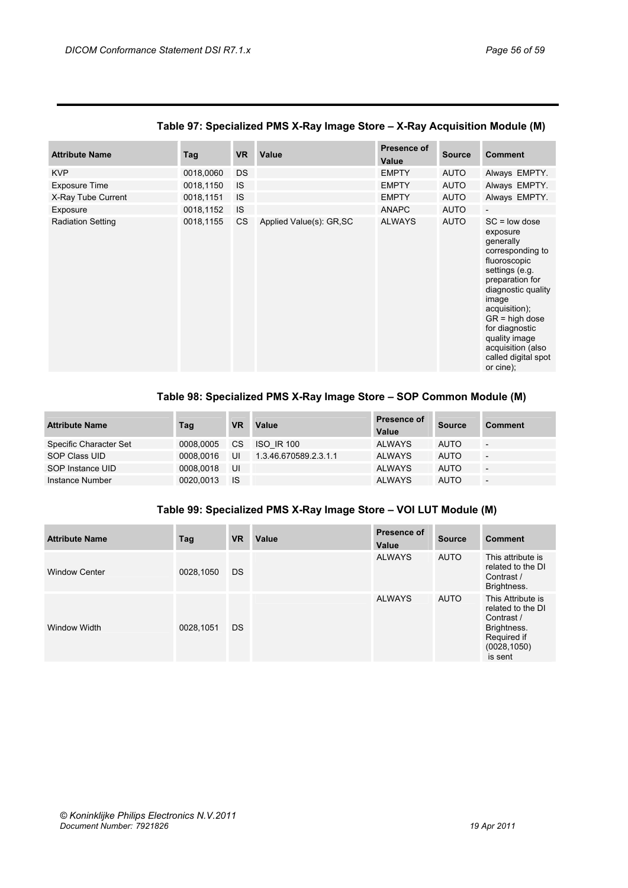**Table 97: Specialized PMS X-Ray Image Store – X-Ray Acquisition Module (M)**

| Attribute Name | Tag | VR | Value | Presence of Value | Source | Comment |
|---|---|---|---|---|---|---|
| KVP | 0018,0060 | DS | | EMPTY | AUTO | Always EMPTY. |
| Exposure Time | 0018,1150 | IS | | EMPTY | AUTO | Always EMPTY. |
| X-Ray Tube Current | 0018,1151 | IS | | EMPTY | AUTO | Always EMPTY. |
| Exposure | 0018,1152 | IS | | ANAPC | AUTO | - |
| Radiation Setting | 0018,1155 | CS | Applied Value(s): GR,SC | ALWAYS | AUTO | SC = low dose exposure generally corresponding to fluoroscopic settings (e.g. preparation for diagnostic quality image acquisition); GR = high dose for diagnostic quality image acquisition (also called digital spot or cine); |

**Table 98: Specialized PMS X-Ray Image Store – SOP Common Module (M)**

| Attribute Name | Tag | VR | Value | Presence of Value | Source | Comment |
|---|---|---|---|---|---|---|
| Specific Character Set | 0008,0005 | CS | ISO_IR 100 | ALWAYS | AUTO | - |
| SOP Class UID | 0008,0016 | UI | 1.3.46.670589.2.3.1.1 | ALWAYS | AUTO | - |
| SOP Instance UID | 0008,0018 | UI | | ALWAYS | AUTO | - |
| Instance Number | 0020,0013 | IS | | ALWAYS | AUTO | - |

**Table 99: Specialized PMS X-Ray Image Store – VOI LUT Module (M)**

| Attribute Name | Tag | VR | Value | Presence of Value | Source | Comment |
|---|---|---|---|---|---|---|
| Window Center | 0028,1050 | DS | | ALWAYS | AUTO | This attribute is related to the DI Contrast / Brightness. |
| Window Width | 0028,1051 | DS | | ALWAYS | AUTO | This Attribute is related to the DI Contrast / Brightness. Required if (0028,1050) is sent |

© Koninklijke Philips Electronics N.V.2011
Document Number: 7921826 | 19 Apr 2011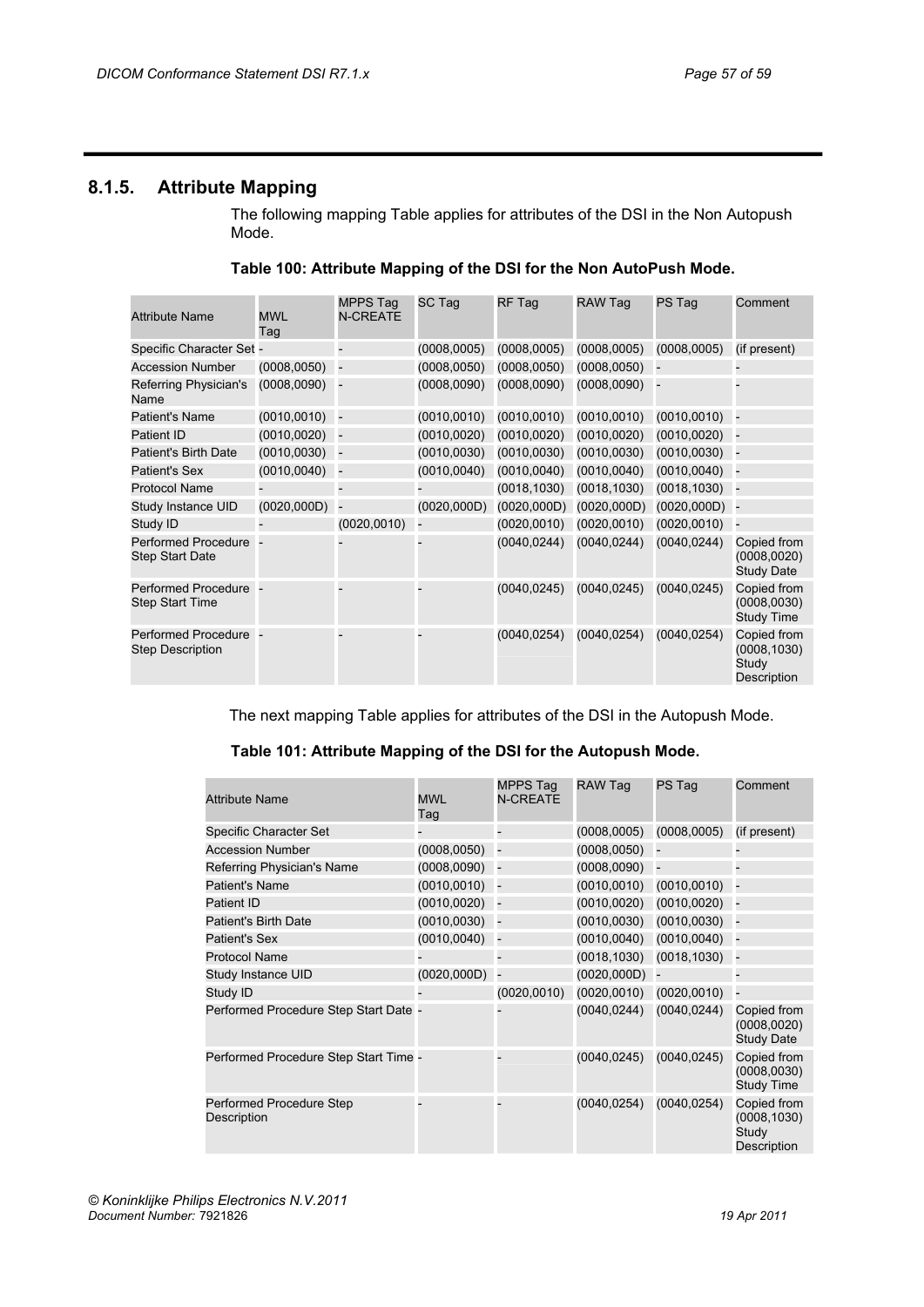## 8.1.5. Attribute Mapping

The following mapping Table applies for attributes of the DSI in the Non Autopush Mode.

**Table 100: Attribute Mapping of the DSI for the Non AutoPush Mode.**

| Attribute Name | MWL Tag | MPPS Tag N-CREATE | SC Tag | RF Tag | RAW Tag | PS Tag | Comment |
|---|---|---|---|---|---|---|---|
| Specific Character Set | - | - | (0008,0005) | (0008,0005) | (0008,0005) | (0008,0005) | (if present) |
| Accession Number | (0008,0050) | - | (0008,0050) | (0008,0050) | (0008,0050) | - | - |
| Referring Physician's Name | (0008,0090) | - | (0008,0090) | (0008,0090) | (0008,0090) | - | - |
| Patient's Name | (0010,0010) | - | (0010,0010) | (0010,0010) | (0010,0010) | (0010,0010) | - |
| Patient ID | (0010,0020) | - | (0010,0020) | (0010,0020) | (0010,0020) | (0010,0020) | - |
| Patient's Birth Date | (0010,0030) | - | (0010,0030) | (0010,0030) | (0010,0030) | (0010,0030) | - |
| Patient's Sex | (0010,0040) | - | (0010,0040) | (0010,0040) | (0010,0040) | (0010,0040) | - |
| Protocol Name | - | - | - | (0018,1030) | (0018,1030) | (0018,1030) | - |
| Study Instance UID | (0020,000D) | - | (0020,000D) | (0020,000D) | (0020,000D) | (0020,000D) | - |
| Study ID | - | (0020,0010) | - | (0020,0010) | (0020,0010) | (0020,0010) | - |
| Performed Procedure Step Start Date | - | - | - | (0040,0244) | (0040,0244) | (0040,0244) | Copied from (0008,0020) Study Date |
| Performed Procedure Step Start Time | - | - | - | (0040,0245) | (0040,0245) | (0040,0245) | Copied from (0008,0030) Study Time |
| Performed Procedure Step Description | - | - | - | (0040,0254) | (0040,0254) | (0040,0254) | Copied from (0008,1030) Study Description |

The next mapping Table applies for attributes of the DSI in the Autopush Mode.

**Table 101: Attribute Mapping of the DSI for the Autopush Mode.**

| Attribute Name | MWL Tag | MPPS Tag N-CREATE | RAW Tag | PS Tag | Comment |
|---|---|---|---|---|---|
| Specific Character Set | - | - | (0008,0005) | (0008,0005) | (if present) |
| Accession Number | (0008,0050) | - | (0008,0050) | - | - |
| Referring Physician's Name | (0008,0090) | - | (0008,0090) | - | - |
| Patient's Name | (0010,0010) | - | (0010,0010) | (0010,0010) | - |
| Patient ID | (0010,0020) | - | (0010,0020) | (0010,0020) | - |
| Patient's Birth Date | (0010,0030) | - | (0010,0030) | (0010,0030) | - |
| Patient's Sex | (0010,0040) | - | (0010,0040) | (0010,0040) | - |
| Protocol Name | - | - | (0018,1030) | (0018,1030) | - |
| Study Instance UID | (0020,000D) | - | (0020,000D) | - | - |
| Study ID | - | (0020,0010) | (0020,0010) | (0020,0010) | - |
| Performed Procedure Step Start Date | - | - | (0040,0244) | (0040,0244) | Copied from (0008,0020) Study Date |
| Performed Procedure Step Start Time | - | - | (0040,0245) | (0040,0245) | Copied from (0008,0030) Study Time |
| Performed Procedure Step Description | - | - | (0040,0254) | (0040,0254) | Copied from (0008,1030) Study Description |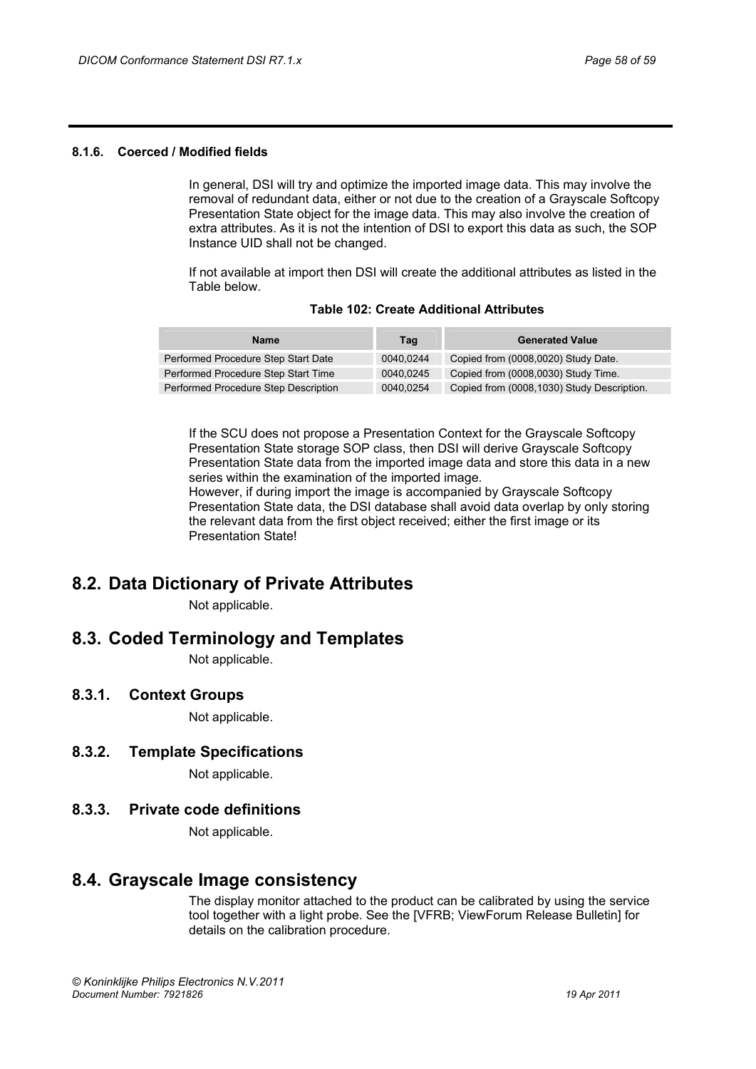#### 8.1.6. Coerced / Modified fields

In general, DSI will try and optimize the imported image data. This may involve the removal of redundant data, either or not due to the creation of a Grayscale Softcopy Presentation State object for the image data. This may also involve the creation of extra attributes. As it is not the intention of DSI to export this data as such, the SOP Instance UID shall not be changed.

If not available at import then DSI will create the additional attributes as listed in the Table below.

**Table 102: Create Additional Attributes**

| Name | Tag | Generated Value |
|---|---|---|
| Performed Procedure Step Start Date | 0040,0244 | Copied from (0008,0020) Study Date. |
| Performed Procedure Step Start Time | 0040,0245 | Copied from (0008,0030) Study Time. |
| Performed Procedure Step Description | 0040,0254 | Copied from (0008,1030) Study Description. |

If the SCU does not propose a Presentation Context for the Grayscale Softcopy Presentation State storage SOP class, then DSI will derive Grayscale Softcopy Presentation State data from the imported image data and store this data in a new series within the examination of the imported image.
However, if during import the image is accompanied by Grayscale Softcopy Presentation State data, the DSI database shall avoid data overlap by only storing the relevant data from the first object received; either the first image or its Presentation State!

## 8.2. Data Dictionary of Private Attributes

Not applicable.

## 8.3. Coded Terminology and Templates

Not applicable.

### 8.3.1. Context Groups

Not applicable.

### 8.3.2. Template Specifications

Not applicable.

### 8.3.3. Private code definitions

Not applicable.

## 8.4. Grayscale Image consistency

The display monitor attached to the product can be calibrated by using the service tool together with a light probe. See the [VFRB; ViewForum Release Bulletin] for details on the calibration procedure.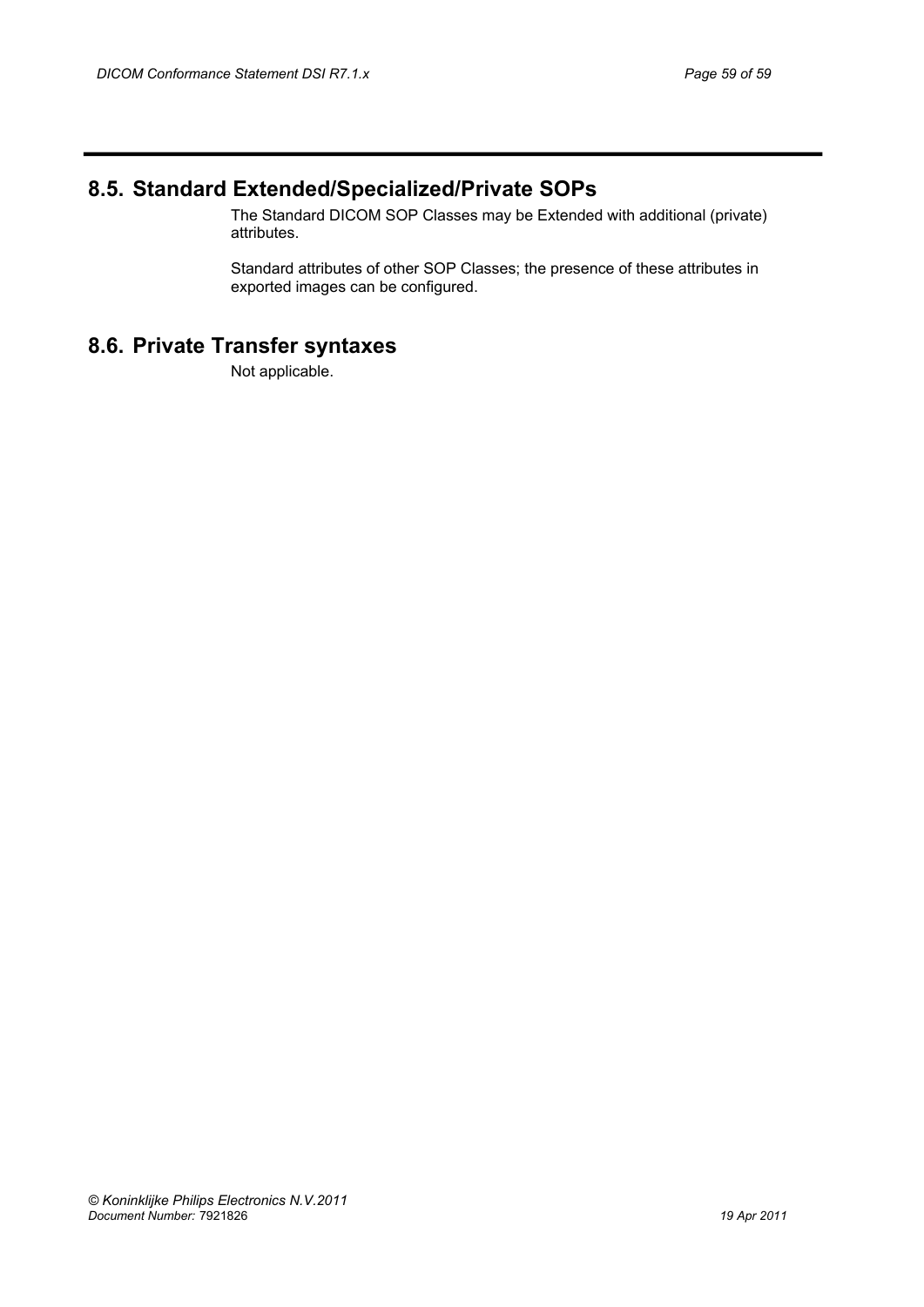## 8.5. Standard Extended/Specialized/Private SOPs

The Standard DICOM SOP Classes may be Extended with additional (private) attributes.

Standard attributes of other SOP Classes; the presence of these attributes in exported images can be configured.

## 8.6. Private Transfer syntaxes

Not applicable.